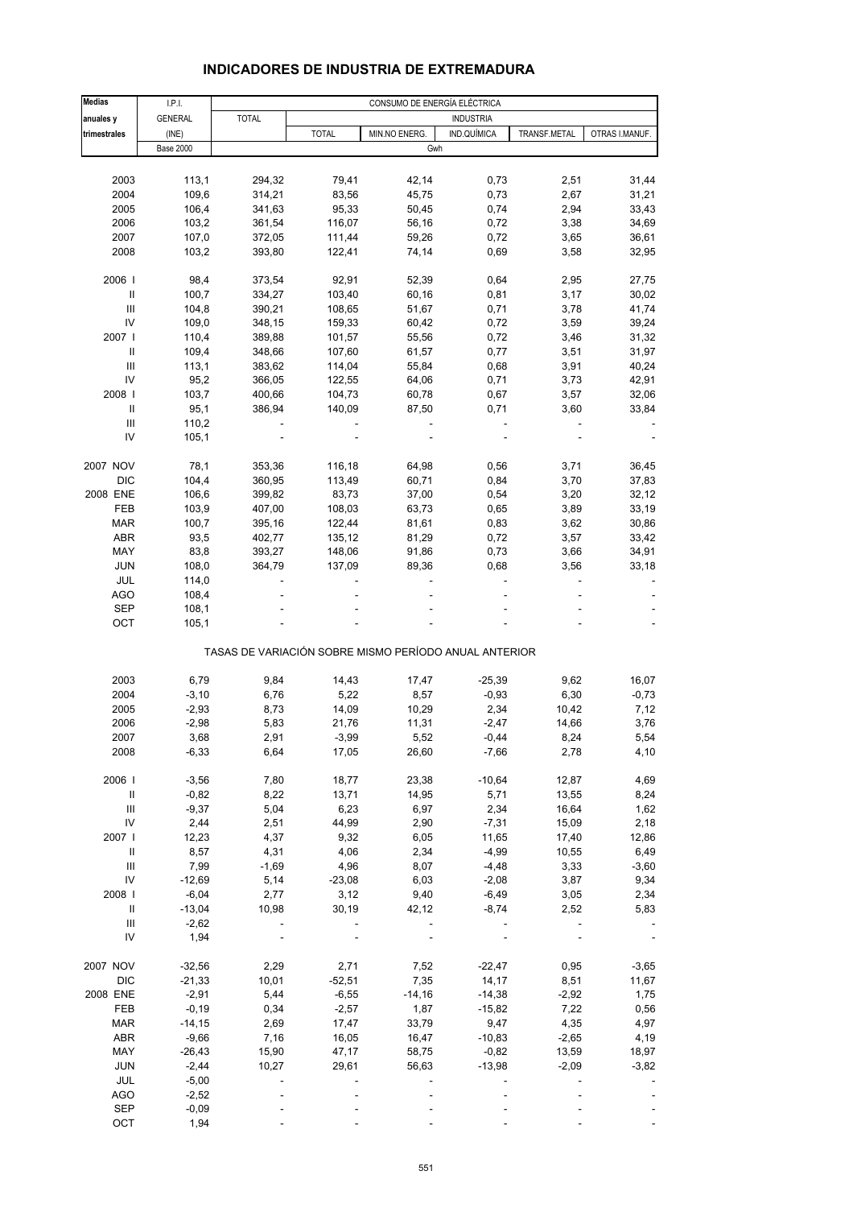## INDICADORES DE INDUSTRIA DE EXTREMADURA

| Medias anuales y trimestrales | I.P.I. GENERAL (INE) Base 2000 | CONSUMO DE ENERGÍA ELÉCTRICA (Gwh) TOTAL | INDUSTRIA TOTAL | MIN.NO ENERG. | IND.QUÍMICA | TRANSF.METAL | OTRAS I.MANUF. |
|---|---|---|---|---|---|---|---|
| 2003 | 113,1 | 294,32 | 79,41 | 42,14 | 0,73 | 2,51 | 31,44 |
| 2004 | 109,6 | 314,21 | 83,56 | 45,75 | 0,73 | 2,67 | 31,21 |
| 2005 | 106,4 | 341,63 | 95,33 | 50,45 | 0,74 | 2,94 | 33,43 |
| 2006 | 103,2 | 361,54 | 116,07 | 56,16 | 0,72 | 3,38 | 34,69 |
| 2007 | 107,0 | 372,05 | 111,44 | 59,26 | 0,72 | 3,65 | 36,61 |
| 2008 | 103,2 | 393,80 | 122,41 | 74,14 | 0,69 | 3,58 | 32,95 |
| 2006 I | 98,4 | 373,54 | 92,91 | 52,39 | 0,64 | 2,95 | 27,75 |
| II | 100,7 | 334,27 | 103,40 | 60,16 | 0,81 | 3,17 | 30,02 |
| III | 104,8 | 390,21 | 108,65 | 51,67 | 0,71 | 3,78 | 41,74 |
| IV | 109,0 | 348,15 | 159,33 | 60,42 | 0,72 | 3,59 | 39,24 |
| 2007 I | 110,4 | 389,88 | 101,57 | 55,56 | 0,72 | 3,46 | 31,32 |
| II | 109,4 | 348,66 | 107,60 | 61,57 | 0,77 | 3,51 | 31,97 |
| III | 113,1 | 383,62 | 114,04 | 55,84 | 0,68 | 3,91 | 40,24 |
| IV | 95,2 | 366,05 | 122,55 | 64,06 | 0,71 | 3,73 | 42,91 |
| 2008 I | 103,7 | 400,66 | 104,73 | 60,78 | 0,67 | 3,57 | 32,06 |
| II | 95,1 | 386,94 | 140,09 | 87,50 | 0,71 | 3,60 | 33,84 |
| III | 110,2 | - | - | - | - | - | - |
| IV | 105,1 | - | - | - | - | - | - |
| 2007 NOV | 78,1 | 353,36 | 116,18 | 64,98 | 0,56 | 3,71 | 36,45 |
| DIC | 104,4 | 360,95 | 113,49 | 60,71 | 0,84 | 3,70 | 37,83 |
| 2008 ENE | 106,6 | 399,82 | 83,73 | 37,00 | 0,54 | 3,20 | 32,12 |
| FEB | 103,9 | 407,00 | 108,03 | 63,73 | 0,65 | 3,89 | 33,19 |
| MAR | 100,7 | 395,16 | 122,44 | 81,61 | 0,83 | 3,62 | 30,86 |
| ABR | 93,5 | 402,77 | 135,12 | 81,29 | 0,72 | 3,57 | 33,42 |
| MAY | 83,8 | 393,27 | 148,06 | 91,86 | 0,73 | 3,66 | 34,91 |
| JUN | 108,0 | 364,79 | 137,09 | 89,36 | 0,68 | 3,56 | 33,18 |
| JUL | 114,0 | - | - | - | - | - | - |
| AGO | 108,4 | - | - | - | - | - | - |
| SEP | 108,1 | - | - | - | - | - | - |
| OCT | 105,1 | - | - | - | - | - | - |

### TASAS DE VARIACIÓN SOBRE MISMO PERÍODO ANUAL ANTERIOR

| Medias anuales y trimestrales | I.P.I. GENERAL | CONSUMO TOTAL | INDUSTRIA TOTAL | MIN.NO ENERG. | IND.QUÍMICA | TRANSF.METAL | OTRAS I.MANUF. |
|---|---|---|---|---|---|---|---|
| 2003 | 6,79 | 9,84 | 14,43 | 17,47 | -25,39 | 9,62 | 16,07 |
| 2004 | -3,10 | 6,76 | 5,22 | 8,57 | -0,93 | 6,30 | -0,73 |
| 2005 | -2,93 | 8,73 | 14,09 | 10,29 | 2,34 | 10,42 | 7,12 |
| 2006 | -2,98 | 5,83 | 21,76 | 11,31 | -2,47 | 14,66 | 3,76 |
| 2007 | 3,68 | 2,91 | -3,99 | 5,52 | -0,44 | 8,24 | 5,54 |
| 2008 | -6,33 | 6,64 | 17,05 | 26,60 | -7,66 | 2,78 | 4,10 |
| 2006 I | -3,56 | 7,80 | 18,77 | 23,38 | -10,64 | 12,87 | 4,69 |
| II | -0,82 | 8,22 | 13,71 | 14,95 | 5,71 | 13,55 | 8,24 |
| III | -9,37 | 5,04 | 6,23 | 6,97 | 2,34 | 16,64 | 1,62 |
| IV | 2,44 | 2,51 | 44,99 | 2,90 | -7,31 | 15,09 | 2,18 |
| 2007 I | 12,23 | 4,37 | 9,32 | 6,05 | 11,65 | 17,40 | 12,86 |
| II | 8,57 | 4,31 | 4,06 | 2,34 | -4,99 | 10,55 | 6,49 |
| III | 7,99 | -1,69 | 4,96 | 8,07 | -4,48 | 3,33 | -3,60 |
| IV | -12,69 | 5,14 | -23,08 | 6,03 | -2,08 | 3,87 | 9,34 |
| 2008 I | -6,04 | 2,77 | 3,12 | 9,40 | -6,49 | 3,05 | 2,34 |
| II | -13,04 | 10,98 | 30,19 | 42,12 | -8,74 | 2,52 | 5,83 |
| III | -2,62 | - | - | - | - | - | - |
| IV | 1,94 | - | - | - | - | - | - |
| 2007 NOV | -32,56 | 2,29 | 2,71 | 7,52 | -22,47 | 0,95 | -3,65 |
| DIC | -21,33 | 10,01 | -52,51 | 7,35 | 14,17 | 8,51 | 11,67 |
| 2008 ENE | -2,91 | 5,44 | -6,55 | -14,16 | -14,38 | -2,92 | 1,75 |
| FEB | -0,19 | 0,34 | -2,57 | 1,87 | -15,82 | 7,22 | 0,56 |
| MAR | -14,15 | 2,69 | 17,47 | 33,79 | 9,47 | 4,35 | 4,97 |
| ABR | -9,66 | 7,16 | 16,05 | 16,47 | -10,83 | -2,65 | 4,19 |
| MAY | -26,43 | 15,90 | 47,17 | 58,75 | -0,82 | 13,59 | 18,97 |
| JUN | -2,44 | 10,27 | 29,61 | 56,63 | -13,98 | -2,09 | -3,82 |
| JUL | -5,00 | - | - | - | - | - | - |
| AGO | -2,52 | - | - | - | - | - | - |
| SEP | -0,09 | - | - | - | - | - | - |
| OCT | 1,94 | - | - | - | - | - | - |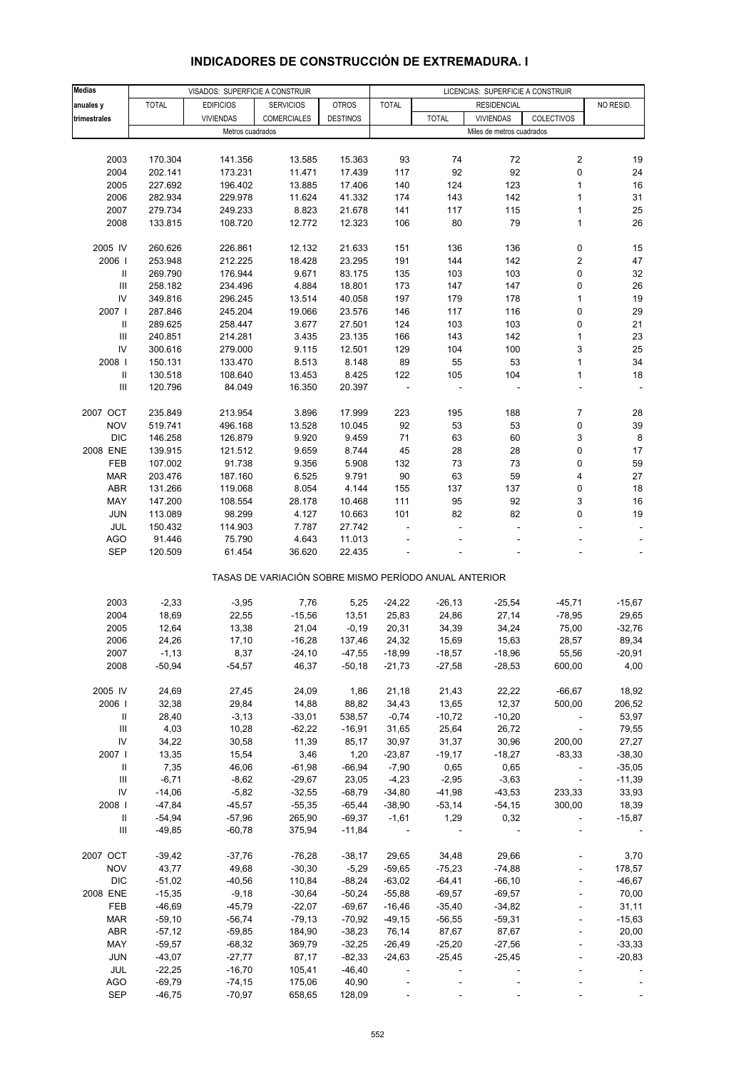# INDICADORES DE CONSTRUCCIÓN DE EXTREMADURA. I

| Medias anuales y trimestrales | VISADOS: SUPERFICIE A CONSTRUIR | | | | LICENCIAS: SUPERFICIE A CONSTRUIR | | | | |
|---|---|---|---|---|---|---|---|---|---|
| | TOTAL | EDIFICIOS VIVIENDAS | SERVICIOS COMERCIALES | OTROS DESTINOS | TOTAL | RESIDENCIAL | | | NO RESID. |
| | | | | | | TOTAL | VIVIENDAS | COLECTIVOS | |
| | Metros cuadrados | | | | Miles de metros cuadrados | | | | |
| 2003 | 170.304 | 141.356 | 13.585 | 15.363 | 93 | 74 | 72 | 2 | 19 |
| 2004 | 202.141 | 173.231 | 11.471 | 17.439 | 117 | 92 | 92 | 0 | 24 |
| 2005 | 227.692 | 196.402 | 13.885 | 17.406 | 140 | 124 | 123 | 1 | 16 |
| 2006 | 282.934 | 229.978 | 11.624 | 41.332 | 174 | 143 | 142 | 1 | 31 |
| 2007 | 279.734 | 249.233 | 8.823 | 21.678 | 141 | 117 | 115 | 1 | 25 |
| 2008 | 133.815 | 108.720 | 12.772 | 12.323 | 106 | 80 | 79 | 1 | 26 |
| 2005 IV | 260.626 | 226.861 | 12.132 | 21.633 | 151 | 136 | 136 | 0 | 15 |
| 2006 I | 253.948 | 212.225 | 18.428 | 23.295 | 191 | 144 | 142 | 2 | 47 |
| II | 269.790 | 176.944 | 9.671 | 83.175 | 135 | 103 | 103 | 0 | 32 |
| III | 258.182 | 234.496 | 4.884 | 18.801 | 173 | 147 | 147 | 0 | 26 |
| IV | 349.816 | 296.245 | 13.514 | 40.058 | 197 | 179 | 178 | 1 | 19 |
| 2007 I | 287.846 | 245.204 | 19.066 | 23.576 | 146 | 117 | 116 | 0 | 29 |
| II | 289.625 | 258.447 | 3.677 | 27.501 | 124 | 103 | 103 | 0 | 21 |
| III | 240.851 | 214.281 | 3.435 | 23.135 | 166 | 143 | 142 | 1 | 23 |
| IV | 300.616 | 279.000 | 9.115 | 12.501 | 129 | 104 | 100 | 3 | 25 |
| 2008 I | 150.131 | 133.470 | 8.513 | 8.148 | 89 | 55 | 53 | 1 | 34 |
| II | 130.518 | 108.640 | 13.453 | 8.425 | 122 | 105 | 104 | 1 | 18 |
| III | 120.796 | 84.049 | 16.350 | 20.397 | - | - | - | - | - |
| 2007 OCT | 235.849 | 213.954 | 3.896 | 17.999 | 223 | 195 | 188 | 7 | 28 |
| NOV | 519.741 | 496.168 | 13.528 | 10.045 | 92 | 53 | 53 | 0 | 39 |
| DIC | 146.258 | 126.879 | 9.920 | 9.459 | 71 | 63 | 60 | 3 | 8 |
| 2008 ENE | 139.915 | 121.512 | 9.659 | 8.744 | 45 | 28 | 28 | 0 | 17 |
| FEB | 107.002 | 91.738 | 9.356 | 5.908 | 132 | 73 | 73 | 0 | 59 |
| MAR | 203.476 | 187.160 | 6.525 | 9.791 | 90 | 63 | 59 | 4 | 27 |
| ABR | 131.266 | 119.068 | 8.054 | 4.144 | 155 | 137 | 137 | 0 | 18 |
| MAY | 147.200 | 108.554 | 28.178 | 10.468 | 111 | 95 | 92 | 3 | 16 |
| JUN | 113.089 | 98.299 | 4.127 | 10.663 | 101 | 82 | 82 | 0 | 19 |
| JUL | 150.432 | 114.903 | 7.787 | 27.742 | - | - | - | - | - |
| AGO | 91.446 | 75.790 | 4.643 | 11.013 | - | - | - | - | - |
| SEP | 120.509 | 61.454 | 36.620 | 22.435 | - | - | - | - | - |
| | TASAS DE VARIACIÓN SOBRE MISMO PERÍODO ANUAL ANTERIOR | | | | | | | | |
| 2003 | -2,33 | -3,95 | 7,76 | 5,25 | -24,22 | -26,13 | -25,54 | -45,71 | -15,67 |
| 2004 | 18,69 | 22,55 | -15,56 | 13,51 | 25,83 | 24,86 | 27,14 | -78,95 | 29,65 |
| 2005 | 12,64 | 13,38 | 21,04 | -0,19 | 20,31 | 34,39 | 34,24 | 75,00 | -32,76 |
| 2006 | 24,26 | 17,10 | -16,28 | 137,46 | 24,32 | 15,69 | 15,63 | 28,57 | 89,34 |
| 2007 | -1,13 | 8,37 | -24,10 | -47,55 | -18,99 | -18,57 | -18,96 | 55,56 | -20,91 |
| 2008 | -50,94 | -54,57 | 46,37 | -50,18 | -21,73 | -27,58 | -28,53 | 600,00 | 4,00 |
| 2005 IV | 24,69 | 27,45 | 24,09 | 1,86 | 21,18 | 21,43 | 22,22 | -66,67 | 18,92 |
| 2006 I | 32,38 | 29,84 | 14,88 | 88,82 | 34,43 | 13,65 | 12,37 | 500,00 | 206,52 |
| II | 28,40 | -3,13 | -33,01 | 538,57 | -0,74 | -10,72 | -10,20 | - | 53,97 |
| III | 4,03 | 10,28 | -62,22 | -16,91 | 31,65 | 25,64 | 26,72 | - | 79,55 |
| IV | 34,22 | 30,58 | 11,39 | 85,17 | 30,97 | 31,37 | 30,96 | 200,00 | 27,27 |
| 2007 I | 13,35 | 15,54 | 3,46 | 1,20 | -23,87 | -19,17 | -18,27 | -83,33 | -38,30 |
| II | 7,35 | 46,06 | -61,98 | -66,94 | -7,90 | 0,65 | 0,65 | - | -35,05 |
| III | -6,71 | -8,62 | -29,67 | 23,05 | -4,23 | -2,95 | -3,63 | - | -11,39 |
| IV | -14,06 | -5,82 | -32,55 | -68,79 | -34,80 | -41,98 | -43,53 | 233,33 | 33,93 |
| 2008 I | -47,84 | -45,57 | -55,35 | -65,44 | -38,90 | -53,14 | -54,15 | 300,00 | 18,39 |
| II | -54,94 | -57,96 | 265,90 | -69,37 | -1,61 | 1,29 | 0,32 | - | -15,87 |
| III | -49,85 | -60,78 | 375,94 | -11,84 | - | - | - | - | - |
| 2007 OCT | -39,42 | -37,76 | -76,28 | -38,17 | 29,65 | 34,48 | 29,66 | - | 3,70 |
| NOV | 43,77 | 49,68 | -30,30 | -5,29 | -59,65 | -75,23 | -74,88 | - | 178,57 |
| DIC | -51,02 | -40,56 | 110,84 | -88,24 | -63,02 | -64,41 | -66,10 | - | -46,67 |
| 2008 ENE | -15,35 | -9,18 | -30,64 | -50,24 | -55,88 | -69,57 | -69,57 | - | 70,00 |
| FEB | -46,69 | -45,79 | -22,07 | -69,67 | -16,46 | -35,40 | -34,82 | - | 31,11 |
| MAR | -59,10 | -56,74 | -79,13 | -70,92 | -49,15 | -56,55 | -59,31 | - | -15,63 |
| ABR | -57,12 | -59,85 | 184,90 | -38,23 | 76,14 | 87,67 | 87,67 | - | 20,00 |
| MAY | -59,57 | -68,32 | 369,79 | -32,25 | -26,49 | -25,20 | -27,56 | - | -33,33 |
| JUN | -43,07 | -27,77 | 87,17 | -82,33 | -24,63 | -25,45 | -25,45 | - | -20,83 |
| JUL | -22,25 | -16,70 | 105,41 | -46,40 | - | - | - | - | - |
| AGO | -69,79 | -74,15 | 175,06 | 40,90 | - | - | - | - | - |
| SEP | -46,75 | -70,97 | 658,65 | 128,09 | - | - | - | - | - |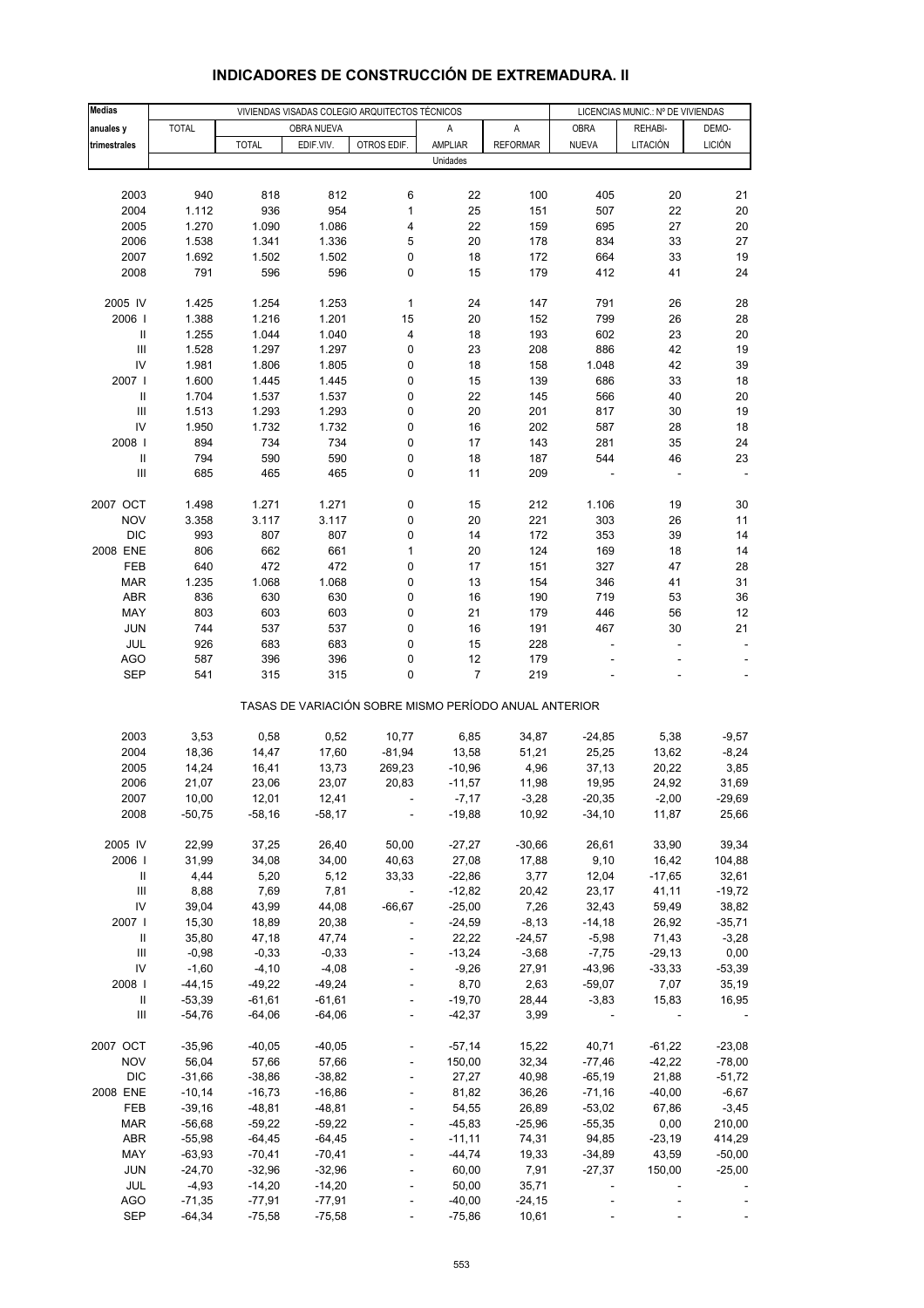# INDICADORES DE CONSTRUCCIÓN DE EXTREMADURA. II

| Medias anuales y trimestrales | VIVIENDAS VISADAS COLEGIO ARQUITECTOS TÉCNICOS | | | | | | LICENCIAS MUNIC.: Nº DE VIVIENDAS | | |
|---|---|---|---|---|---|---|---|---|---|
| | TOTAL | OBRA NUEVA | | | A AMPLIAR | A REFORMAR | OBRA NUEVA | REHABI- LITACIÓN | DEMO- LICIÓN |
| | | TOTAL | EDIF.VIV. | OTROS EDIF. | | | | | |
| | Unidades | | | | | | | | |
| 2003 | 940 | 818 | 812 | 6 | 22 | 100 | 405 | 20 | 21 |
| 2004 | 1.112 | 936 | 954 | 1 | 25 | 151 | 507 | 22 | 20 |
| 2005 | 1.270 | 1.090 | 1.086 | 4 | 22 | 159 | 695 | 27 | 20 |
| 2006 | 1.538 | 1.341 | 1.336 | 5 | 20 | 178 | 834 | 33 | 27 |
| 2007 | 1.692 | 1.502 | 1.502 | 0 | 18 | 172 | 664 | 33 | 19 |
| 2008 | 791 | 596 | 596 | 0 | 15 | 179 | 412 | 41 | 24 |
| 2005 IV | 1.425 | 1.254 | 1.253 | 1 | 24 | 147 | 791 | 26 | 28 |
| 2006 I | 1.388 | 1.216 | 1.201 | 15 | 20 | 152 | 799 | 26 | 28 |
| II | 1.255 | 1.044 | 1.040 | 4 | 18 | 193 | 602 | 23 | 20 |
| III | 1.528 | 1.297 | 1.297 | 0 | 23 | 208 | 886 | 42 | 19 |
| IV | 1.981 | 1.806 | 1.805 | 0 | 18 | 158 | 1.048 | 42 | 39 |
| 2007 I | 1.600 | 1.445 | 1.445 | 0 | 15 | 139 | 686 | 33 | 18 |
| II | 1.704 | 1.537 | 1.537 | 0 | 22 | 145 | 566 | 40 | 20 |
| III | 1.513 | 1.293 | 1.293 | 0 | 20 | 201 | 817 | 30 | 19 |
| IV | 1.950 | 1.732 | 1.732 | 0 | 16 | 202 | 587 | 28 | 18 |
| 2008 I | 894 | 734 | 734 | 0 | 17 | 143 | 281 | 35 | 24 |
| II | 794 | 590 | 590 | 0 | 18 | 187 | 544 | 46 | 23 |
| III | 685 | 465 | 465 | 0 | 11 | 209 | - | - | - |
| 2007 OCT | 1.498 | 1.271 | 1.271 | 0 | 15 | 212 | 1.106 | 19 | 30 |
| NOV | 3.358 | 3.117 | 3.117 | 0 | 20 | 221 | 303 | 26 | 11 |
| DIC | 993 | 807 | 807 | 0 | 14 | 172 | 353 | 39 | 14 |
| 2008 ENE | 806 | 662 | 661 | 1 | 20 | 124 | 169 | 18 | 14 |
| FEB | 640 | 472 | 472 | 0 | 17 | 151 | 327 | 47 | 28 |
| MAR | 1.235 | 1.068 | 1.068 | 0 | 13 | 154 | 346 | 41 | 31 |
| ABR | 836 | 630 | 630 | 0 | 16 | 190 | 719 | 53 | 36 |
| MAY | 803 | 603 | 603 | 0 | 21 | 179 | 446 | 56 | 12 |
| JUN | 744 | 537 | 537 | 0 | 16 | 191 | 467 | 30 | 21 |
| JUL | 926 | 683 | 683 | 0 | 15 | 228 | - | - | - |
| AGO | 587 | 396 | 396 | 0 | 12 | 179 | - | - | - |
| SEP | 541 | 315 | 315 | 0 | 7 | 219 | - | - | - |
| | TASAS DE VARIACIÓN SOBRE MISMO PERÍODO ANUAL ANTERIOR | | | | | | | | |
| 2003 | 3,53 | 0,58 | 0,52 | 10,77 | 6,85 | 34,87 | -24,85 | 5,38 | -9,57 |
| 2004 | 18,36 | 14,47 | 17,60 | -81,94 | 13,58 | 51,21 | 25,25 | 13,62 | -8,24 |
| 2005 | 14,24 | 16,41 | 13,73 | 269,23 | -10,96 | 4,96 | 37,13 | 20,22 | 3,85 |
| 2006 | 21,07 | 23,06 | 23,07 | 20,83 | -11,57 | 11,98 | 19,95 | 24,92 | 31,69 |
| 2007 | 10,00 | 12,01 | 12,41 | - | -7,17 | -3,28 | -20,35 | -2,00 | -29,69 |
| 2008 | -50,75 | -58,16 | -58,17 | - | -19,88 | 10,92 | -34,10 | 11,87 | 25,66 |
| 2005 IV | 22,99 | 37,25 | 26,40 | 50,00 | -27,27 | -30,66 | 26,61 | 33,90 | 39,34 |
| 2006 I | 31,99 | 34,08 | 34,00 | 40,63 | 27,08 | 17,88 | 9,10 | 16,42 | 104,88 |
| II | 4,44 | 5,20 | 5,12 | 33,33 | -22,86 | 3,77 | 12,04 | -17,65 | 32,61 |
| III | 8,88 | 7,69 | 7,81 | - | -12,82 | 20,42 | 23,17 | 41,11 | -19,72 |
| IV | 39,04 | 43,99 | 44,08 | -66,67 | -25,00 | 7,26 | 32,43 | 59,49 | 38,82 |
| 2007 I | 15,30 | 18,89 | 20,38 | - | -24,59 | -8,13 | -14,18 | 26,92 | -35,71 |
| II | 35,80 | 47,18 | 47,74 | - | 22,22 | -24,57 | -5,98 | 71,43 | -3,28 |
| III | -0,98 | -0,33 | -0,33 | - | -13,24 | -3,68 | -7,75 | -29,13 | 0,00 |
| IV | -1,60 | -4,10 | -4,08 | - | -9,26 | 27,91 | -43,96 | -33,33 | -53,39 |
| 2008 I | -44,15 | -49,22 | -49,24 | - | 8,70 | 2,63 | -59,07 | 7,07 | 35,19 |
| II | -53,39 | -61,61 | -61,61 | - | -19,70 | 28,44 | -3,83 | 15,83 | 16,95 |
| III | -54,76 | -64,06 | -64,06 | - | -42,37 | 3,99 | - | - | - |
| 2007 OCT | -35,96 | -40,05 | -40,05 | - | -57,14 | 15,22 | 40,71 | -61,22 | -23,08 |
| NOV | 56,04 | 57,66 | 57,66 | - | 150,00 | 32,34 | -77,46 | -42,22 | -78,00 |
| DIC | -31,66 | -38,86 | -38,82 | - | 27,27 | 40,98 | -65,19 | 21,88 | -51,72 |
| 2008 ENE | -10,14 | -16,73 | -16,86 | - | 81,82 | 36,26 | -71,16 | -40,00 | -6,67 |
| FEB | -39,16 | -48,81 | -48,81 | - | 54,55 | 26,89 | -53,02 | 67,86 | -3,45 |
| MAR | -56,68 | -59,22 | -59,22 | - | -45,83 | -25,96 | -55,35 | 0,00 | 210,00 |
| ABR | -55,98 | -64,45 | -64,45 | - | -11,11 | 74,31 | 94,85 | -23,19 | 414,29 |
| MAY | -63,93 | -70,41 | -70,41 | - | -44,74 | 19,33 | -34,89 | 43,59 | -50,00 |
| JUN | -24,70 | -32,96 | -32,96 | - | 60,00 | 7,91 | -27,37 | 150,00 | -25,00 |
| JUL | -4,93 | -14,20 | -14,20 | - | 50,00 | 35,71 | - | - | - |
| AGO | -71,35 | -77,91 | -77,91 | - | -40,00 | -24,15 | - | - | - |
| SEP | -64,34 | -75,58 | -75,58 | - | -75,86 | 10,61 | - | - | - |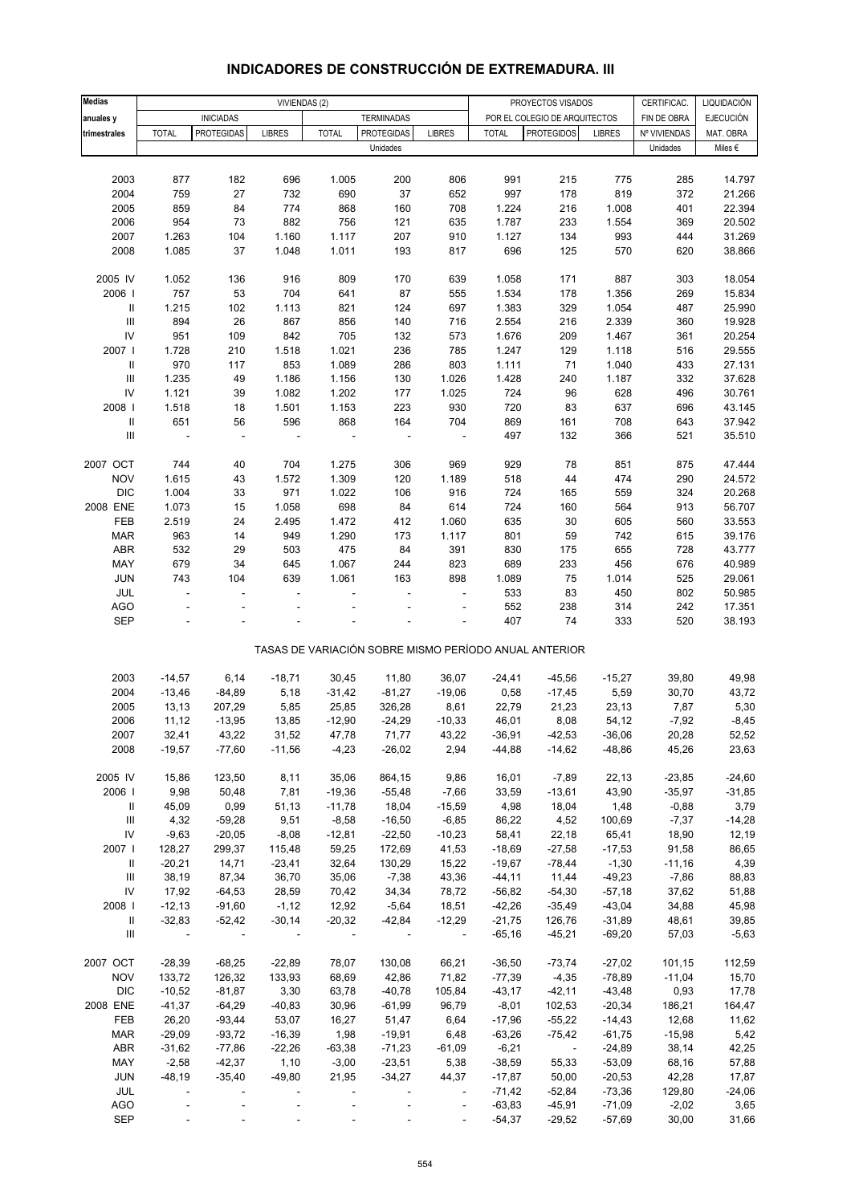# INDICADORES DE CONSTRUCCIÓN DE EXTREMADURA. III

| Medias anuales y trimestrales | VIVIENDAS (2) | | | | | | PROYECTOS VISADOS POR EL COLEGIO DE ARQUITECTOS | | | CERTIFICAC. FIN DE OBRA | LIQUIDACIÓN EJECUCIÓN MAT. OBRA |
|---|---|---|---|---|---|---|---|---|---|---|---|
| | INICIADAS | | | TERMINADAS | | | | | | | |
| | TOTAL | PROTEGIDAS | LIBRES | TOTAL | PROTEGIDAS | LIBRES | TOTAL | PROTEGIDOS | LIBRES | Nº VIVIENDAS | |
| | Unidades | | | | | | | | | Unidades | Miles € |
| 2003 | 877 | 182 | 696 | 1.005 | 200 | 806 | 991 | 215 | 775 | 285 | 14.797 |
| 2004 | 759 | 27 | 732 | 690 | 37 | 652 | 997 | 178 | 819 | 372 | 21.266 |
| 2005 | 859 | 84 | 774 | 868 | 160 | 708 | 1.224 | 216 | 1.008 | 401 | 22.394 |
| 2006 | 954 | 73 | 882 | 756 | 121 | 635 | 1.787 | 233 | 1.554 | 369 | 20.502 |
| 2007 | 1.263 | 104 | 1.160 | 1.117 | 207 | 910 | 1.127 | 134 | 993 | 444 | 31.269 |
| 2008 | 1.085 | 37 | 1.048 | 1.011 | 193 | 817 | 696 | 125 | 570 | 620 | 38.866 |
| 2005 IV | 1.052 | 136 | 916 | 809 | 170 | 639 | 1.058 | 171 | 887 | 303 | 18.054 |
| 2006 I | 757 | 53 | 704 | 641 | 87 | 555 | 1.534 | 178 | 1.356 | 269 | 15.834 |
| II | 1.215 | 102 | 1.113 | 821 | 124 | 697 | 1.383 | 329 | 1.054 | 487 | 25.990 |
| III | 894 | 26 | 867 | 856 | 140 | 716 | 2.554 | 216 | 2.339 | 360 | 19.928 |
| IV | 951 | 109 | 842 | 705 | 132 | 573 | 1.676 | 209 | 1.467 | 361 | 20.254 |
| 2007 I | 1.728 | 210 | 1.518 | 1.021 | 236 | 785 | 1.247 | 129 | 1.118 | 516 | 29.555 |
| II | 970 | 117 | 853 | 1.089 | 286 | 803 | 1.111 | 71 | 1.040 | 433 | 27.131 |
| III | 1.235 | 49 | 1.186 | 1.156 | 130 | 1.026 | 1.428 | 240 | 1.187 | 332 | 37.628 |
| IV | 1.121 | 39 | 1.082 | 1.202 | 177 | 1.025 | 724 | 96 | 628 | 496 | 30.761 |
| 2008 I | 1.518 | 18 | 1.501 | 1.153 | 223 | 930 | 720 | 83 | 637 | 696 | 43.145 |
| II | 651 | 56 | 596 | 868 | 164 | 704 | 869 | 161 | 708 | 643 | 37.942 |
| III | - | - | - | - | - | - | 497 | 132 | 366 | 521 | 35.510 |
| 2007 OCT | 744 | 40 | 704 | 1.275 | 306 | 969 | 929 | 78 | 851 | 875 | 47.444 |
| NOV | 1.615 | 43 | 1.572 | 1.309 | 120 | 1.189 | 518 | 44 | 474 | 290 | 24.572 |
| DIC | 1.004 | 33 | 971 | 1.022 | 106 | 916 | 724 | 165 | 559 | 324 | 20.268 |
| 2008 ENE | 1.073 | 15 | 1.058 | 698 | 84 | 614 | 724 | 160 | 564 | 913 | 56.707 |
| FEB | 2.519 | 24 | 2.495 | 1.472 | 412 | 1.060 | 635 | 30 | 605 | 560 | 33.553 |
| MAR | 963 | 14 | 949 | 1.290 | 173 | 1.117 | 801 | 59 | 742 | 615 | 39.176 |
| ABR | 532 | 29 | 503 | 475 | 84 | 391 | 830 | 175 | 655 | 728 | 43.777 |
| MAY | 679 | 34 | 645 | 1.067 | 244 | 823 | 689 | 233 | 456 | 676 | 40.989 |
| JUN | 743 | 104 | 639 | 1.061 | 163 | 898 | 1.089 | 75 | 1.014 | 525 | 29.061 |
| JUL | - | - | - | - | - | - | 533 | 83 | 450 | 802 | 50.985 |
| AGO | - | - | - | - | - | - | 552 | 238 | 314 | 242 | 17.351 |
| SEP | - | - | - | - | - | - | 407 | 74 | 333 | 520 | 38.193 |
| TASAS DE VARIACIÓN SOBRE MISMO PERÍODO ANUAL ANTERIOR | | | | | | | | | | | |
| 2003 | -14,57 | 6,14 | -18,71 | 30,45 | 11,80 | 36,07 | -24,41 | -45,56 | -15,27 | 39,80 | 49,98 |
| 2004 | -13,46 | -84,89 | 5,18 | -31,42 | -81,27 | -19,06 | 0,58 | -17,45 | 5,59 | 30,70 | 43,72 |
| 2005 | 13,13 | 207,29 | 5,85 | 25,85 | 326,28 | 8,61 | 22,79 | 21,23 | 23,13 | 7,87 | 5,30 |
| 2006 | 11,12 | -13,95 | 13,85 | -12,90 | -24,29 | -10,33 | 46,01 | 8,08 | 54,12 | -7,92 | -8,45 |
| 2007 | 32,41 | 43,22 | 31,52 | 47,78 | 71,77 | 43,22 | -36,91 | -42,53 | -36,06 | 20,28 | 52,52 |
| 2008 | -19,57 | -77,60 | -11,56 | -4,23 | -26,02 | 2,94 | -44,88 | -14,62 | -48,86 | 45,26 | 23,63 |
| 2005 IV | 15,86 | 123,50 | 8,11 | 35,06 | 864,15 | 9,86 | 16,01 | -7,89 | 22,13 | -23,85 | -24,60 |
| 2006 I | 9,98 | 50,48 | 7,81 | -19,36 | -55,48 | -7,66 | 33,59 | -13,61 | 43,90 | -35,97 | -31,85 |
| II | 45,09 | 0,99 | 51,13 | -11,78 | 18,04 | -15,59 | 4,98 | 18,04 | 1,48 | -0,88 | 3,79 |
| III | 4,32 | -59,28 | 9,51 | -8,58 | -16,50 | -6,85 | 86,22 | 4,52 | 100,69 | -7,37 | -14,28 |
| IV | -9,63 | -20,05 | -8,08 | -12,81 | -22,50 | -10,23 | 58,41 | 22,18 | 65,41 | 18,90 | 12,19 |
| 2007 I | 128,27 | 299,37 | 115,48 | 59,25 | 172,69 | 41,53 | -18,69 | -27,58 | -17,53 | 91,58 | 86,65 |
| II | -20,21 | 14,71 | -23,41 | 32,64 | 130,29 | 15,22 | -19,67 | -78,44 | -1,30 | -11,16 | 4,39 |
| III | 38,19 | 87,34 | 36,70 | 35,06 | -7,38 | 43,36 | -44,11 | 11,44 | -49,23 | -7,86 | 88,83 |
| IV | 17,92 | -64,53 | 28,59 | 70,42 | 34,34 | 78,72 | -56,82 | -54,30 | -57,18 | 37,62 | 51,88 |
| 2008 I | -12,13 | -91,60 | -1,12 | 12,92 | -5,64 | 18,51 | -42,26 | -35,49 | -43,04 | 34,88 | 45,98 |
| II | -32,83 | -52,42 | -30,14 | -20,32 | -42,84 | -12,29 | -21,75 | 126,76 | -31,89 | 48,61 | 39,85 |
| III | - | - | - | - | - | - | -65,16 | -45,21 | -69,20 | 57,03 | -5,63 |
| 2007 OCT | -28,39 | -68,25 | -22,89 | 78,07 | 130,08 | 66,21 | -36,50 | -73,74 | -27,02 | 101,15 | 112,59 |
| NOV | 133,72 | 126,32 | 133,93 | 68,69 | 42,86 | 71,82 | -77,39 | -4,35 | -78,89 | -11,04 | 15,70 |
| DIC | -10,52 | -81,87 | 3,30 | 63,78 | -40,78 | 105,84 | -43,17 | -42,11 | -43,48 | 0,93 | 17,78 |
| 2008 ENE | -41,37 | -64,29 | -40,83 | 30,96 | -61,99 | 96,79 | -8,01 | 102,53 | -20,34 | 186,21 | 164,47 |
| FEB | 26,20 | -93,44 | 53,07 | 16,27 | 51,47 | 6,64 | -17,96 | -55,22 | -14,43 | 12,68 | 11,62 |
| MAR | -29,09 | -93,72 | -16,39 | 1,98 | -19,91 | 6,48 | -63,26 | -75,42 | -61,75 | -15,98 | 5,42 |
| ABR | -31,62 | -77,86 | -22,26 | -63,38 | -71,23 | -61,09 | -6,21 | - | -24,89 | 38,14 | 42,25 |
| MAY | -2,58 | -42,37 | 1,10 | -3,00 | -23,51 | 5,38 | -38,59 | 55,33 | -53,09 | 68,16 | 57,88 |
| JUN | -48,19 | -35,40 | -49,80 | 21,95 | -34,27 | 44,37 | -17,87 | 50,00 | -20,53 | 42,28 | 17,87 |
| JUL | - | - | - | - | - | - | -71,42 | -52,84 | -73,36 | 129,80 | -24,06 |
| AGO | - | - | - | - | - | - | -63,83 | -45,91 | -71,09 | -2,02 | 3,65 |
| SEP | - | - | - | - | - | - | -54,37 | -29,52 | -57,69 | 30,00 | 31,66 |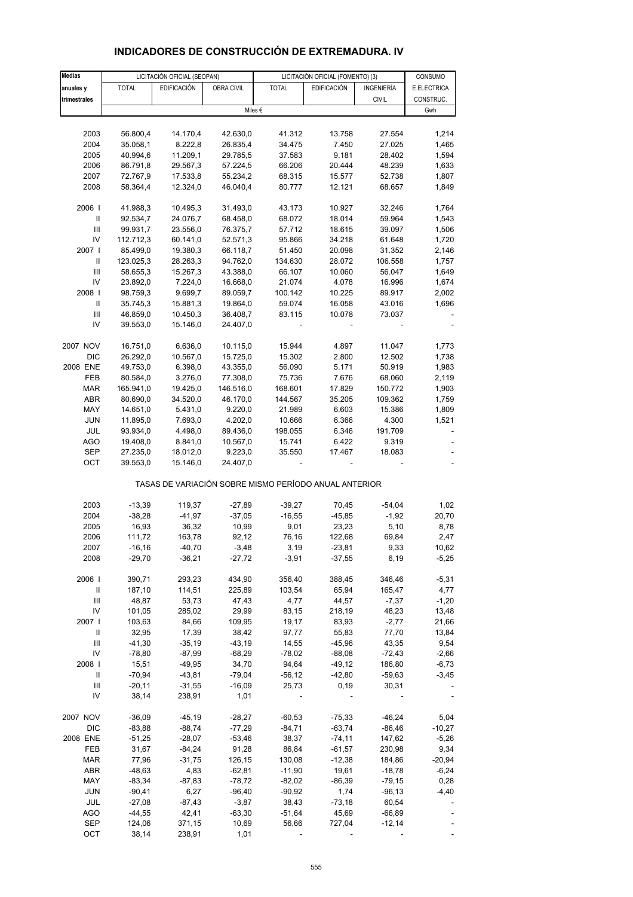# INDICADORES DE CONSTRUCCIÓN DE EXTREMADURA. IV

| Medias anuales y trimestrales | LICITACIÓN OFICIAL (SEOPAN) | | | LICITACIÓN OFICIAL (FOMENTO) (3) | | | CONSUMO |
|---|---|---|---|---|---|---|---|
| | TOTAL | EDIFICACIÓN | OBRA CIVIL | TOTAL | EDIFICACIÓN | INGENIERÍA CIVIL | E.ELECTRICA CONSTRUC. |
| | Miles € | | | | | | Gwh |
| 2003 | 56.800,4 | 14.170,4 | 42.630,0 | 41.312 | 13.758 | 27.554 | 1,214 |
| 2004 | 35.058,1 | 8.222,8 | 26.835,4 | 34.475 | 7.450 | 27.025 | 1,465 |
| 2005 | 40.994,6 | 11.209,1 | 29.785,5 | 37.583 | 9.181 | 28.402 | 1,594 |
| 2006 | 86.791,8 | 29.567,3 | 57.224,5 | 66.206 | 20.444 | 48.239 | 1,633 |
| 2007 | 72.767,9 | 17.533,8 | 55.234,2 | 68.315 | 15.577 | 52.738 | 1,807 |
| 2008 | 58.364,4 | 12.324,0 | 46.040,4 | 80.777 | 12.121 | 68.657 | 1,849 |
| 2006 I | 41.988,3 | 10.495,3 | 31.493,0 | 43.173 | 10.927 | 32.246 | 1,764 |
| II | 92.534,7 | 24.076,7 | 68.458,0 | 68.072 | 18.014 | 59.964 | 1,543 |
| III | 99.931,7 | 23.556,0 | 76.375,7 | 57.712 | 18.615 | 39.097 | 1,506 |
| IV | 112.712,3 | 60.141,0 | 52.571,3 | 95.866 | 34.218 | 61.648 | 1,720 |
| 2007 I | 85.499,0 | 19.380,3 | 66.118,7 | 51.450 | 20.098 | 31.352 | 2,146 |
| II | 123.025,3 | 28.263,3 | 94.762,0 | 134.630 | 28.072 | 106.558 | 1,757 |
| III | 58.655,3 | 15.267,3 | 43.388,0 | 66.107 | 10.060 | 56.047 | 1,649 |
| IV | 23.892,0 | 7.224,0 | 16.668,0 | 21.074 | 4.078 | 16.996 | 1,674 |
| 2008 I | 98.759,3 | 9.699,7 | 89.059,7 | 100.142 | 10.225 | 89.917 | 2,002 |
| II | 35.745,3 | 15.881,3 | 19.864,0 | 59.074 | 16.058 | 43.016 | 1,696 |
| III | 46.859,0 | 10.450,3 | 36.408,7 | 83.115 | 10.078 | 73.037 | - |
| IV | 39.553,0 | 15.146,0 | 24.407,0 | - | - | - | - |
| 2007 NOV | 16.751,0 | 6.636,0 | 10.115,0 | 15.944 | 4.897 | 11.047 | 1,773 |
| DIC | 26.292,0 | 10.567,0 | 15.725,0 | 15.302 | 2.800 | 12.502 | 1,738 |
| 2008 ENE | 49.753,0 | 6.398,0 | 43.355,0 | 56.090 | 5.171 | 50.919 | 1,983 |
| FEB | 80.584,0 | 3.276,0 | 77.308,0 | 75.736 | 7.676 | 68.060 | 2,119 |
| MAR | 165.941,0 | 19.425,0 | 146.516,0 | 168.601 | 17.829 | 150.772 | 1,903 |
| ABR | 80.690,0 | 34.520,0 | 46.170,0 | 144.567 | 35.205 | 109.362 | 1,759 |
| MAY | 14.651,0 | 5.431,0 | 9.220,0 | 21.989 | 6.603 | 15.386 | 1,809 |
| JUN | 11.895,0 | 7.693,0 | 4.202,0 | 10.666 | 6.366 | 4.300 | 1,521 |
| JUL | 93.934,0 | 4.498,0 | 89.436,0 | 198.055 | 6.346 | 191.709 | - |
| AGO | 19.408,0 | 8.841,0 | 10.567,0 | 15.741 | 6.422 | 9.319 | - |
| SEP | 27.235,0 | 18.012,0 | 9.223,0 | 35.550 | 17.467 | 18.083 | - |
| OCT | 39.553,0 | 15.146,0 | 24.407,0 | - | - | - | - |
| **TASAS DE VARIACIÓN SOBRE MISMO PERÍODO ANUAL ANTERIOR** | | | | | | | |
| 2003 | -13,39 | 119,37 | -27,89 | -39,27 | 70,45 | -54,04 | 1,02 |
| 2004 | -38,28 | -41,97 | -37,05 | -16,55 | -45,85 | -1,92 | 20,70 |
| 2005 | 16,93 | 36,32 | 10,99 | 9,01 | 23,23 | 5,10 | 8,78 |
| 2006 | 111,72 | 163,78 | 92,12 | 76,16 | 122,68 | 69,84 | 2,47 |
| 2007 | -16,16 | -40,70 | -3,48 | 3,19 | -23,81 | 9,33 | 10,62 |
| 2008 | -29,70 | -36,21 | -27,72 | -3,91 | -37,55 | 6,19 | -5,25 |
| 2006 I | 390,71 | 293,23 | 434,90 | 356,40 | 388,45 | 346,46 | -5,31 |
| II | 187,10 | 114,51 | 225,89 | 103,54 | 65,94 | 165,47 | 4,77 |
| III | 48,87 | 53,73 | 47,43 | 4,77 | 44,57 | -7,37 | -1,20 |
| IV | 101,05 | 285,02 | 29,99 | 83,15 | 218,19 | 48,23 | 13,48 |
| 2007 I | 103,63 | 84,66 | 109,95 | 19,17 | 83,93 | -2,77 | 21,66 |
| II | 32,95 | 17,39 | 38,42 | 97,77 | 55,83 | 77,70 | 13,84 |
| III | -41,30 | -35,19 | -43,19 | 14,55 | -45,96 | 43,35 | 9,54 |
| IV | -78,80 | -87,99 | -68,29 | -78,02 | -88,08 | -72,43 | -2,66 |
| 2008 I | 15,51 | -49,95 | 34,70 | 94,64 | -49,12 | 186,80 | -6,73 |
| II | -70,94 | -43,81 | -79,04 | -56,12 | -42,80 | -59,63 | -3,45 |
| III | -20,11 | -31,55 | -16,09 | 25,73 | 0,19 | 30,31 | - |
| IV | 38,14 | 238,91 | 1,01 | - | - | - | - |
| 2007 NOV | -36,09 | -45,19 | -28,27 | -60,53 | -75,33 | -46,24 | 5,04 |
| DIC | -83,88 | -88,74 | -77,29 | -84,71 | -63,74 | -86,46 | -10,27 |
| 2008 ENE | -51,25 | -28,07 | -53,46 | 38,37 | -74,11 | 147,62 | -5,26 |
| FEB | 31,67 | -84,24 | 91,28 | 86,84 | -61,57 | 230,98 | 9,34 |
| MAR | 77,96 | -31,75 | 126,15 | 130,08 | -12,38 | 184,86 | -20,94 |
| ABR | -48,63 | 4,83 | -62,81 | -11,90 | 19,61 | -18,78 | -6,24 |
| MAY | -83,34 | -87,83 | -78,72 | -82,02 | -86,39 | -79,15 | 0,28 |
| JUN | -90,41 | 6,27 | -96,40 | -90,92 | 1,74 | -96,13 | -4,40 |
| JUL | -27,08 | -87,43 | -3,87 | 38,43 | -73,18 | 60,54 | - |
| AGO | -44,55 | 42,41 | -63,30 | -51,64 | 45,69 | -66,89 | - |
| SEP | 124,06 | 371,15 | 10,69 | 56,66 | 727,04 | -12,14 | - |
| OCT | 38,14 | 238,91 | 1,01 | - | - | - | - |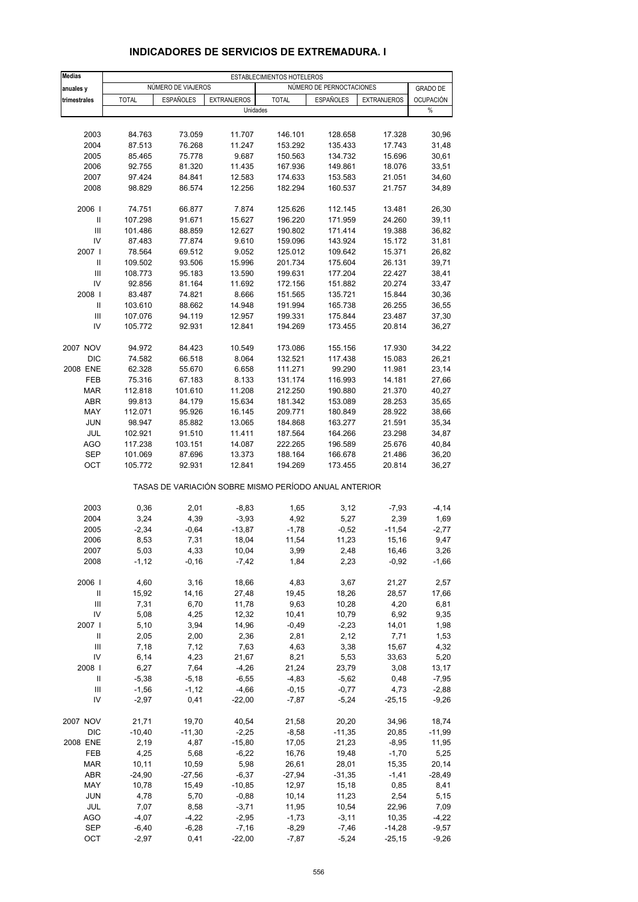## INDICADORES DE SERVICIOS DE EXTREMADURA. I

| Medias anuales y trimestrales | ESTABLECIMIENTOS HOTELEROS | | | | | | |
|---|---|---|---|---|---|---|---|
| | NÚMERO DE VIAJEROS | | | NÚMERO DE PERNOCTACIONES | | | GRADO DE OCUPACIÓN |
| | TOTAL | ESPAÑOLES | EXTRANJEROS | TOTAL | ESPAÑOLES | EXTRANJEROS | |
| | Unidades | | | | | | % |
| 2003 | 84.763 | 73.059 | 11.707 | 146.101 | 128.658 | 17.328 | 30,96 |
| 2004 | 87.513 | 76.268 | 11.247 | 153.292 | 135.433 | 17.743 | 31,48 |
| 2005 | 85.465 | 75.778 | 9.687 | 150.563 | 134.732 | 15.696 | 30,61 |
| 2006 | 92.755 | 81.320 | 11.435 | 167.936 | 149.861 | 18.076 | 33,51 |
| 2007 | 97.424 | 84.841 | 12.583 | 174.633 | 153.583 | 21.051 | 34,60 |
| 2008 | 98.829 | 86.574 | 12.256 | 182.294 | 160.537 | 21.757 | 34,89 |
| 2006 I | 74.751 | 66.877 | 7.874 | 125.626 | 112.145 | 13.481 | 26,30 |
| II | 107.298 | 91.671 | 15.627 | 196.220 | 171.959 | 24.260 | 39,11 |
| III | 101.486 | 88.859 | 12.627 | 190.802 | 171.414 | 19.388 | 36,82 |
| IV | 87.483 | 77.874 | 9.610 | 159.096 | 143.924 | 15.172 | 31,81 |
| 2007 I | 78.564 | 69.512 | 9.052 | 125.012 | 109.642 | 15.371 | 26,82 |
| II | 109.502 | 93.506 | 15.996 | 201.734 | 175.604 | 26.131 | 39,71 |
| III | 108.773 | 95.183 | 13.590 | 199.631 | 177.204 | 22.427 | 38,41 |
| IV | 92.856 | 81.164 | 11.692 | 172.156 | 151.882 | 20.274 | 33,47 |
| 2008 I | 83.487 | 74.821 | 8.666 | 151.565 | 135.721 | 15.844 | 30,36 |
| II | 103.610 | 88.662 | 14.948 | 191.994 | 165.738 | 26.255 | 36,55 |
| III | 107.076 | 94.119 | 12.957 | 199.331 | 175.844 | 23.487 | 37,30 |
| IV | 105.772 | 92.931 | 12.841 | 194.269 | 173.455 | 20.814 | 36,27 |
| 2007 NOV | 94.972 | 84.423 | 10.549 | 173.086 | 155.156 | 17.930 | 34,22 |
| DIC | 74.582 | 66.518 | 8.064 | 132.521 | 117.438 | 15.083 | 26,21 |
| 2008 ENE | 62.328 | 55.670 | 6.658 | 111.271 | 99.290 | 11.981 | 23,14 |
| FEB | 75.316 | 67.183 | 8.133 | 131.174 | 116.993 | 14.181 | 27,66 |
| MAR | 112.818 | 101.610 | 11.208 | 212.250 | 190.880 | 21.370 | 40,27 |
| ABR | 99.813 | 84.179 | 15.634 | 181.342 | 153.089 | 28.253 | 35,65 |
| MAY | 112.071 | 95.926 | 16.145 | 209.771 | 180.849 | 28.922 | 38,66 |
| JUN | 98.947 | 85.882 | 13.065 | 184.868 | 163.277 | 21.591 | 35,34 |
| JUL | 102.921 | 91.510 | 11.411 | 187.564 | 164.266 | 23.298 | 34,87 |
| AGO | 117.238 | 103.151 | 14.087 | 222.265 | 196.589 | 25.676 | 40,84 |
| SEP | 101.069 | 87.696 | 13.373 | 188.164 | 166.678 | 21.486 | 36,20 |
| OCT | 105.772 | 92.931 | 12.841 | 194.269 | 173.455 | 20.814 | 36,27 |
| | TASAS DE VARIACIÓN SOBRE MISMO PERÍODO ANUAL ANTERIOR | | | | | | |
| 2003 | 0,36 | 2,01 | -8,83 | 1,65 | 3,12 | -7,93 | -4,14 |
| 2004 | 3,24 | 4,39 | -3,93 | 4,92 | 5,27 | 2,39 | 1,69 |
| 2005 | -2,34 | -0,64 | -13,87 | -1,78 | -0,52 | -11,54 | -2,77 |
| 2006 | 8,53 | 7,31 | 18,04 | 11,54 | 11,23 | 15,16 | 9,47 |
| 2007 | 5,03 | 4,33 | 10,04 | 3,99 | 2,48 | 16,46 | 3,26 |
| 2008 | -1,12 | -0,16 | -7,42 | 1,84 | 2,23 | -0,92 | -1,66 |
| 2006 I | 4,60 | 3,16 | 18,66 | 4,83 | 3,67 | 21,27 | 2,57 |
| II | 15,92 | 14,16 | 27,48 | 19,45 | 18,26 | 28,57 | 17,66 |
| III | 7,31 | 6,70 | 11,78 | 9,63 | 10,28 | 4,20 | 6,81 |
| IV | 5,08 | 4,25 | 12,32 | 10,41 | 10,79 | 6,92 | 9,35 |
| 2007 I | 5,10 | 3,94 | 14,96 | -0,49 | -2,23 | 14,01 | 1,98 |
| II | 2,05 | 2,00 | 2,36 | 2,81 | 2,12 | 7,71 | 1,53 |
| III | 7,18 | 7,12 | 7,63 | 4,63 | 3,38 | 15,67 | 4,32 |
| IV | 6,14 | 4,23 | 21,67 | 8,21 | 5,53 | 33,63 | 5,20 |
| 2008 I | 6,27 | 7,64 | -4,26 | 21,24 | 23,79 | 3,08 | 13,17 |
| II | -5,38 | -5,18 | -6,55 | -4,83 | -5,62 | 0,48 | -7,95 |
| III | -1,56 | -1,12 | -4,66 | -0,15 | -0,77 | 4,73 | -2,88 |
| IV | -2,97 | 0,41 | -22,00 | -7,87 | -5,24 | -25,15 | -9,26 |
| 2007 NOV | 21,71 | 19,70 | 40,54 | 21,58 | 20,20 | 34,96 | 18,74 |
| DIC | -10,40 | -11,30 | -2,25 | -8,58 | -11,35 | 20,85 | -11,99 |
| 2008 ENE | 2,19 | 4,87 | -15,80 | 17,05 | 21,23 | -8,95 | 11,95 |
| FEB | 4,25 | 5,68 | -6,22 | 16,76 | 19,48 | -1,70 | 5,25 |
| MAR | 10,11 | 10,59 | 5,98 | 26,61 | 28,01 | 15,35 | 20,14 |
| ABR | -24,90 | -27,56 | -6,37 | -27,94 | -31,35 | -1,41 | -28,49 |
| MAY | 10,78 | 15,49 | -10,85 | 12,97 | 15,18 | 0,85 | 8,41 |
| JUN | 4,78 | 5,70 | -0,88 | 10,14 | 11,23 | 2,54 | 5,15 |
| JUL | 7,07 | 8,58 | -3,71 | 11,95 | 10,54 | 22,96 | 7,09 |
| AGO | -4,07 | -4,22 | -2,95 | -1,73 | -3,11 | 10,35 | -4,22 |
| SEP | -6,40 | -6,28 | -7,16 | -8,29 | -7,46 | -14,28 | -9,57 |
| OCT | -2,97 | 0,41 | -22,00 | -7,87 | -5,24 | -25,15 | -9,26 |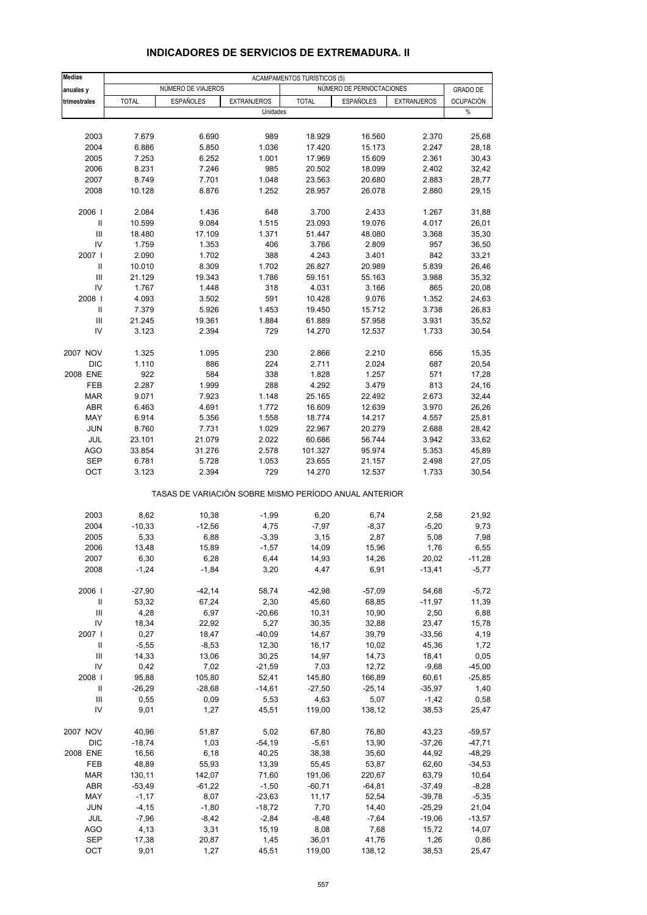# INDICADORES DE SERVICIOS DE EXTREMADURA. II

| Medias anuales y trimestrales | ACAMPAMENTOS TURÍSTICOS (5) | | | | | | |
|---|---|---|---|---|---|---|---|
| | NÚMERO DE VIAJEROS | | | NÚMERO DE PERNOCTACIONES | | | GRADO DE OCUPACIÓN |
| | TOTAL | ESPAÑOLES | EXTRANJEROS | TOTAL | ESPAÑOLES | EXTRANJEROS | |
| | Unidades | | | | | | % |
| 2003 | 7.679 | 6.690 | 989 | 18.929 | 16.560 | 2.370 | 25,68 |
| 2004 | 6.886 | 5.850 | 1.036 | 17.420 | 15.173 | 2.247 | 28,18 |
| 2005 | 7.253 | 6.252 | 1.001 | 17.969 | 15.609 | 2.361 | 30,43 |
| 2006 | 8.231 | 7.246 | 985 | 20.502 | 18.099 | 2.402 | 32,42 |
| 2007 | 8.749 | 7.701 | 1.048 | 23.563 | 20.680 | 2.883 | 28,77 |
| 2008 | 10.128 | 8.876 | 1.252 | 28.957 | 26.078 | 2.880 | 29,15 |
| 2006 I | 2.084 | 1.436 | 648 | 3.700 | 2.433 | 1.267 | 31,88 |
| II | 10.599 | 9.084 | 1.515 | 23.093 | 19.076 | 4.017 | 26,01 |
| III | 18.480 | 17.109 | 1.371 | 51.447 | 48.080 | 3.368 | 35,30 |
| IV | 1.759 | 1.353 | 406 | 3.766 | 2.809 | 957 | 36,50 |
| 2007 I | 2.090 | 1.702 | 388 | 4.243 | 3.401 | 842 | 33,21 |
| II | 10.010 | 8.309 | 1.702 | 26.827 | 20.989 | 5.839 | 26,46 |
| III | 21.129 | 19.343 | 1.786 | 59.151 | 55.163 | 3.988 | 35,32 |
| IV | 1.767 | 1.448 | 318 | 4.031 | 3.166 | 865 | 20,08 |
| 2008 I | 4.093 | 3.502 | 591 | 10.428 | 9.076 | 1.352 | 24,63 |
| II | 7.379 | 5.926 | 1.453 | 19.450 | 15.712 | 3.738 | 26,83 |
| III | 21.245 | 19.361 | 1.884 | 61.889 | 57.958 | 3.931 | 35,52 |
| IV | 3.123 | 2.394 | 729 | 14.270 | 12.537 | 1.733 | 30,54 |
| 2007 NOV | 1.325 | 1.095 | 230 | 2.866 | 2.210 | 656 | 15,35 |
| DIC | 1.110 | 886 | 224 | 2.711 | 2.024 | 687 | 20,54 |
| 2008 ENE | 922 | 584 | 338 | 1.828 | 1.257 | 571 | 17,28 |
| FEB | 2.287 | 1.999 | 288 | 4.292 | 3.479 | 813 | 24,16 |
| MAR | 9.071 | 7.923 | 1.148 | 25.165 | 22.492 | 2.673 | 32,44 |
| ABR | 6.463 | 4.691 | 1.772 | 16.609 | 12.639 | 3.970 | 26,26 |
| MAY | 6.914 | 5.356 | 1.558 | 18.774 | 14.217 | 4.557 | 25,81 |
| JUN | 8.760 | 7.731 | 1.029 | 22.967 | 20.279 | 2.688 | 28,42 |
| JUL | 23.101 | 21.079 | 2.022 | 60.686 | 56.744 | 3.942 | 33,62 |
| AGO | 33.854 | 31.276 | 2.578 | 101.327 | 95.974 | 5.353 | 45,89 |
| SEP | 6.781 | 5.728 | 1.053 | 23.655 | 21.157 | 2.498 | 27,05 |
| OCT | 3.123 | 2.394 | 729 | 14.270 | 12.537 | 1.733 | 30,54 |
| | TASAS DE VARIACIÓN SOBRE MISMO PERÍODO ANUAL ANTERIOR | | | | | | |
| 2003 | 8,62 | 10,38 | -1,99 | 6,20 | 6,74 | 2,58 | 21,92 |
| 2004 | -10,33 | -12,56 | 4,75 | -7,97 | -8,37 | -5,20 | 9,73 |
| 2005 | 5,33 | 6,88 | -3,39 | 3,15 | 2,87 | 5,08 | 7,98 |
| 2006 | 13,48 | 15,89 | -1,57 | 14,09 | 15,96 | 1,76 | 6,55 |
| 2007 | 6,30 | 6,28 | 6,44 | 14,93 | 14,26 | 20,02 | -11,28 |
| 2008 | -1,24 | -1,84 | 3,20 | 4,47 | 6,91 | -13,41 | -5,77 |
| 2006 I | -27,90 | -42,14 | 58,74 | -42,98 | -57,09 | 54,68 | -5,72 |
| II | 53,32 | 67,24 | 2,30 | 45,60 | 68,85 | -11,97 | 11,39 |
| III | 4,28 | 6,97 | -20,66 | 10,31 | 10,90 | 2,50 | 6,88 |
| IV | 18,34 | 22,92 | 5,27 | 30,35 | 32,88 | 23,47 | 15,78 |
| 2007 I | 0,27 | 18,47 | -40,09 | 14,67 | 39,79 | -33,56 | 4,19 |
| II | -5,55 | -8,53 | 12,30 | 16,17 | 10,02 | 45,36 | 1,72 |
| III | 14,33 | 13,06 | 30,25 | 14,97 | 14,73 | 18,41 | 0,05 |
| IV | 0,42 | 7,02 | -21,59 | 7,03 | 12,72 | -9,68 | -45,00 |
| 2008 I | 95,88 | 105,80 | 52,41 | 145,80 | 166,89 | 60,61 | -25,85 |
| II | -26,29 | -28,68 | -14,61 | -27,50 | -25,14 | -35,97 | 1,40 |
| III | 0,55 | 0,09 | 5,53 | 4,63 | 5,07 | -1,42 | 0,58 |
| IV | 9,01 | 1,27 | 45,51 | 119,00 | 138,12 | 38,53 | 25,47 |
| 2007 NOV | 40,96 | 51,87 | 5,02 | 67,80 | 76,80 | 43,23 | -59,57 |
| DIC | -18,74 | 1,03 | -54,19 | -5,61 | 13,90 | -37,26 | -47,71 |
| 2008 ENE | 16,56 | 6,18 | 40,25 | 38,38 | 35,60 | 44,92 | -48,29 |
| FEB | 48,89 | 55,93 | 13,39 | 55,45 | 53,87 | 62,60 | -34,53 |
| MAR | 130,11 | 142,07 | 71,60 | 191,06 | 220,67 | 63,79 | 10,64 |
| ABR | -53,49 | -61,22 | -1,50 | -60,71 | -64,81 | -37,49 | -8,28 |
| MAY | -1,17 | 8,07 | -23,63 | 11,17 | 52,54 | -39,78 | -5,35 |
| JUN | -4,15 | -1,80 | -18,72 | 7,70 | 14,40 | -25,29 | 21,04 |
| JUL | -7,96 | -8,42 | -2,84 | -8,48 | -7,64 | -19,06 | -13,57 |
| AGO | 4,13 | 3,31 | 15,19 | 8,08 | 7,68 | 15,72 | 14,07 |
| SEP | 17,38 | 20,87 | 1,45 | 36,01 | 41,76 | 1,26 | 0,86 |
| OCT | 9,01 | 1,27 | 45,51 | 119,00 | 138,12 | 38,53 | 25,47 |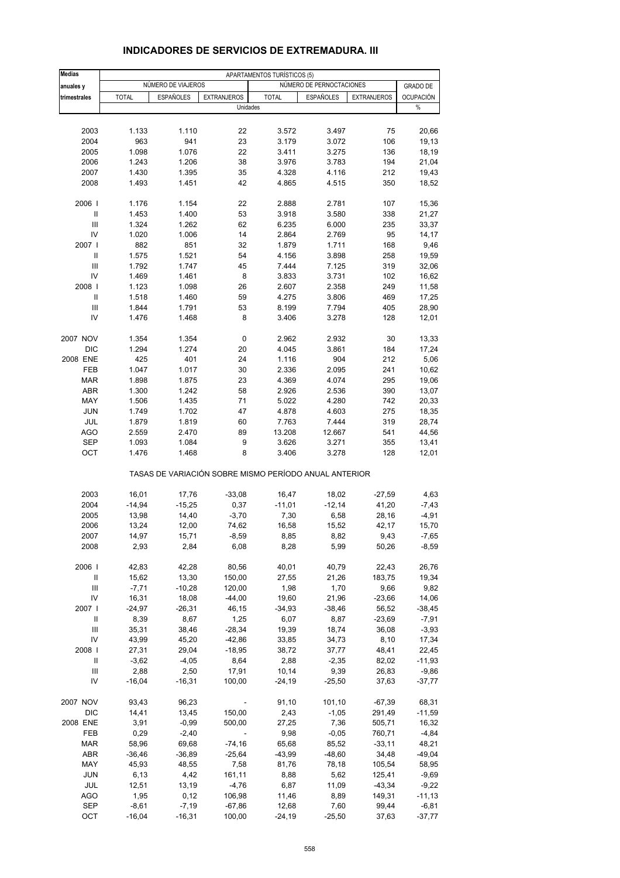## INDICADORES DE SERVICIOS DE EXTREMADURA. III

| Medias anuales y trimestrales | APARTAMENTOS TURÍSTICOS (5) | | | | | | |
|---|---|---|---|---|---|---|---|
| | NÚMERO DE VIAJEROS | | | NÚMERO DE PERNOCTACIONES | | | GRADO DE OCUPACIÓN |
| | TOTAL | ESPAÑOLES | EXTRANJEROS | TOTAL | ESPAÑOLES | EXTRANJEROS | |
| | Unidades | | | | | | % |
| 2003 | 1.133 | 1.110 | 22 | 3.572 | 3.497 | 75 | 20,66 |
| 2004 | 963 | 941 | 23 | 3.179 | 3.072 | 106 | 19,13 |
| 2005 | 1.098 | 1.076 | 22 | 3.411 | 3.275 | 136 | 18,19 |
| 2006 | 1.243 | 1.206 | 38 | 3.976 | 3.783 | 194 | 21,04 |
| 2007 | 1.430 | 1.395 | 35 | 4.328 | 4.116 | 212 | 19,43 |
| 2008 | 1.493 | 1.451 | 42 | 4.865 | 4.515 | 350 | 18,52 |
| 2006 I | 1.176 | 1.154 | 22 | 2.888 | 2.781 | 107 | 15,36 |
| II | 1.453 | 1.400 | 53 | 3.918 | 3.580 | 338 | 21,27 |
| III | 1.324 | 1.262 | 62 | 6.235 | 6.000 | 235 | 33,37 |
| IV | 1.020 | 1.006 | 14 | 2.864 | 2.769 | 95 | 14,17 |
| 2007 I | 882 | 851 | 32 | 1.879 | 1.711 | 168 | 9,46 |
| II | 1.575 | 1.521 | 54 | 4.156 | 3.898 | 258 | 19,59 |
| III | 1.792 | 1.747 | 45 | 7.444 | 7.125 | 319 | 32,06 |
| IV | 1.469 | 1.461 | 8 | 3.833 | 3.731 | 102 | 16,62 |
| 2008 I | 1.123 | 1.098 | 26 | 2.607 | 2.358 | 249 | 11,58 |
| II | 1.518 | 1.460 | 59 | 4.275 | 3.806 | 469 | 17,25 |
| III | 1.844 | 1.791 | 53 | 8.199 | 7.794 | 405 | 28,90 |
| IV | 1.476 | 1.468 | 8 | 3.406 | 3.278 | 128 | 12,01 |
| 2007 NOV | 1.354 | 1.354 | 0 | 2.962 | 2.932 | 30 | 13,33 |
| DIC | 1.294 | 1.274 | 20 | 4.045 | 3.861 | 184 | 17,24 |
| 2008 ENE | 425 | 401 | 24 | 1.116 | 904 | 212 | 5,06 |
| FEB | 1.047 | 1.017 | 30 | 2.336 | 2.095 | 241 | 10,62 |
| MAR | 1.898 | 1.875 | 23 | 4.369 | 4.074 | 295 | 19,06 |
| ABR | 1.300 | 1.242 | 58 | 2.926 | 2.536 | 390 | 13,07 |
| MAY | 1.506 | 1.435 | 71 | 5.022 | 4.280 | 742 | 20,33 |
| JUN | 1.749 | 1.702 | 47 | 4.878 | 4.603 | 275 | 18,35 |
| JUL | 1.879 | 1.819 | 60 | 7.763 | 7.444 | 319 | 28,74 |
| AGO | 2.559 | 2.470 | 89 | 13.208 | 12.667 | 541 | 44,56 |
| SEP | 1.093 | 1.084 | 9 | 3.626 | 3.271 | 355 | 13,41 |
| OCT | 1.476 | 1.468 | 8 | 3.406 | 3.278 | 128 | 12,01 |
| TASAS DE VARIACIÓN SOBRE MISMO PERÍODO ANUAL ANTERIOR | | | | | | | |
| 2003 | 16,01 | 17,76 | -33,08 | 16,47 | 18,02 | -27,59 | 4,63 |
| 2004 | -14,94 | -15,25 | 0,37 | -11,01 | -12,14 | 41,20 | -7,43 |
| 2005 | 13,98 | 14,40 | -3,70 | 7,30 | 6,58 | 28,16 | -4,91 |
| 2006 | 13,24 | 12,00 | 74,62 | 16,58 | 15,52 | 42,17 | 15,70 |
| 2007 | 14,97 | 15,71 | -8,59 | 8,85 | 8,82 | 9,43 | -7,65 |
| 2008 | 2,93 | 2,84 | 6,08 | 8,28 | 5,99 | 50,26 | -8,59 |
| 2006 I | 42,83 | 42,28 | 80,56 | 40,01 | 40,79 | 22,43 | 26,76 |
| II | 15,62 | 13,30 | 150,00 | 27,55 | 21,26 | 183,75 | 19,34 |
| III | -7,71 | -10,28 | 120,00 | 1,98 | 1,70 | 9,66 | 9,82 |
| IV | 16,31 | 18,08 | -44,00 | 19,60 | 21,96 | -23,66 | 14,06 |
| 2007 I | -24,97 | -26,31 | 46,15 | -34,93 | -38,46 | 56,52 | -38,45 |
| II | 8,39 | 8,67 | 1,25 | 6,07 | 8,87 | -23,69 | -7,91 |
| III | 35,31 | 38,46 | -28,34 | 19,39 | 18,74 | 36,08 | -3,93 |
| IV | 43,99 | 45,20 | -42,86 | 33,85 | 34,73 | 8,10 | 17,34 |
| 2008 I | 27,31 | 29,04 | -18,95 | 38,72 | 37,77 | 48,41 | 22,45 |
| II | -3,62 | -4,05 | 8,64 | 2,88 | -2,35 | 82,02 | -11,93 |
| III | 2,88 | 2,50 | 17,91 | 10,14 | 9,39 | 26,83 | -9,86 |
| IV | -16,04 | -16,31 | 100,00 | -24,19 | -25,50 | 37,63 | -37,77 |
| 2007 NOV | 93,43 | 96,23 | - | 91,10 | 101,10 | -67,39 | 68,31 |
| DIC | 14,41 | 13,45 | 150,00 | 2,43 | -1,05 | 291,49 | -11,59 |
| 2008 ENE | 3,91 | -0,99 | 500,00 | 27,25 | 7,36 | 505,71 | 16,32 |
| FEB | 0,29 | -2,40 | - | 9,98 | -0,05 | 760,71 | -4,84 |
| MAR | 58,96 | 69,68 | -74,16 | 65,68 | 85,52 | -33,11 | 48,21 |
| ABR | -36,46 | -36,89 | -25,64 | -43,99 | -48,60 | 34,48 | -49,04 |
| MAY | 45,93 | 48,55 | 7,58 | 81,76 | 78,18 | 105,54 | 58,95 |
| JUN | 6,13 | 4,42 | 161,11 | 8,88 | 5,62 | 125,41 | -9,69 |
| JUL | 12,51 | 13,19 | -4,76 | 6,87 | 11,09 | -43,34 | -9,22 |
| AGO | 1,95 | 0,12 | 106,98 | 11,46 | 8,89 | 149,31 | -11,13 |
| SEP | -8,61 | -7,19 | -67,86 | 12,68 | 7,60 | 99,44 | -6,81 |
| OCT | -16,04 | -16,31 | 100,00 | -24,19 | -25,50 | 37,63 | -37,77 |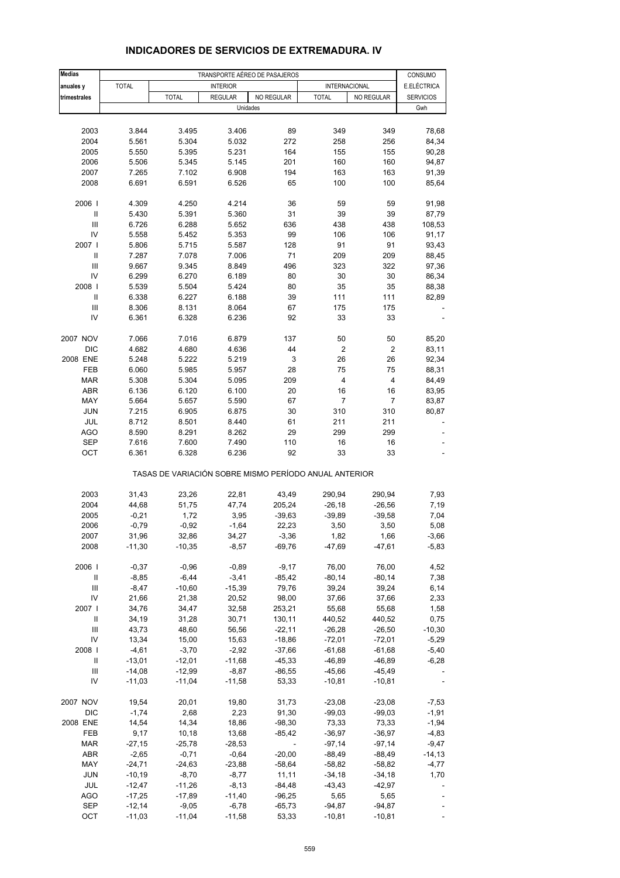## INDICADORES DE SERVICIOS DE EXTREMADURA. IV

| Medias anuales y trimestrales | TRANSPORTE AÉREO DE PASAJEROS | | | | | | CONSUMO E.ELÉCTRICA |
|---|---|---|---|---|---|---|---|
| | TOTAL | INTERIOR | | | INTERNACIONAL | | SERVICIOS |
| | | TOTAL | REGULAR | NO REGULAR | TOTAL | NO REGULAR | |
| | Unidades | | | | | | Gwh |
| 2003 | 3.844 | 3.495 | 3.406 | 89 | 349 | 349 | 78,68 |
| 2004 | 5.561 | 5.304 | 5.032 | 272 | 258 | 256 | 84,34 |
| 2005 | 5.550 | 5.395 | 5.231 | 164 | 155 | 155 | 90,28 |
| 2006 | 5.506 | 5.345 | 5.145 | 201 | 160 | 160 | 94,87 |
| 2007 | 7.265 | 7.102 | 6.908 | 194 | 163 | 163 | 91,39 |
| 2008 | 6.691 | 6.591 | 6.526 | 65 | 100 | 100 | 85,64 |
| 2006 I | 4.309 | 4.250 | 4.214 | 36 | 59 | 59 | 91,98 |
| II | 5.430 | 5.391 | 5.360 | 31 | 39 | 39 | 87,79 |
| III | 6.726 | 6.288 | 5.652 | 636 | 438 | 438 | 108,53 |
| IV | 5.558 | 5.452 | 5.353 | 99 | 106 | 106 | 91,17 |
| 2007 I | 5.806 | 5.715 | 5.587 | 128 | 91 | 91 | 93,43 |
| II | 7.287 | 7.078 | 7.006 | 71 | 209 | 209 | 88,45 |
| III | 9.667 | 9.345 | 8.849 | 496 | 323 | 322 | 97,36 |
| IV | 6.299 | 6.270 | 6.189 | 80 | 30 | 30 | 86,34 |
| 2008 I | 5.539 | 5.504 | 5.424 | 80 | 35 | 35 | 88,38 |
| II | 6.338 | 6.227 | 6.188 | 39 | 111 | 111 | 82,89 |
| III | 8.306 | 8.131 | 8.064 | 67 | 175 | 175 | - |
| IV | 6.361 | 6.328 | 6.236 | 92 | 33 | 33 | - |
| 2007 NOV | 7.066 | 7.016 | 6.879 | 137 | 50 | 50 | 85,20 |
| DIC | 4.682 | 4.680 | 4.636 | 44 | 2 | 2 | 83,11 |
| 2008 ENE | 5.248 | 5.222 | 5.219 | 3 | 26 | 26 | 92,34 |
| FEB | 6.060 | 5.985 | 5.957 | 28 | 75 | 75 | 88,31 |
| MAR | 5.308 | 5.304 | 5.095 | 209 | 4 | 4 | 84,49 |
| ABR | 6.136 | 6.120 | 6.100 | 20 | 16 | 16 | 83,95 |
| MAY | 5.664 | 5.657 | 5.590 | 67 | 7 | 7 | 83,87 |
| JUN | 7.215 | 6.905 | 6.875 | 30 | 310 | 310 | 80,87 |
| JUL | 8.712 | 8.501 | 8.440 | 61 | 211 | 211 | - |
| AGO | 8.590 | 8.291 | 8.262 | 29 | 299 | 299 | - |
| SEP | 7.616 | 7.600 | 7.490 | 110 | 16 | 16 | - |
| OCT | 6.361 | 6.328 | 6.236 | 92 | 33 | 33 | - |
| | TASAS DE VARIACIÓN SOBRE MISMO PERÍODO ANUAL ANTERIOR | | | | | | |
| 2003 | 31,43 | 23,26 | 22,81 | 43,49 | 290,94 | 290,94 | 7,93 |
| 2004 | 44,68 | 51,75 | 47,74 | 205,24 | -26,18 | -26,56 | 7,19 |
| 2005 | -0,21 | 1,72 | 3,95 | -39,63 | -39,89 | -39,58 | 7,04 |
| 2006 | -0,79 | -0,92 | -1,64 | 22,23 | 3,50 | 3,50 | 5,08 |
| 2007 | 31,96 | 32,86 | 34,27 | -3,36 | 1,82 | 1,66 | -3,66 |
| 2008 | -11,30 | -10,35 | -8,57 | -69,76 | -47,69 | -47,61 | -5,83 |
| 2006 I | -0,37 | -0,96 | -0,89 | -9,17 | 76,00 | 76,00 | 4,52 |
| II | -8,85 | -6,44 | -3,41 | -85,42 | -80,14 | -80,14 | 7,38 |
| III | -8,47 | -10,60 | -15,39 | 79,76 | 39,24 | 39,24 | 6,14 |
| IV | 21,66 | 21,38 | 20,52 | 98,00 | 37,66 | 37,66 | 2,33 |
| 2007 I | 34,76 | 34,47 | 32,58 | 253,21 | 55,68 | 55,68 | 1,58 |
| II | 34,19 | 31,28 | 30,71 | 130,11 | 440,52 | 440,52 | 0,75 |
| III | 43,73 | 48,60 | 56,56 | -22,11 | -26,28 | -26,50 | -10,30 |
| IV | 13,34 | 15,00 | 15,63 | -18,86 | -72,01 | -72,01 | -5,29 |
| 2008 I | -4,61 | -3,70 | -2,92 | -37,66 | -61,68 | -61,68 | -5,40 |
| II | -13,01 | -12,01 | -11,68 | -45,33 | -46,89 | -46,89 | -6,28 |
| III | -14,08 | -12,99 | -8,87 | -86,55 | -45,66 | -45,49 | - |
| IV | -11,03 | -11,04 | -11,58 | 53,33 | -10,81 | -10,81 | - |
| 2007 NOV | 19,54 | 20,01 | 19,80 | 31,73 | -23,08 | -23,08 | -7,53 |
| DIC | -1,74 | 2,68 | 2,23 | 91,30 | -99,03 | -99,03 | -1,91 |
| 2008 ENE | 14,54 | 14,34 | 18,86 | -98,30 | 73,33 | 73,33 | -1,94 |
| FEB | 9,17 | 10,18 | 13,68 | -85,42 | -36,97 | -36,97 | -4,83 |
| MAR | -27,15 | -25,78 | -28,53 | - | -97,14 | -97,14 | -9,47 |
| ABR | -2,65 | -0,71 | -0,64 | -20,00 | -88,49 | -88,49 | -14,13 |
| MAY | -24,71 | -24,63 | -23,88 | -58,64 | -58,82 | -58,82 | -4,77 |
| JUN | -10,19 | -8,70 | -8,77 | 11,11 | -34,18 | -34,18 | 1,70 |
| JUL | -12,47 | -11,26 | -8,13 | -84,48 | -43,43 | -42,97 | - |
| AGO | -17,25 | -17,89 | -11,40 | -96,25 | 5,65 | 5,65 | - |
| SEP | -12,14 | -9,05 | -6,78 | -65,73 | -94,87 | -94,87 | - |
| OCT | -11,03 | -11,04 | -11,58 | 53,33 | -10,81 | -10,81 | - |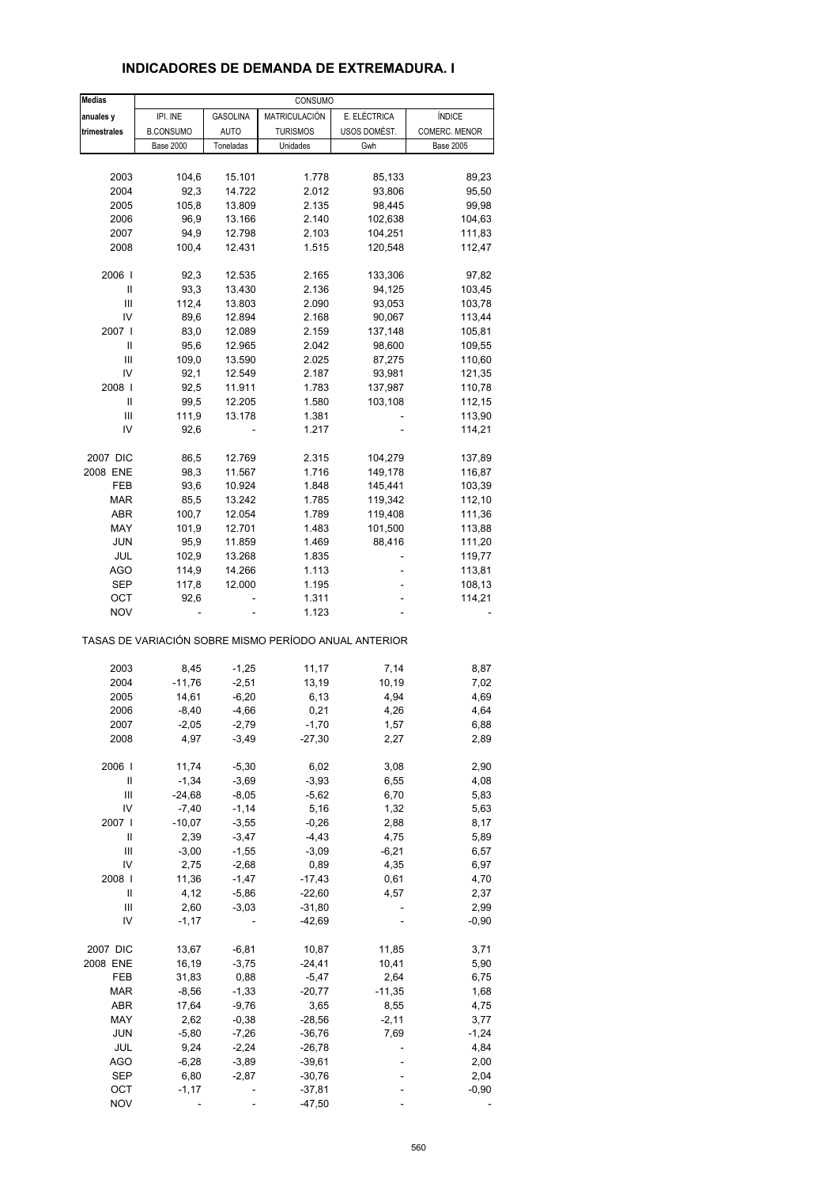## INDICADORES DE DEMANDA DE EXTREMADURA. I

| Medias | CONSUMO | | | | |
|---|---|---|---|---|---|
| anuales y | IPI. INE | GASOLINA | MATRICULACIÓN | E. ELÉCTRICA | ÍNDICE |
| trimestrales | B.CONSUMO | AUTO | TURISMOS | USOS DOMÉST. | COMERC. MENOR |
| | Base 2000 | Toneladas | Unidades | Gwh | Base 2005 |
| 2003 | 104,6 | 15.101 | 1.778 | 85,133 | 89,23 |
| 2004 | 92,3 | 14.722 | 2.012 | 93,806 | 95,50 |
| 2005 | 105,8 | 13.809 | 2.135 | 98,445 | 99,98 |
| 2006 | 96,9 | 13.166 | 2.140 | 102,638 | 104,63 |
| 2007 | 94,9 | 12.798 | 2.103 | 104,251 | 111,83 |
| 2008 | 100,4 | 12.431 | 1.515 | 120,548 | 112,47 |
| 2006 I | 92,3 | 12.535 | 2.165 | 133,306 | 97,82 |
| II | 93,3 | 13.430 | 2.136 | 94,125 | 103,45 |
| III | 112,4 | 13.803 | 2.090 | 93,053 | 103,78 |
| IV | 89,6 | 12.894 | 2.168 | 90,067 | 113,44 |
| 2007 I | 83,0 | 12.089 | 2.159 | 137,148 | 105,81 |
| II | 95,6 | 12.965 | 2.042 | 98,600 | 109,55 |
| III | 109,0 | 13.590 | 2.025 | 87,275 | 110,60 |
| IV | 92,1 | 12.549 | 2.187 | 93,981 | 121,35 |
| 2008 I | 92,5 | 11.911 | 1.783 | 137,987 | 110,78 |
| II | 99,5 | 12.205 | 1.580 | 103,108 | 112,15 |
| III | 111,9 | 13.178 | 1.381 | - | 113,90 |
| IV | 92,6 | - | 1.217 | - | 114,21 |
| 2007 DIC | 86,5 | 12.769 | 2.315 | 104,279 | 137,89 |
| 2008 ENE | 98,3 | 11.567 | 1.716 | 149,178 | 116,87 |
| FEB | 93,6 | 10.924 | 1.848 | 145,441 | 103,39 |
| MAR | 85,5 | 13.242 | 1.785 | 119,342 | 112,10 |
| ABR | 100,7 | 12.054 | 1.789 | 119,408 | 111,36 |
| MAY | 101,9 | 12.701 | 1.483 | 101,500 | 113,88 |
| JUN | 95,9 | 11.859 | 1.469 | 88,416 | 111,20 |
| JUL | 102,9 | 13.268 | 1.835 | - | 119,77 |
| AGO | 114,9 | 14.266 | 1.113 | - | 113,81 |
| SEP | 117,8 | 12.000 | 1.195 | - | 108,13 |
| OCT | 92,6 | - | 1.311 | - | 114,21 |
| NOV | - | - | 1.123 | - | - |
| TASAS DE VARIACIÓN SOBRE MISMO PERÍODO ANUAL ANTERIOR | | | | | |
| 2003 | 8,45 | -1,25 | 11,17 | 7,14 | 8,87 |
| 2004 | -11,76 | -2,51 | 13,19 | 10,19 | 7,02 |
| 2005 | 14,61 | -6,20 | 6,13 | 4,94 | 4,69 |
| 2006 | -8,40 | -4,66 | 0,21 | 4,26 | 4,64 |
| 2007 | -2,05 | -2,79 | -1,70 | 1,57 | 6,88 |
| 2008 | 4,97 | -3,49 | -27,30 | 2,27 | 2,89 |
| 2006 I | 11,74 | -5,30 | 6,02 | 3,08 | 2,90 |
| II | -1,34 | -3,69 | -3,93 | 6,55 | 4,08 |
| III | -24,68 | -8,05 | -5,62 | 6,70 | 5,83 |
| IV | -7,40 | -1,14 | 5,16 | 1,32 | 5,63 |
| 2007 I | -10,07 | -3,55 | -0,26 | 2,88 | 8,17 |
| II | 2,39 | -3,47 | -4,43 | 4,75 | 5,89 |
| III | -3,00 | -1,55 | -3,09 | -6,21 | 6,57 |
| IV | 2,75 | -2,68 | 0,89 | 4,35 | 6,97 |
| 2008 I | 11,36 | -1,47 | -17,43 | 0,61 | 4,70 |
| II | 4,12 | -5,86 | -22,60 | 4,57 | 2,37 |
| III | 2,60 | -3,03 | -31,80 | - | 2,99 |
| IV | -1,17 | - | -42,69 | - | -0,90 |
| 2007 DIC | 13,67 | -6,81 | 10,87 | 11,85 | 3,71 |
| 2008 ENE | 16,19 | -3,75 | -24,41 | 10,41 | 5,90 |
| FEB | 31,83 | 0,88 | -5,47 | 2,64 | 6,75 |
| MAR | -8,56 | -1,33 | -20,77 | -11,35 | 1,68 |
| ABR | 17,64 | -9,76 | 3,65 | 8,55 | 4,75 |
| MAY | 2,62 | -0,38 | -28,56 | -2,11 | 3,77 |
| JUN | -5,80 | -7,26 | -36,76 | 7,69 | -1,24 |
| JUL | 9,24 | -2,24 | -26,78 | - | 4,84 |
| AGO | -6,28 | -3,89 | -39,61 | - | 2,00 |
| SEP | 6,80 | -2,87 | -30,76 | - | 2,04 |
| OCT | -1,17 | - | -37,81 | - | -0,90 |
| NOV | - | - | -47,50 | - | - |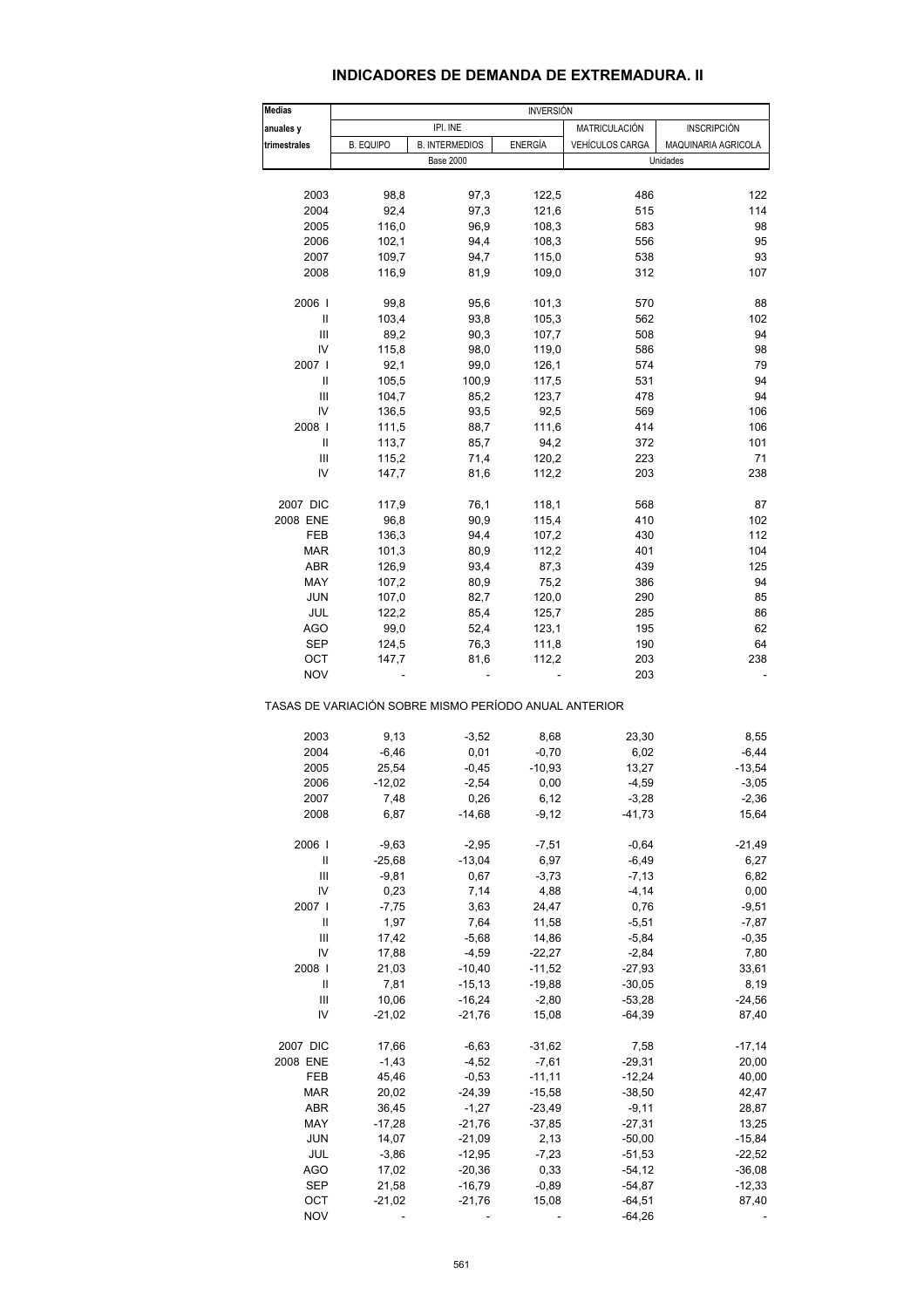## INDICADORES DE DEMANDA DE EXTREMADURA. II

| Medias anuales y trimestrales | INVERSIÓN | | | | |
|---|---|---|---|---|---|
| | IPI. INE | | | MATRICULACIÓN | INSCRIPCIÓN |
| | B. EQUIPO | B. INTERMEDIOS | ENERGÍA | VEHÍCULOS CARGA | MAQUINARIA AGRICOLA |
| | Base 2000 | | | Unidades | |
| 2003 | 98,8 | 97,3 | 122,5 | 486 | 122 |
| 2004 | 92,4 | 97,3 | 121,6 | 515 | 114 |
| 2005 | 116,0 | 96,9 | 108,3 | 583 | 98 |
| 2006 | 102,1 | 94,4 | 108,3 | 556 | 95 |
| 2007 | 109,7 | 94,7 | 115,0 | 538 | 93 |
| 2008 | 116,9 | 81,9 | 109,0 | 312 | 107 |
| 2006 I | 99,8 | 95,6 | 101,3 | 570 | 88 |
| II | 103,4 | 93,8 | 105,3 | 562 | 102 |
| III | 89,2 | 90,3 | 107,7 | 508 | 94 |
| IV | 115,8 | 98,0 | 119,0 | 586 | 98 |
| 2007 I | 92,1 | 99,0 | 126,1 | 574 | 79 |
| II | 105,5 | 100,9 | 117,5 | 531 | 94 |
| III | 104,7 | 85,2 | 123,7 | 478 | 94 |
| IV | 136,5 | 93,5 | 92,5 | 569 | 106 |
| 2008 I | 111,5 | 88,7 | 111,6 | 414 | 106 |
| II | 113,7 | 85,7 | 94,2 | 372 | 101 |
| III | 115,2 | 71,4 | 120,2 | 223 | 71 |
| IV | 147,7 | 81,6 | 112,2 | 203 | 238 |
| 2007 DIC | 117,9 | 76,1 | 118,1 | 568 | 87 |
| 2008 ENE | 96,8 | 90,9 | 115,4 | 410 | 102 |
| FEB | 136,3 | 94,4 | 107,2 | 430 | 112 |
| MAR | 101,3 | 80,9 | 112,2 | 401 | 104 |
| ABR | 126,9 | 93,4 | 87,3 | 439 | 125 |
| MAY | 107,2 | 80,9 | 75,2 | 386 | 94 |
| JUN | 107,0 | 82,7 | 120,0 | 290 | 85 |
| JUL | 122,2 | 85,4 | 125,7 | 285 | 86 |
| AGO | 99,0 | 52,4 | 123,1 | 195 | 62 |
| SEP | 124,5 | 76,3 | 111,8 | 190 | 64 |
| OCT | 147,7 | 81,6 | 112,2 | 203 | 238 |
| NOV | - | - | - | 203 | - |

TASAS DE VARIACIÓN SOBRE MISMO PERÍODO ANUAL ANTERIOR

| | B. EQUIPO | B. INTERMEDIOS | ENERGÍA | VEHÍCULOS CARGA | MAQUINARIA AGRICOLA |
|---|---|---|---|---|---|
| 2003 | 9,13 | -3,52 | 8,68 | 23,30 | 8,55 |
| 2004 | -6,46 | 0,01 | -0,70 | 6,02 | -6,44 |
| 2005 | 25,54 | -0,45 | -10,93 | 13,27 | -13,54 |
| 2006 | -12,02 | -2,54 | 0,00 | -4,59 | -3,05 |
| 2007 | 7,48 | 0,26 | 6,12 | -3,28 | -2,36 |
| 2008 | 6,87 | -14,68 | -9,12 | -41,73 | 15,64 |
| 2006 I | -9,63 | -2,95 | -7,51 | -0,64 | -21,49 |
| II | -25,68 | -13,04 | 6,97 | -6,49 | 6,27 |
| III | -9,81 | 0,67 | -3,73 | -7,13 | 6,82 |
| IV | 0,23 | 7,14 | 4,88 | -4,14 | 0,00 |
| 2007 I | -7,75 | 3,63 | 24,47 | 0,76 | -9,51 |
| II | 1,97 | 7,64 | 11,58 | -5,51 | -7,87 |
| III | 17,42 | -5,68 | 14,86 | -5,84 | -0,35 |
| IV | 17,88 | -4,59 | -22,27 | -2,84 | 7,80 |
| 2008 I | 21,03 | -10,40 | -11,52 | -27,93 | 33,61 |
| II | 7,81 | -15,13 | -19,88 | -30,05 | 8,19 |
| III | 10,06 | -16,24 | -2,80 | -53,28 | -24,56 |
| IV | -21,02 | -21,76 | 15,08 | -64,39 | 87,40 |
| 2007 DIC | 17,66 | -6,63 | -31,62 | 7,58 | -17,14 |
| 2008 ENE | -1,43 | -4,52 | -7,61 | -29,31 | 20,00 |
| FEB | 45,46 | -0,53 | -11,11 | -12,24 | 40,00 |
| MAR | 20,02 | -24,39 | -15,58 | -38,50 | 42,47 |
| ABR | 36,45 | -1,27 | -23,49 | -9,11 | 28,87 |
| MAY | -17,28 | -21,76 | -37,85 | -27,31 | 13,25 |
| JUN | 14,07 | -21,09 | 2,13 | -50,00 | -15,84 |
| JUL | -3,86 | -12,95 | -7,23 | -51,53 | -22,52 |
| AGO | 17,02 | -20,36 | 0,33 | -54,12 | -36,08 |
| SEP | 21,58 | -16,79 | -0,89 | -54,87 | -12,33 |
| OCT | -21,02 | -21,76 | 15,08 | -64,51 | 87,40 |
| NOV | - | - | - | -64,26 | - |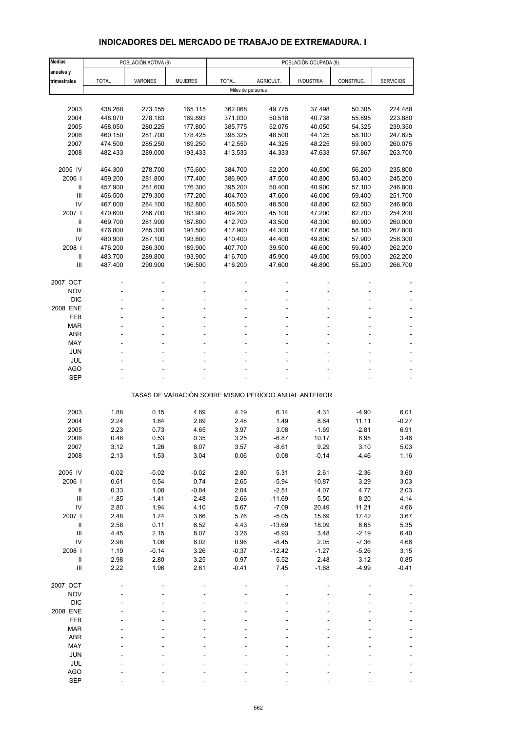# INDICADORES DEL MERCADO DE TRABAJO DE EXTREMADURA. I

| Medias anuales y trimestrales | POBLACIÓN ACTIVA (9) | | | POBLACIÓN OCUPADA (9) | | | | |
|---|---|---|---|---|---|---|---|---|
| | TOTAL | VARONES | MUJERES | TOTAL | AGRICULT. | INDUSTRIA | CONSTRUC. | SERVICIOS |
| | Miles de personas | | | | | | | |
| 2003 | 438.268 | 273.155 | 165.115 | 362.068 | 49.775 | 37.498 | 50.305 | 224.488 |
| 2004 | 448.070 | 278.183 | 169.893 | 371.030 | 50.518 | 40.738 | 55.895 | 223.880 |
| 2005 | 458.050 | 280.225 | 177.800 | 385.775 | 52.075 | 40.050 | 54.325 | 239.350 |
| 2006 | 460.150 | 281.700 | 178.425 | 398.325 | 48.500 | 44.125 | 58.100 | 247.625 |
| 2007 | 474.500 | 285.250 | 189.250 | 412.550 | 44.325 | 48.225 | 59.900 | 260.075 |
| 2008 | 482.433 | 289.000 | 193.433 | 413.533 | 44.333 | 47.633 | 57.867 | 263.700 |
| 2005 IV | 454.300 | 278.700 | 175.600 | 384.700 | 52.200 | 40.500 | 56.200 | 235.800 |
| 2006 I | 459.200 | 281.800 | 177.400 | 386.900 | 47.500 | 40.800 | 53.400 | 245.200 |
| II | 457.900 | 281.600 | 176.300 | 395.200 | 50.400 | 40.900 | 57.100 | 246.800 |
| III | 456.500 | 279.300 | 177.200 | 404.700 | 47.600 | 46.000 | 59.400 | 251.700 |
| IV | 467.000 | 284.100 | 182.800 | 406.500 | 48.500 | 48.800 | 62.500 | 246.800 |
| 2007 I | 470.600 | 286.700 | 183.900 | 409.200 | 45.100 | 47.200 | 62.700 | 254.200 |
| II | 469.700 | 281.900 | 187.800 | 412.700 | 43.500 | 48.300 | 60.900 | 260.000 |
| III | 476.800 | 285.300 | 191.500 | 417.900 | 44.300 | 47.600 | 58.100 | 267.800 |
| IV | 480.900 | 287.100 | 193.800 | 410.400 | 44.400 | 49.800 | 57.900 | 258.300 |
| 2008 I | 476.200 | 286.300 | 189.900 | 407.700 | 39.500 | 46.600 | 59.400 | 262.200 |
| II | 483.700 | 289.800 | 193.900 | 416.700 | 45.900 | 49.500 | 59.000 | 262.200 |
| III | 487.400 | 290.900 | 196.500 | 416.200 | 47.600 | 46.800 | 55.200 | 266.700 |
| 2007 OCT | - | - | - | - | - | - | - | - |
| NOV | - | - | - | - | - | - | - | - |
| DIC | - | - | - | - | - | - | - | - |
| 2008 ENE | - | - | - | - | - | - | - | - |
| FEB | - | - | - | - | - | - | - | - |
| MAR | - | - | - | - | - | - | - | - |
| ABR | - | - | - | - | - | - | - | - |
| MAY | - | - | - | - | - | - | - | - |
| JUN | - | - | - | - | - | - | - | - |
| JUL | - | - | - | - | - | - | - | - |
| AGO | - | - | - | - | - | - | - | - |
| SEP | - | - | - | - | - | - | - | - |
| | TASAS DE VARIACIÓN SOBRE MISMO PERÍODO ANUAL ANTERIOR | | | | | | | |
| 2003 | 1.88 | 0.15 | 4.89 | 4.19 | 6.14 | 4.31 | -4.90 | 6.01 |
| 2004 | 2.24 | 1.84 | 2.89 | 2.48 | 1.49 | 8.64 | 11.11 | -0.27 |
| 2005 | 2.23 | 0.73 | 4.65 | 3.97 | 3.08 | -1.69 | -2.81 | 6.91 |
| 2006 | 0.46 | 0.53 | 0.35 | 3.25 | -6.87 | 10.17 | 6.95 | 3.46 |
| 2007 | 3.12 | 1.26 | 6.07 | 3.57 | -8.61 | 9.29 | 3.10 | 5.03 |
| 2008 | 2.13 | 1.53 | 3.04 | 0.06 | 0.08 | -0.14 | -4.46 | 1.16 |
| 2005 IV | -0.02 | -0.02 | -0.02 | 2.80 | 5.31 | 2.61 | -2.36 | 3.60 |
| 2006 I | 0.61 | 0.54 | 0.74 | 2.65 | -5.94 | 10.87 | 3.29 | 3.03 |
| II | 0.33 | 1.08 | -0.84 | 2.04 | -2.51 | 4.07 | 4.77 | 2.03 |
| III | -1.85 | -1.41 | -2.48 | 2.66 | -11.69 | 5.50 | 8.20 | 4.14 |
| IV | 2.80 | 1.94 | 4.10 | 5.67 | -7.09 | 20.49 | 11.21 | 4.66 |
| 2007 I | 2.48 | 1.74 | 3.66 | 5.76 | -5.05 | 15.69 | 17.42 | 3.67 |
| II | 2.58 | 0.11 | 6.52 | 4.43 | -13.69 | 18.09 | 6.65 | 5.35 |
| III | 4.45 | 2.15 | 8.07 | 3.26 | -6.93 | 3.48 | -2.19 | 6.40 |
| IV | 2.98 | 1.06 | 6.02 | 0.96 | -8.45 | 2.05 | -7.36 | 4.66 |
| 2008 I | 1.19 | -0.14 | 3.26 | -0.37 | -12.42 | -1.27 | -5.26 | 3.15 |
| II | 2.98 | 2.80 | 3.25 | 0.97 | 5.52 | 2.48 | -3.12 | 0.85 |
| III | 2.22 | 1.96 | 2.61 | -0.41 | 7.45 | -1.68 | -4.99 | -0.41 |
| 2007 OCT | - | - | - | - | - | - | - | - |
| NOV | - | - | - | - | - | - | - | - |
| DIC | - | - | - | - | - | - | - | - |
| 2008 ENE | - | - | - | - | - | - | - | - |
| FEB | - | - | - | - | - | - | - | - |
| MAR | - | - | - | - | - | - | - | - |
| ABR | - | - | - | - | - | - | - | - |
| MAY | - | - | - | - | - | - | - | - |
| JUN | - | - | - | - | - | - | - | - |
| JUL | - | - | - | - | - | - | - | - |
| AGO | - | - | - | - | - | - | - | - |
| SEP | - | - | - | - | - | - | - | - |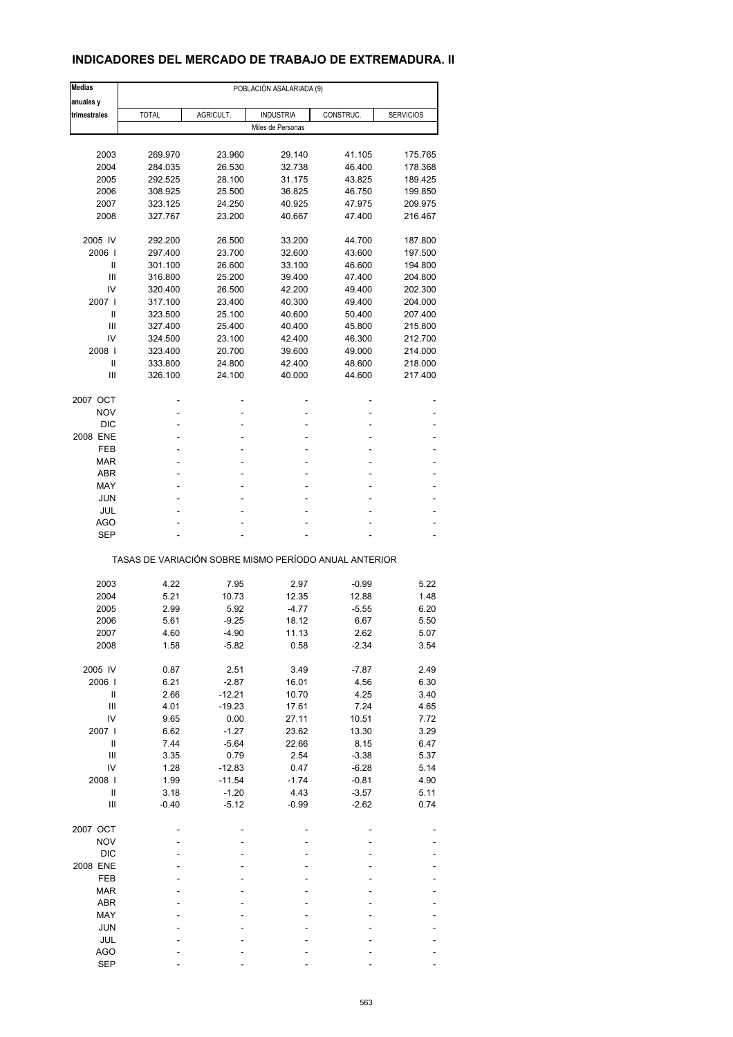## INDICADORES DEL MERCADO DE TRABAJO DE EXTREMADURA. II

| Medias anuales y trimestrales | POBLACIÓN ASALARIADA (9) | | | | |
|---|---|---|---|---|---|
| | TOTAL | AGRICULT. | INDUSTRIA | CONSTRUC. | SERVICIOS |
| | Miles de Personas | | | | |
| 2003 | 269.970 | 23.960 | 29.140 | 41.105 | 175.765 |
| 2004 | 284.035 | 26.530 | 32.738 | 46.400 | 178.368 |
| 2005 | 292.525 | 28.100 | 31.175 | 43.825 | 189.425 |
| 2006 | 308.925 | 25.500 | 36.825 | 46.750 | 199.850 |
| 2007 | 323.125 | 24.250 | 40.925 | 47.975 | 209.975 |
| 2008 | 327.767 | 23.200 | 40.667 | 47.400 | 216.467 |
| 2005 IV | 292.200 | 26.500 | 33.200 | 44.700 | 187.800 |
| 2006 I | 297.400 | 23.700 | 32.600 | 43.600 | 197.500 |
| II | 301.100 | 26.600 | 33.100 | 46.600 | 194.800 |
| III | 316.800 | 25.200 | 39.400 | 47.400 | 204.800 |
| IV | 320.400 | 26.500 | 42.200 | 49.400 | 202.300 |
| 2007 I | 317.100 | 23.400 | 40.300 | 49.400 | 204.000 |
| II | 323.500 | 25.100 | 40.600 | 50.400 | 207.400 |
| III | 327.400 | 25.400 | 40.400 | 45.800 | 215.800 |
| IV | 324.500 | 23.100 | 42.400 | 46.300 | 212.700 |
| 2008 I | 323.400 | 20.700 | 39.600 | 49.000 | 214.000 |
| II | 333.800 | 24.800 | 42.400 | 48.600 | 218.000 |
| III | 326.100 | 24.100 | 40.000 | 44.600 | 217.400 |
| 2007 OCT | - | - | - | - | - |
| NOV | - | - | - | - | - |
| DIC | - | - | - | - | - |
| 2008 ENE | - | - | - | - | - |
| FEB | - | - | - | - | - |
| MAR | - | - | - | - | - |
| ABR | - | - | - | - | - |
| MAY | - | - | - | - | - |
| JUN | - | - | - | - | - |
| JUL | - | - | - | - | - |
| AGO | - | - | - | - | - |
| SEP | - | - | - | - | - |
| | TASAS DE VARIACIÓN SOBRE MISMO PERÍODO ANUAL ANTERIOR | | | | |
| 2003 | 4.22 | 7.95 | 2.97 | -0.99 | 5.22 |
| 2004 | 5.21 | 10.73 | 12.35 | 12.88 | 1.48 |
| 2005 | 2.99 | 5.92 | -4.77 | -5.55 | 6.20 |
| 2006 | 5.61 | -9.25 | 18.12 | 6.67 | 5.50 |
| 2007 | 4.60 | -4.90 | 11.13 | 2.62 | 5.07 |
| 2008 | 1.58 | -5.82 | 0.58 | -2.34 | 3.54 |
| 2005 IV | 0.87 | 2.51 | 3.49 | -7.87 | 2.49 |
| 2006 I | 6.21 | -2.87 | 16.01 | 4.56 | 6.30 |
| II | 2.66 | -12.21 | 10.70 | 4.25 | 3.40 |
| III | 4.01 | -19.23 | 17.61 | 7.24 | 4.65 |
| IV | 9.65 | 0.00 | 27.11 | 10.51 | 7.72 |
| 2007 I | 6.62 | -1.27 | 23.62 | 13.30 | 3.29 |
| II | 7.44 | -5.64 | 22.66 | 8.15 | 6.47 |
| III | 3.35 | 0.79 | 2.54 | -3.38 | 5.37 |
| IV | 1.28 | -12.83 | 0.47 | -6.28 | 5.14 |
| 2008 I | 1.99 | -11.54 | -1.74 | -0.81 | 4.90 |
| II | 3.18 | -1.20 | 4.43 | -3.57 | 5.11 |
| III | -0.40 | -5.12 | -0.99 | -2.62 | 0.74 |
| 2007 OCT | - | - | - | - | - |
| NOV | - | - | - | - | - |
| DIC | - | - | - | - | - |
| 2008 ENE | - | - | - | - | - |
| FEB | - | - | - | - | - |
| MAR | - | - | - | - | - |
| ABR | - | - | - | - | - |
| MAY | - | - | - | - | - |
| JUN | - | - | - | - | - |
| JUL | - | - | - | - | - |
| AGO | - | - | - | - | - |
| SEP | - | - | - | - | - |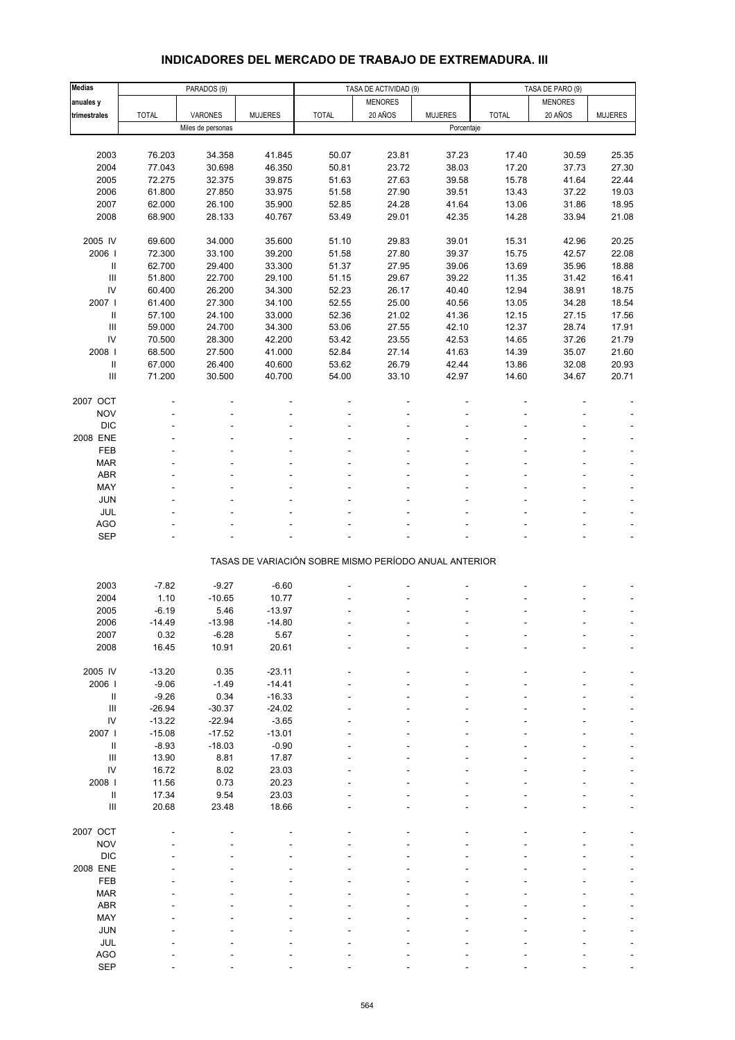## INDICADORES DEL MERCADO DE TRABAJO DE EXTREMADURA. III

| Medias anuales y trimestrales | PARADOS (9) | | | TASA DE ACTIVIDAD (9) | | | TASA DE PARO (9) | | |
|---|---|---|---|---|---|---|---|---|---|
| | TOTAL | VARONES | MUJERES | TOTAL | MENORES 20 AÑOS | MUJERES | TOTAL | MENORES 20 AÑOS | MUJERES |
| | Miles de personas | | | Porcentaje | | | | | |
| 2003 | 76.203 | 34.358 | 41.845 | 50.07 | 23.81 | 37.23 | 17.40 | 30.59 | 25.35 |
| 2004 | 77.043 | 30.698 | 46.350 | 50.81 | 23.72 | 38.03 | 17.20 | 37.73 | 27.30 |
| 2005 | 72.275 | 32.375 | 39.875 | 51.63 | 27.63 | 39.58 | 15.78 | 41.64 | 22.44 |
| 2006 | 61.800 | 27.850 | 33.975 | 51.58 | 27.90 | 39.51 | 13.43 | 37.22 | 19.03 |
| 2007 | 62.000 | 26.100 | 35.900 | 52.85 | 24.28 | 41.64 | 13.06 | 31.86 | 18.95 |
| 2008 | 68.900 | 28.133 | 40.767 | 53.49 | 29.01 | 42.35 | 14.28 | 33.94 | 21.08 |
| 2005 IV | 69.600 | 34.000 | 35.600 | 51.10 | 29.83 | 39.01 | 15.31 | 42.96 | 20.25 |
| 2006 I | 72.300 | 33.100 | 39.200 | 51.58 | 27.80 | 39.37 | 15.75 | 42.57 | 22.08 |
| II | 62.700 | 29.400 | 33.300 | 51.37 | 27.95 | 39.06 | 13.69 | 35.96 | 18.88 |
| III | 51.800 | 22.700 | 29.100 | 51.15 | 29.67 | 39.22 | 11.35 | 31.42 | 16.41 |
| IV | 60.400 | 26.200 | 34.300 | 52.23 | 26.17 | 40.40 | 12.94 | 38.91 | 18.75 |
| 2007 I | 61.400 | 27.300 | 34.100 | 52.55 | 25.00 | 40.56 | 13.05 | 34.28 | 18.54 |
| II | 57.100 | 24.100 | 33.000 | 52.36 | 21.02 | 41.36 | 12.15 | 27.15 | 17.56 |
| III | 59.000 | 24.700 | 34.300 | 53.06 | 27.55 | 42.10 | 12.37 | 28.74 | 17.91 |
| IV | 70.500 | 28.300 | 42.200 | 53.42 | 23.55 | 42.53 | 14.65 | 37.26 | 21.79 |
| 2008 I | 68.500 | 27.500 | 41.000 | 52.84 | 27.14 | 41.63 | 14.39 | 35.07 | 21.60 |
| II | 67.000 | 26.400 | 40.600 | 53.62 | 26.79 | 42.44 | 13.86 | 32.08 | 20.93 |
| III | 71.200 | 30.500 | 40.700 | 54.00 | 33.10 | 42.97 | 14.60 | 34.67 | 20.71 |
| 2007 OCT | - | - | - | - | - | - | - | - | - |
| NOV | - | - | - | - | - | - | - | - | - |
| DIC | - | - | - | - | - | - | - | - | - |
| 2008 ENE | - | - | - | - | - | - | - | - | - |
| FEB | - | - | - | - | - | - | - | - | - |
| MAR | - | - | - | - | - | - | - | - | - |
| ABR | - | - | - | - | - | - | - | - | - |
| MAY | - | - | - | - | - | - | - | - | - |
| JUN | - | - | - | - | - | - | - | - | - |
| JUL | - | - | - | - | - | - | - | - | - |
| AGO | - | - | - | - | - | - | - | - | - |
| SEP | - | - | - | - | - | - | - | - | - |
| | TASAS DE VARIACIÓN SOBRE MISMO PERÍODO ANUAL ANTERIOR | | | | | | | | |
| 2003 | -7.82 | -9.27 | -6.60 | - | - | - | - | - | - |
| 2004 | 1.10 | -10.65 | 10.77 | - | - | - | - | - | - |
| 2005 | -6.19 | 5.46 | -13.97 | - | - | - | - | - | - |
| 2006 | -14.49 | -13.98 | -14.80 | - | - | - | - | - | - |
| 2007 | 0.32 | -6.28 | 5.67 | - | - | - | - | - | - |
| 2008 | 16.45 | 10.91 | 20.61 | - | - | - | - | - | - |
| 2005 IV | -13.20 | 0.35 | -23.11 | - | - | - | - | - | - |
| 2006 I | -9.06 | -1.49 | -14.41 | - | - | - | - | - | - |
| II | -9.26 | 0.34 | -16.33 | - | - | - | - | - | - |
| III | -26.94 | -30.37 | -24.02 | - | - | - | - | - | - |
| IV | -13.22 | -22.94 | -3.65 | - | - | - | - | - | - |
| 2007 I | -15.08 | -17.52 | -13.01 | - | - | - | - | - | - |
| II | -8.93 | -18.03 | -0.90 | - | - | - | - | - | - |
| III | 13.90 | 8.81 | 17.87 | - | - | - | - | - | - |
| IV | 16.72 | 8.02 | 23.03 | - | - | - | - | - | - |
| 2008 I | 11.56 | 0.73 | 20.23 | - | - | - | - | - | - |
| II | 17.34 | 9.54 | 23.03 | - | - | - | - | - | - |
| III | 20.68 | 23.48 | 18.66 | - | - | - | - | - | - |
| 2007 OCT | - | - | - | - | - | - | - | - | - |
| NOV | - | - | - | - | - | - | - | - | - |
| DIC | - | - | - | - | - | - | - | - | - |
| 2008 ENE | - | - | - | - | - | - | - | - | - |
| FEB | - | - | - | - | - | - | - | - | - |
| MAR | - | - | - | - | - | - | - | - | - |
| ABR | - | - | - | - | - | - | - | - | - |
| MAY | - | - | - | - | - | - | - | - | - |
| JUN | - | - | - | - | - | - | - | - | - |
| JUL | - | - | - | - | - | - | - | - | - |
| AGO | - | - | - | - | - | - | - | - | - |
| SEP | - | - | - | - | - | - | - | - | - |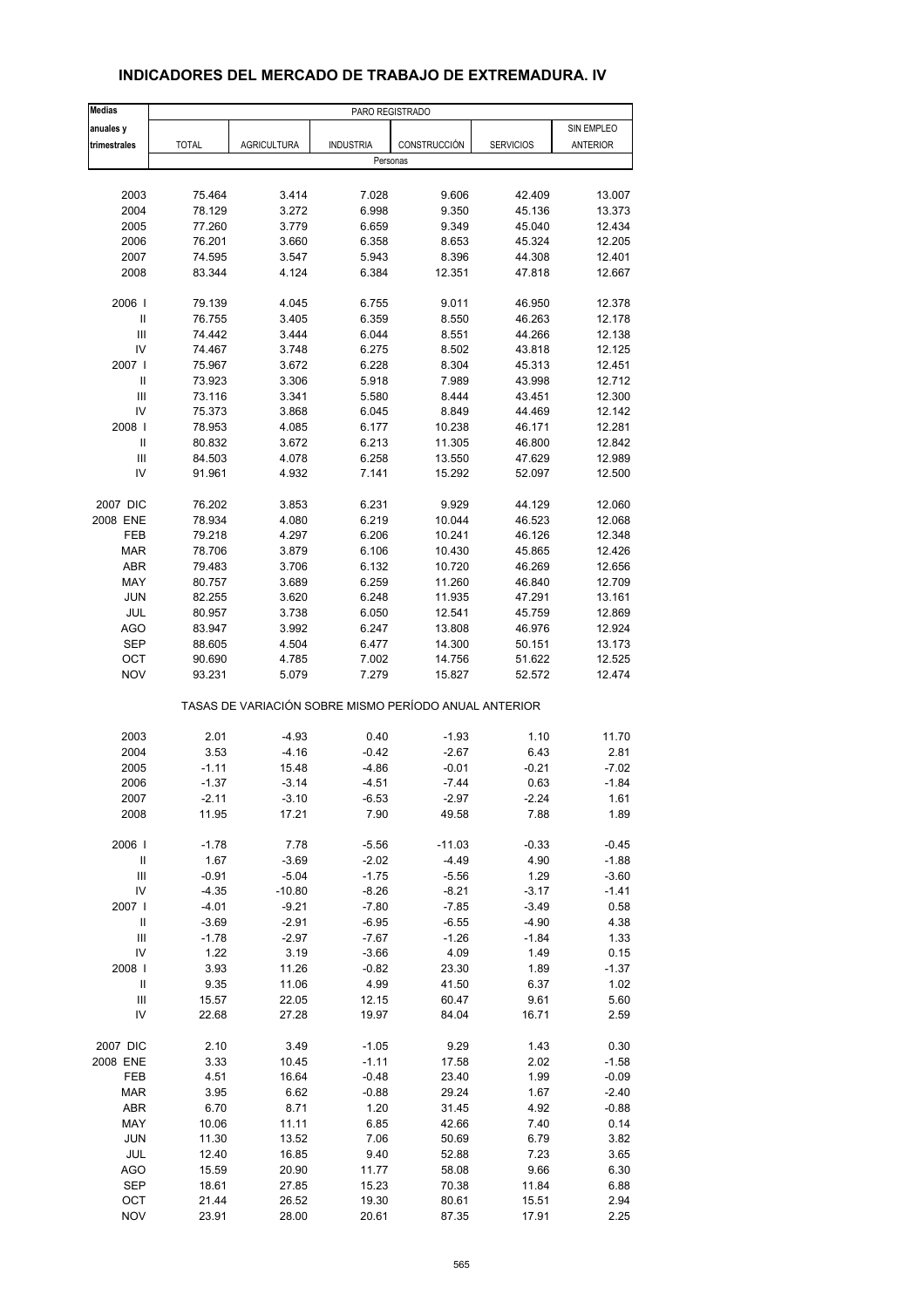## INDICADORES DEL MERCADO DE TRABAJO DE EXTREMADURA. IV

| Medias anuales y trimestrales | PARO REGISTRADO | | | | | |
|---|---|---|---|---|---|---|
| | TOTAL | AGRICULTURA | INDUSTRIA | CONSTRUCCIÓN | SERVICIOS | SIN EMPLEO ANTERIOR |
| | Personas | | | | | |
| 2003 | 75.464 | 3.414 | 7.028 | 9.606 | 42.409 | 13.007 |
| 2004 | 78.129 | 3.272 | 6.998 | 9.350 | 45.136 | 13.373 |
| 2005 | 77.260 | 3.779 | 6.659 | 9.349 | 45.040 | 12.434 |
| 2006 | 76.201 | 3.660 | 6.358 | 8.653 | 45.324 | 12.205 |
| 2007 | 74.595 | 3.547 | 5.943 | 8.396 | 44.308 | 12.401 |
| 2008 | 83.344 | 4.124 | 6.384 | 12.351 | 47.818 | 12.667 |
| 2006 I | 79.139 | 4.045 | 6.755 | 9.011 | 46.950 | 12.378 |
| II | 76.755 | 3.405 | 6.359 | 8.550 | 46.263 | 12.178 |
| III | 74.442 | 3.444 | 6.044 | 8.551 | 44.266 | 12.138 |
| IV | 74.467 | 3.748 | 6.275 | 8.502 | 43.818 | 12.125 |
| 2007 I | 75.967 | 3.672 | 6.228 | 8.304 | 45.313 | 12.451 |
| II | 73.923 | 3.306 | 5.918 | 7.989 | 43.998 | 12.712 |
| III | 73.116 | 3.341 | 5.580 | 8.444 | 43.451 | 12.300 |
| IV | 75.373 | 3.868 | 6.045 | 8.849 | 44.469 | 12.142 |
| 2008 I | 78.953 | 4.085 | 6.177 | 10.238 | 46.171 | 12.281 |
| II | 80.832 | 3.672 | 6.213 | 11.305 | 46.800 | 12.842 |
| III | 84.503 | 4.078 | 6.258 | 13.550 | 47.629 | 12.989 |
| IV | 91.961 | 4.932 | 7.141 | 15.292 | 52.097 | 12.500 |
| 2007 DIC | 76.202 | 3.853 | 6.231 | 9.929 | 44.129 | 12.060 |
| 2008 ENE | 78.934 | 4.080 | 6.219 | 10.044 | 46.523 | 12.068 |
| FEB | 79.218 | 4.297 | 6.206 | 10.241 | 46.126 | 12.348 |
| MAR | 78.706 | 3.879 | 6.106 | 10.430 | 45.865 | 12.426 |
| ABR | 79.483 | 3.706 | 6.132 | 10.720 | 46.269 | 12.656 |
| MAY | 80.757 | 3.689 | 6.259 | 11.260 | 46.840 | 12.709 |
| JUN | 82.255 | 3.620 | 6.248 | 11.935 | 47.291 | 13.161 |
| JUL | 80.957 | 3.738 | 6.050 | 12.541 | 45.759 | 12.869 |
| AGO | 83.947 | 3.992 | 6.247 | 13.808 | 46.976 | 12.924 |
| SEP | 88.605 | 4.504 | 6.477 | 14.300 | 50.151 | 13.173 |
| OCT | 90.690 | 4.785 | 7.002 | 14.756 | 51.622 | 12.525 |
| NOV | 93.231 | 5.079 | 7.279 | 15.827 | 52.572 | 12.474 |
| | TASAS DE VARIACIÓN SOBRE MISMO PERÍODO ANUAL ANTERIOR | | | | | |
| 2003 | 2.01 | -4.93 | 0.40 | -1.93 | 1.10 | 11.70 |
| 2004 | 3.53 | -4.16 | -0.42 | -2.67 | 6.43 | 2.81 |
| 2005 | -1.11 | 15.48 | -4.86 | -0.01 | -0.21 | -7.02 |
| 2006 | -1.37 | -3.14 | -4.51 | -7.44 | 0.63 | -1.84 |
| 2007 | -2.11 | -3.10 | -6.53 | -2.97 | -2.24 | 1.61 |
| 2008 | 11.95 | 17.21 | 7.90 | 49.58 | 7.88 | 1.89 |
| 2006 I | -1.78 | 7.78 | -5.56 | -11.03 | -0.33 | -0.45 |
| II | 1.67 | -3.69 | -2.02 | -4.49 | 4.90 | -1.88 |
| III | -0.91 | -5.04 | -1.75 | -5.56 | 1.29 | -3.60 |
| IV | -4.35 | -10.80 | -8.26 | -8.21 | -3.17 | -1.41 |
| 2007 I | -4.01 | -9.21 | -7.80 | -7.85 | -3.49 | 0.58 |
| II | -3.69 | -2.91 | -6.95 | -6.55 | -4.90 | 4.38 |
| III | -1.78 | -2.97 | -7.67 | -1.26 | -1.84 | 1.33 |
| IV | 1.22 | 3.19 | -3.66 | 4.09 | 1.49 | 0.15 |
| 2008 I | 3.93 | 11.26 | -0.82 | 23.30 | 1.89 | -1.37 |
| II | 9.35 | 11.06 | 4.99 | 41.50 | 6.37 | 1.02 |
| III | 15.57 | 22.05 | 12.15 | 60.47 | 9.61 | 5.60 |
| IV | 22.68 | 27.28 | 19.97 | 84.04 | 16.71 | 2.59 |
| 2007 DIC | 2.10 | 3.49 | -1.05 | 9.29 | 1.43 | 0.30 |
| 2008 ENE | 3.33 | 10.45 | -1.11 | 17.58 | 2.02 | -1.58 |
| FEB | 4.51 | 16.64 | -0.48 | 23.40 | 1.99 | -0.09 |
| MAR | 3.95 | 6.62 | -0.88 | 29.24 | 1.67 | -2.40 |
| ABR | 6.70 | 8.71 | 1.20 | 31.45 | 4.92 | -0.88 |
| MAY | 10.06 | 11.11 | 6.85 | 42.66 | 7.40 | 0.14 |
| JUN | 11.30 | 13.52 | 7.06 | 50.69 | 6.79 | 3.82 |
| JUL | 12.40 | 16.85 | 9.40 | 52.88 | 7.23 | 3.65 |
| AGO | 15.59 | 20.90 | 11.77 | 58.08 | 9.66 | 6.30 |
| SEP | 18.61 | 27.85 | 15.23 | 70.38 | 11.84 | 6.88 |
| OCT | 21.44 | 26.52 | 19.30 | 80.61 | 15.51 | 2.94 |
| NOV | 23.91 | 28.00 | 20.61 | 87.35 | 17.91 | 2.25 |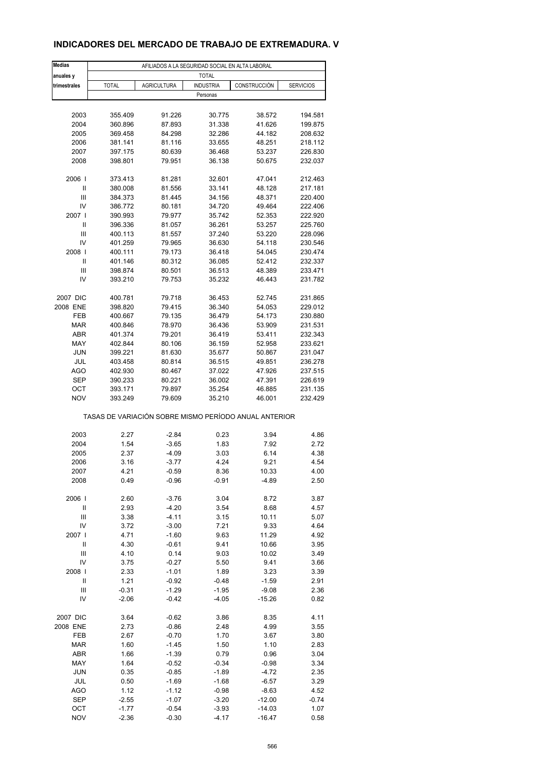## INDICADORES DEL MERCADO DE TRABAJO DE EXTREMADURA. V

| Medias anuales y trimestrales | AFILIADOS A LA SEGURIDAD SOCIAL EN ALTA LABORAL | | | | |
|---|---|---|---|---|---|
| | TOTAL | | | | |
| | TOTAL | AGRICULTURA | INDUSTRIA | CONSTRUCCIÓN | SERVICIOS |
| | Personas | | | | |
| 2003 | 355.409 | 91.226 | 30.775 | 38.572 | 194.581 |
| 2004 | 360.896 | 87.893 | 31.338 | 41.626 | 199.875 |
| 2005 | 369.458 | 84.298 | 32.286 | 44.182 | 208.632 |
| 2006 | 381.141 | 81.116 | 33.655 | 48.251 | 218.112 |
| 2007 | 397.175 | 80.639 | 36.468 | 53.237 | 226.830 |
| 2008 | 398.801 | 79.951 | 36.138 | 50.675 | 232.037 |
| 2006 I | 373.413 | 81.281 | 32.601 | 47.041 | 212.463 |
| II | 380.008 | 81.556 | 33.141 | 48.128 | 217.181 |
| III | 384.373 | 81.445 | 34.156 | 48.371 | 220.400 |
| IV | 386.772 | 80.181 | 34.720 | 49.464 | 222.406 |
| 2007 I | 390.993 | 79.977 | 35.742 | 52.353 | 222.920 |
| II | 396.336 | 81.057 | 36.261 | 53.257 | 225.760 |
| III | 400.113 | 81.557 | 37.240 | 53.220 | 228.096 |
| IV | 401.259 | 79.965 | 36.630 | 54.118 | 230.546 |
| 2008 I | 400.111 | 79.173 | 36.418 | 54.045 | 230.474 |
| II | 401.146 | 80.312 | 36.085 | 52.412 | 232.337 |
| III | 398.874 | 80.501 | 36.513 | 48.389 | 233.471 |
| IV | 393.210 | 79.753 | 35.232 | 46.443 | 231.782 |
| 2007 DIC | 400.781 | 79.718 | 36.453 | 52.745 | 231.865 |
| 2008 ENE | 398.820 | 79.415 | 36.340 | 54.053 | 229.012 |
| FEB | 400.667 | 79.135 | 36.479 | 54.173 | 230.880 |
| MAR | 400.846 | 78.970 | 36.436 | 53.909 | 231.531 |
| ABR | 401.374 | 79.201 | 36.419 | 53.411 | 232.343 |
| MAY | 402.844 | 80.106 | 36.159 | 52.958 | 233.621 |
| JUN | 399.221 | 81.630 | 35.677 | 50.867 | 231.047 |
| JUL | 403.458 | 80.814 | 36.515 | 49.851 | 236.278 |
| AGO | 402.930 | 80.467 | 37.022 | 47.926 | 237.515 |
| SEP | 390.233 | 80.221 | 36.002 | 47.391 | 226.619 |
| OCT | 393.171 | 79.897 | 35.254 | 46.885 | 231.135 |
| NOV | 393.249 | 79.609 | 35.210 | 46.001 | 232.429 |
| | TASAS DE VARIACIÓN SOBRE MISMO PERÍODO ANUAL ANTERIOR | | | | |
| 2003 | 2.27 | -2.84 | 0.23 | 3.94 | 4.86 |
| 2004 | 1.54 | -3.65 | 1.83 | 7.92 | 2.72 |
| 2005 | 2.37 | -4.09 | 3.03 | 6.14 | 4.38 |
| 2006 | 3.16 | -3.77 | 4.24 | 9.21 | 4.54 |
| 2007 | 4.21 | -0.59 | 8.36 | 10.33 | 4.00 |
| 2008 | 0.49 | -0.96 | -0.91 | -4.89 | 2.50 |
| 2006 I | 2.60 | -3.76 | 3.04 | 8.72 | 3.87 |
| II | 2.93 | -4.20 | 3.54 | 8.68 | 4.57 |
| III | 3.38 | -4.11 | 3.15 | 10.11 | 5.07 |
| IV | 3.72 | -3.00 | 7.21 | 9.33 | 4.64 |
| 2007 I | 4.71 | -1.60 | 9.63 | 11.29 | 4.92 |
| II | 4.30 | -0.61 | 9.41 | 10.66 | 3.95 |
| III | 4.10 | 0.14 | 9.03 | 10.02 | 3.49 |
| IV | 3.75 | -0.27 | 5.50 | 9.41 | 3.66 |
| 2008 I | 2.33 | -1.01 | 1.89 | 3.23 | 3.39 |
| II | 1.21 | -0.92 | -0.48 | -1.59 | 2.91 |
| III | -0.31 | -1.29 | -1.95 | -9.08 | 2.36 |
| IV | -2.06 | -0.42 | -4.05 | -15.26 | 0.82 |
| 2007 DIC | 3.64 | -0.62 | 3.86 | 8.35 | 4.11 |
| 2008 ENE | 2.73 | -0.86 | 2.48 | 4.99 | 3.55 |
| FEB | 2.67 | -0.70 | 1.70 | 3.67 | 3.80 |
| MAR | 1.60 | -1.45 | 1.50 | 1.10 | 2.83 |
| ABR | 1.66 | -1.39 | 0.79 | 0.96 | 3.04 |
| MAY | 1.64 | -0.52 | -0.34 | -0.98 | 3.34 |
| JUN | 0.35 | -0.85 | -1.89 | -4.72 | 2.35 |
| JUL | 0.50 | -1.69 | -1.68 | -6.57 | 3.29 |
| AGO | 1.12 | -1.12 | -0.98 | -8.63 | 4.52 |
| SEP | -2.55 | -1.07 | -3.20 | -12.00 | -0.74 |
| OCT | -1.77 | -0.54 | -3.93 | -14.03 | 1.07 |
| NOV | -2.36 | -0.30 | -4.17 | -16.47 | 0.58 |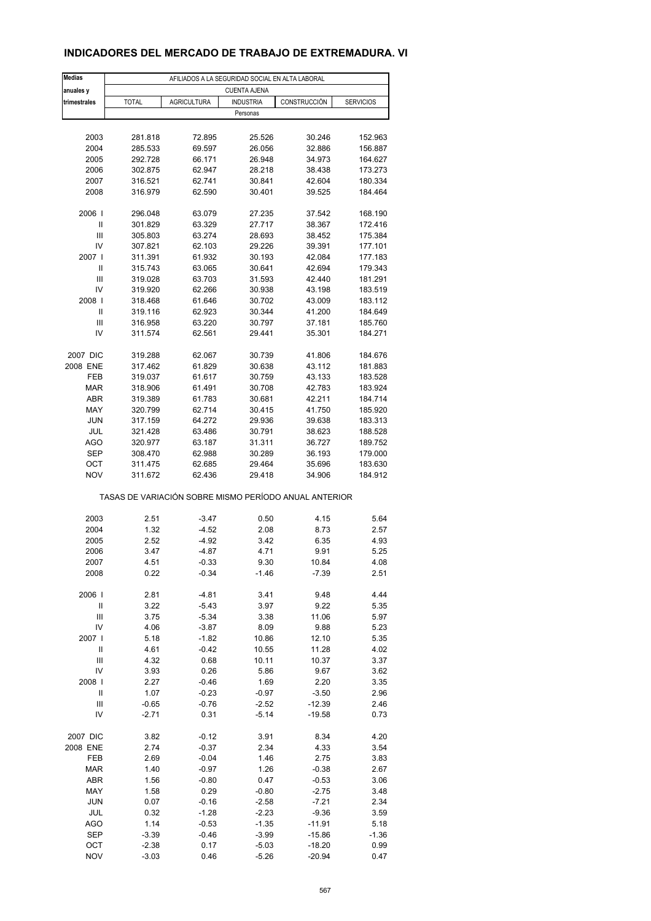## INDICADORES DEL MERCADO DE TRABAJO DE EXTREMADURA. VI

| Medias anuales y trimestrales | AFILIADOS A LA SEGURIDAD SOCIAL EN ALTA LABORAL | | | | |
|---|---|---|---|---|---|
| | CUENTA AJENA | | | | |
| | TOTAL | AGRICULTURA | INDUSTRIA | CONSTRUCCIÓN | SERVICIOS |
| | Personas | | | | |
| 2003 | 281.818 | 72.895 | 25.526 | 30.246 | 152.963 |
| 2004 | 285.533 | 69.597 | 26.056 | 32.886 | 156.887 |
| 2005 | 292.728 | 66.171 | 26.948 | 34.973 | 164.627 |
| 2006 | 302.875 | 62.947 | 28.218 | 38.438 | 173.273 |
| 2007 | 316.521 | 62.741 | 30.841 | 42.604 | 180.334 |
| 2008 | 316.979 | 62.590 | 30.401 | 39.525 | 184.464 |
| 2006 I | 296.048 | 63.079 | 27.235 | 37.542 | 168.190 |
| II | 301.829 | 63.329 | 27.717 | 38.367 | 172.416 |
| III | 305.803 | 63.274 | 28.693 | 38.452 | 175.384 |
| IV | 307.821 | 62.103 | 29.226 | 39.391 | 177.101 |
| 2007 I | 311.391 | 61.932 | 30.193 | 42.084 | 177.183 |
| II | 315.743 | 63.065 | 30.641 | 42.694 | 179.343 |
| III | 319.028 | 63.703 | 31.593 | 42.440 | 181.291 |
| IV | 319.920 | 62.266 | 30.938 | 43.198 | 183.519 |
| 2008 I | 318.468 | 61.646 | 30.702 | 43.009 | 183.112 |
| II | 319.116 | 62.923 | 30.344 | 41.200 | 184.649 |
| III | 316.958 | 63.220 | 30.797 | 37.181 | 185.760 |
| IV | 311.574 | 62.561 | 29.441 | 35.301 | 184.271 |
| 2007 DIC | 319.288 | 62.067 | 30.739 | 41.806 | 184.676 |
| 2008 ENE | 317.462 | 61.829 | 30.638 | 43.112 | 181.883 |
| FEB | 319.037 | 61.617 | 30.759 | 43.133 | 183.528 |
| MAR | 318.906 | 61.491 | 30.708 | 42.783 | 183.924 |
| ABR | 319.389 | 61.783 | 30.681 | 42.211 | 184.714 |
| MAY | 320.799 | 62.714 | 30.415 | 41.750 | 185.920 |
| JUN | 317.159 | 64.272 | 29.936 | 39.638 | 183.313 |
| JUL | 321.428 | 63.486 | 30.791 | 38.623 | 188.528 |
| AGO | 320.977 | 63.187 | 31.311 | 36.727 | 189.752 |
| SEP | 308.470 | 62.988 | 30.289 | 36.193 | 179.000 |
| OCT | 311.475 | 62.685 | 29.464 | 35.696 | 183.630 |
| NOV | 311.672 | 62.436 | 29.418 | 34.906 | 184.912 |
| | TASAS DE VARIACIÓN SOBRE MISMO PERÍODO ANUAL ANTERIOR | | | | |
| 2003 | 2.51 | -3.47 | 0.50 | 4.15 | 5.64 |
| 2004 | 1.32 | -4.52 | 2.08 | 8.73 | 2.57 |
| 2005 | 2.52 | -4.92 | 3.42 | 6.35 | 4.93 |
| 2006 | 3.47 | -4.87 | 4.71 | 9.91 | 5.25 |
| 2007 | 4.51 | -0.33 | 9.30 | 10.84 | 4.08 |
| 2008 | 0.22 | -0.34 | -1.46 | -7.39 | 2.51 |
| 2006 I | 2.81 | -4.81 | 3.41 | 9.48 | 4.44 |
| II | 3.22 | -5.43 | 3.97 | 9.22 | 5.35 |
| III | 3.75 | -5.34 | 3.38 | 11.06 | 5.97 |
| IV | 4.06 | -3.87 | 8.09 | 9.88 | 5.23 |
| 2007 I | 5.18 | -1.82 | 10.86 | 12.10 | 5.35 |
| II | 4.61 | -0.42 | 10.55 | 11.28 | 4.02 |
| III | 4.32 | 0.68 | 10.11 | 10.37 | 3.37 |
| IV | 3.93 | 0.26 | 5.86 | 9.67 | 3.62 |
| 2008 I | 2.27 | -0.46 | 1.69 | 2.20 | 3.35 |
| II | 1.07 | -0.23 | -0.97 | -3.50 | 2.96 |
| III | -0.65 | -0.76 | -2.52 | -12.39 | 2.46 |
| IV | -2.71 | 0.31 | -5.14 | -19.58 | 0.73 |
| 2007 DIC | 3.82 | -0.12 | 3.91 | 8.34 | 4.20 |
| 2008 ENE | 2.74 | -0.37 | 2.34 | 4.33 | 3.54 |
| FEB | 2.69 | -0.04 | 1.46 | 2.75 | 3.83 |
| MAR | 1.40 | -0.97 | 1.26 | -0.38 | 2.67 |
| ABR | 1.56 | -0.80 | 0.47 | -0.53 | 3.06 |
| MAY | 1.58 | 0.29 | -0.80 | -2.75 | 3.48 |
| JUN | 0.07 | -0.16 | -2.58 | -7.21 | 2.34 |
| JUL | 0.32 | -1.28 | -2.23 | -9.36 | 3.59 |
| AGO | 1.14 | -0.53 | -1.35 | -11.91 | 5.18 |
| SEP | -3.39 | -0.46 | -3.99 | -15.86 | -1.36 |
| OCT | -2.38 | 0.17 | -5.03 | -18.20 | 0.99 |
| NOV | -3.03 | 0.46 | -5.26 | -20.94 | 0.47 |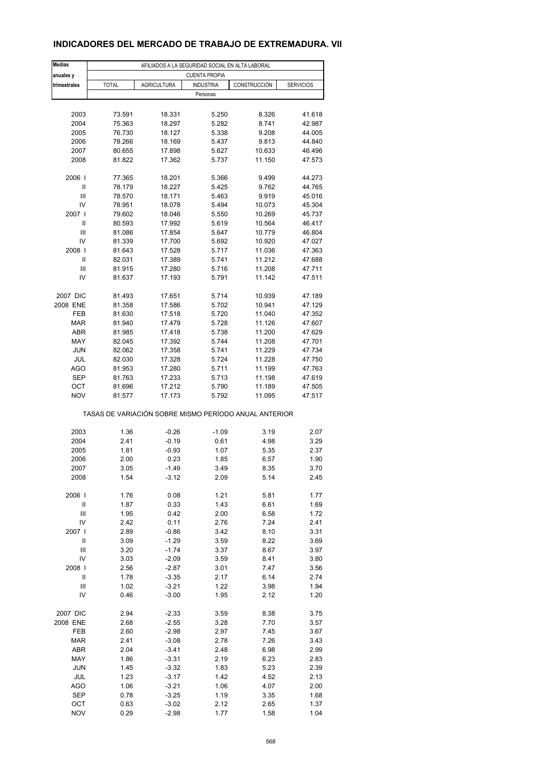# INDICADORES DEL MERCADO DE TRABAJO DE EXTREMADURA. VII

| Medias anuales y trimestrales | AFILIADOS A LA SEGURIDAD SOCIAL EN ALTA LABORAL | | | | |
|---|---|---|---|---|---|
| | CUENTA PROPIA | | | | |
| | TOTAL | AGRICULTURA | INDUSTRIA | CONSTRUCCIÓN | SERVICIOS |
| | Personas | | | | |
| 2003 | 73.591 | 18.331 | 5.250 | 8.326 | 41.618 |
| 2004 | 75.363 | 18.297 | 5.282 | 8.741 | 42.987 |
| 2005 | 76.730 | 18.127 | 5.338 | 9.208 | 44.005 |
| 2006 | 78.266 | 18.169 | 5.437 | 9.813 | 44.840 |
| 2007 | 80.655 | 17.898 | 5.627 | 10.633 | 46.496 |
| 2008 | 81.822 | 17.362 | 5.737 | 11.150 | 47.573 |
| 2006 I | 77.365 | 18.201 | 5.366 | 9.499 | 44.273 |
| II | 78.179 | 18.227 | 5.425 | 9.762 | 44.765 |
| III | 78.570 | 18.171 | 5.463 | 9.919 | 45.016 |
| IV | 78.951 | 18.078 | 5.494 | 10.073 | 45.304 |
| 2007 I | 79.602 | 18.046 | 5.550 | 10.269 | 45.737 |
| II | 80.593 | 17.992 | 5.619 | 10.564 | 46.417 |
| III | 81.086 | 17.854 | 5.647 | 10.779 | 46.804 |
| IV | 81.339 | 17.700 | 5.692 | 10.920 | 47.027 |
| 2008 I | 81.643 | 17.528 | 5.717 | 11.036 | 47.363 |
| II | 82.031 | 17.389 | 5.741 | 11.212 | 47.688 |
| III | 81.915 | 17.280 | 5.716 | 11.208 | 47.711 |
| IV | 81.637 | 17.193 | 5.791 | 11.142 | 47.511 |
| 2007 DIC | 81.493 | 17.651 | 5.714 | 10.939 | 47.189 |
| 2008 ENE | 81.358 | 17.586 | 5.702 | 10.941 | 47.129 |
| FEB | 81.630 | 17.518 | 5.720 | 11.040 | 47.352 |
| MAR | 81.940 | 17.479 | 5.728 | 11.126 | 47.607 |
| ABR | 81.985 | 17.418 | 5.738 | 11.200 | 47.629 |
| MAY | 82.045 | 17.392 | 5.744 | 11.208 | 47.701 |
| JUN | 82.062 | 17.358 | 5.741 | 11.229 | 47.734 |
| JUL | 82.030 | 17.328 | 5.724 | 11.228 | 47.750 |
| AGO | 81.953 | 17.280 | 5.711 | 11.199 | 47.763 |
| SEP | 81.763 | 17.233 | 5.713 | 11.198 | 47.619 |
| OCT | 81.696 | 17.212 | 5.790 | 11.189 | 47.505 |
| NOV | 81.577 | 17.173 | 5.792 | 11.095 | 47.517 |
| | TASAS DE VARIACIÓN SOBRE MISMO PERÍODO ANUAL ANTERIOR | | | | |
| 2003 | 1.36 | -0.26 | -1.09 | 3.19 | 2.07 |
| 2004 | 2.41 | -0.19 | 0.61 | 4.98 | 3.29 |
| 2005 | 1.81 | -0.93 | 1.07 | 5.35 | 2.37 |
| 2006 | 2.00 | 0.23 | 1.85 | 6.57 | 1.90 |
| 2007 | 3.05 | -1.49 | 3.49 | 8.35 | 3.70 |
| 2008 | 1.54 | -3.12 | 2.09 | 5.14 | 2.45 |
| 2006 I | 1.76 | 0.08 | 1.21 | 5.81 | 1.77 |
| II | 1.87 | 0.33 | 1.43 | 6.61 | 1.69 |
| III | 1.95 | 0.42 | 2.00 | 6.58 | 1.72 |
| IV | 2.42 | 0.11 | 2.76 | 7.24 | 2.41 |
| 2007 I | 2.89 | -0.86 | 3.42 | 8.10 | 3.31 |
| II | 3.09 | -1.29 | 3.59 | 8.22 | 3.69 |
| III | 3.20 | -1.74 | 3.37 | 8.67 | 3.97 |
| IV | 3.03 | -2.09 | 3.59 | 8.41 | 3.80 |
| 2008 I | 2.56 | -2.87 | 3.01 | 7.47 | 3.56 |
| II | 1.78 | -3.35 | 2.17 | 6.14 | 2.74 |
| III | 1.02 | -3.21 | 1.22 | 3.98 | 1.94 |
| IV | 0.46 | -3.00 | 1.95 | 2.12 | 1.20 |
| 2007 DIC | 2.94 | -2.33 | 3.59 | 8.38 | 3.75 |
| 2008 ENE | 2.68 | -2.55 | 3.28 | 7.70 | 3.57 |
| FEB | 2.60 | -2.98 | 2.97 | 7.45 | 3.67 |
| MAR | 2.41 | -3.08 | 2.78 | 7.26 | 3.43 |
| ABR | 2.04 | -3.41 | 2.48 | 6.98 | 2.99 |
| MAY | 1.86 | -3.31 | 2.19 | 6.23 | 2.83 |
| JUN | 1.45 | -3.32 | 1.83 | 5.23 | 2.39 |
| JUL | 1.23 | -3.17 | 1.42 | 4.52 | 2.13 |
| AGO | 1.06 | -3.21 | 1.06 | 4.07 | 2.00 |
| SEP | 0.78 | -3.25 | 1.19 | 3.35 | 1.68 |
| OCT | 0.63 | -3.02 | 2.12 | 2.65 | 1.37 |
| NOV | 0.29 | -2.98 | 1.77 | 1.58 | 1.04 |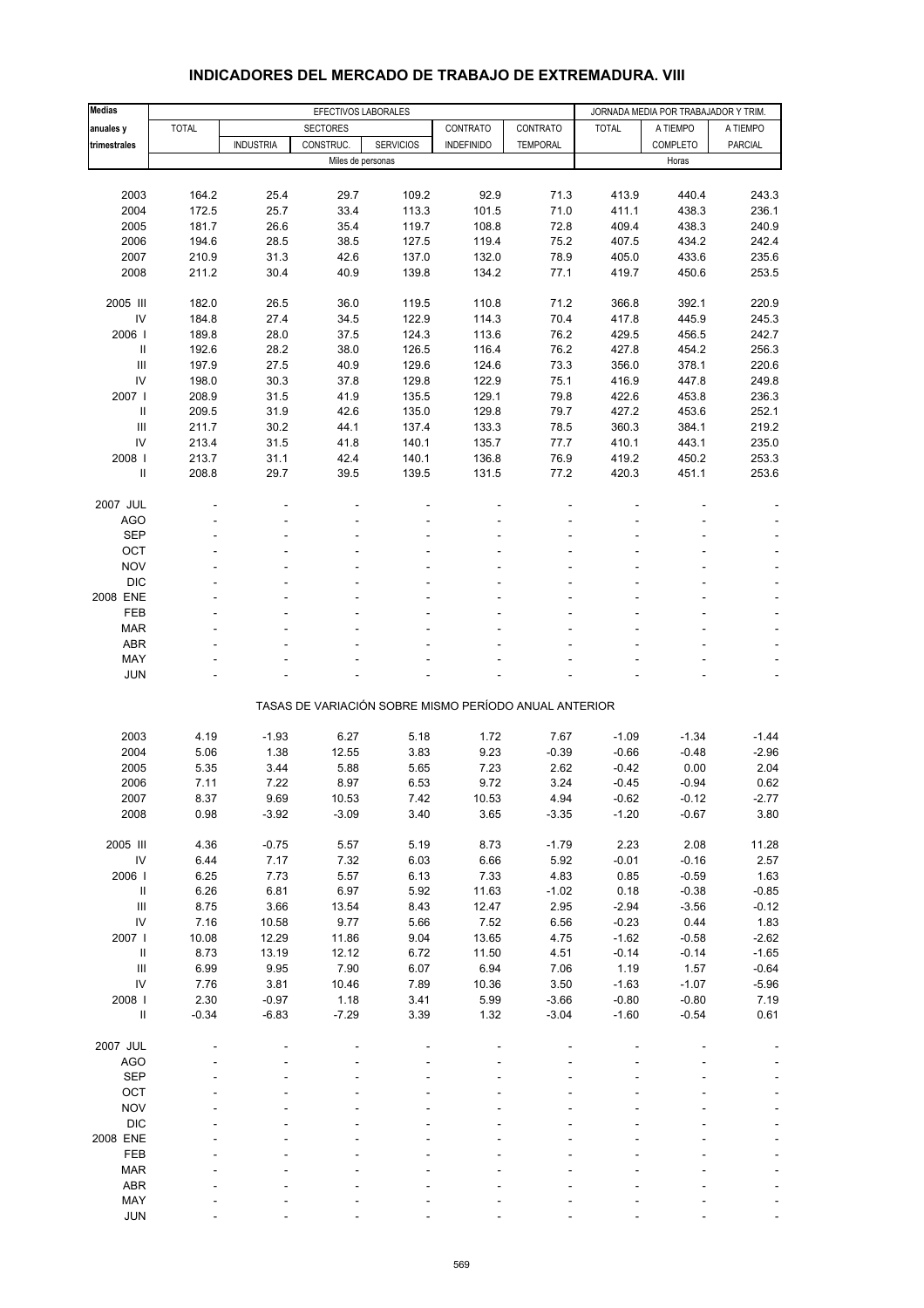# INDICADORES DEL MERCADO DE TRABAJO DE EXTREMADURA. VIII

| Medias anuales y trimestrales | EFECTIVOS LABORALES | | | | | | JORNADA MEDIA POR TRABAJADOR Y TRIM. | | |
|---|---|---|---|---|---|---|---|---|---|
| | TOTAL | SECTORES | | | CONTRATO | CONTRATO | TOTAL | A TIEMPO | A TIEMPO |
| | | INDUSTRIA | CONSTRUC. | SERVICIOS | INDEFINIDO | TEMPORAL | | COMPLETO | PARCIAL |
| | Miles de personas | | | | | | Horas | | |
| 2003 | 164.2 | 25.4 | 29.7 | 109.2 | 92.9 | 71.3 | 413.9 | 440.4 | 243.3 |
| 2004 | 172.5 | 25.7 | 33.4 | 113.3 | 101.5 | 71.0 | 411.1 | 438.3 | 236.1 |
| 2005 | 181.7 | 26.6 | 35.4 | 119.7 | 108.8 | 72.8 | 409.4 | 438.3 | 240.9 |
| 2006 | 194.6 | 28.5 | 38.5 | 127.5 | 119.4 | 75.2 | 407.5 | 434.2 | 242.4 |
| 2007 | 210.9 | 31.3 | 42.6 | 137.0 | 132.0 | 78.9 | 405.0 | 433.6 | 235.6 |
| 2008 | 211.2 | 30.4 | 40.9 | 139.8 | 134.2 | 77.1 | 419.7 | 450.6 | 253.5 |
| 2005 III | 182.0 | 26.5 | 36.0 | 119.5 | 110.8 | 71.2 | 366.8 | 392.1 | 220.9 |
| IV | 184.8 | 27.4 | 34.5 | 122.9 | 114.3 | 70.4 | 417.8 | 445.9 | 245.3 |
| 2006 I | 189.8 | 28.0 | 37.5 | 124.3 | 113.6 | 76.2 | 429.5 | 456.5 | 242.7 |
| II | 192.6 | 28.2 | 38.0 | 126.5 | 116.4 | 76.2 | 427.8 | 454.2 | 256.3 |
| III | 197.9 | 27.5 | 40.9 | 129.6 | 124.6 | 73.3 | 356.0 | 378.1 | 220.6 |
| IV | 198.0 | 30.3 | 37.8 | 129.8 | 122.9 | 75.1 | 416.9 | 447.8 | 249.8 |
| 2007 I | 208.9 | 31.5 | 41.9 | 135.5 | 129.1 | 79.8 | 422.6 | 453.8 | 236.3 |
| II | 209.5 | 31.9 | 42.6 | 135.0 | 129.8 | 79.7 | 427.2 | 453.6 | 252.1 |
| III | 211.7 | 30.2 | 44.1 | 137.4 | 133.3 | 78.5 | 360.3 | 384.1 | 219.2 |
| IV | 213.4 | 31.5 | 41.8 | 140.1 | 135.7 | 77.7 | 410.1 | 443.1 | 235.0 |
| 2008 I | 213.7 | 31.1 | 42.4 | 140.1 | 136.8 | 76.9 | 419.2 | 450.2 | 253.3 |
| II | 208.8 | 29.7 | 39.5 | 139.5 | 131.5 | 77.2 | 420.3 | 451.1 | 253.6 |
| 2007 JUL | - | - | - | - | - | - | - | - | - |
| AGO | - | - | - | - | - | - | - | - | - |
| SEP | - | - | - | - | - | - | - | - | - |
| OCT | - | - | - | - | - | - | - | - | - |
| NOV | - | - | - | - | - | - | - | - | - |
| DIC | - | - | - | - | - | - | - | - | - |
| 2008 ENE | - | - | - | - | - | - | - | - | - |
| FEB | - | - | - | - | - | - | - | - | - |
| MAR | - | - | - | - | - | - | - | - | - |
| ABR | - | - | - | - | - | - | - | - | - |
| MAY | - | - | - | - | - | - | - | - | - |
| JUN | - | - | - | - | - | - | - | - | - |

TASAS DE VARIACIÓN SOBRE MISMO PERÍODO ANUAL ANTERIOR

| | TOTAL | INDUSTRIA | CONSTRUC. | SERVICIOS | CONTRATO INDEFINIDO | CONTRATO TEMPORAL | TOTAL | A TIEMPO COMPLETO | A TIEMPO PARCIAL |
|---|---|---|---|---|---|---|---|---|---|
| 2003 | 4.19 | -1.93 | 6.27 | 5.18 | 1.72 | 7.67 | -1.09 | -1.34 | -1.44 |
| 2004 | 5.06 | 1.38 | 12.55 | 3.83 | 9.23 | -0.39 | -0.66 | -0.48 | -2.96 |
| 2005 | 5.35 | 3.44 | 5.88 | 5.65 | 7.23 | 2.62 | -0.42 | 0.00 | 2.04 |
| 2006 | 7.11 | 7.22 | 8.97 | 6.53 | 9.72 | 3.24 | -0.45 | -0.94 | 0.62 |
| 2007 | 8.37 | 9.69 | 10.53 | 7.42 | 10.53 | 4.94 | -0.62 | -0.12 | -2.77 |
| 2008 | 0.98 | -3.92 | -3.09 | 3.40 | 3.65 | -3.35 | -1.20 | -0.67 | 3.80 |
| 2005 III | 4.36 | -0.75 | 5.57 | 5.19 | 8.73 | -1.79 | 2.23 | 2.08 | 11.28 |
| IV | 6.44 | 7.17 | 7.32 | 6.03 | 6.66 | 5.92 | -0.01 | -0.16 | 2.57 |
| 2006 I | 6.25 | 7.73 | 5.57 | 6.13 | 7.33 | 4.83 | 0.85 | -0.59 | 1.63 |
| II | 6.26 | 6.81 | 6.97 | 5.92 | 11.63 | -1.02 | 0.18 | -0.38 | -0.85 |
| III | 8.75 | 3.66 | 13.54 | 8.43 | 12.47 | 2.95 | -2.94 | -3.56 | -0.12 |
| IV | 7.16 | 10.58 | 9.77 | 5.66 | 7.52 | 6.56 | -0.23 | 0.44 | 1.83 |
| 2007 I | 10.08 | 12.29 | 11.86 | 9.04 | 13.65 | 4.75 | -1.62 | -0.58 | -2.62 |
| II | 8.73 | 13.19 | 12.12 | 6.72 | 11.50 | 4.51 | -0.14 | -0.14 | -1.65 |
| III | 6.99 | 9.95 | 7.90 | 6.07 | 6.94 | 7.06 | 1.19 | 1.57 | -0.64 |
| IV | 7.76 | 3.81 | 10.46 | 7.89 | 10.36 | 3.50 | -1.63 | -1.07 | -5.96 |
| 2008 I | 2.30 | -0.97 | 1.18 | 3.41 | 5.99 | -3.66 | -0.80 | -0.80 | 7.19 |
| II | -0.34 | -6.83 | -7.29 | 3.39 | 1.32 | -3.04 | -1.60 | -0.54 | 0.61 |
| 2007 JUL | - | - | - | - | - | - | - | - | - |
| AGO | - | - | - | - | - | - | - | - | - |
| SEP | - | - | - | - | - | - | - | - | - |
| OCT | - | - | - | - | - | - | - | - | - |
| NOV | - | - | - | - | - | - | - | - | - |
| DIC | - | - | - | - | - | - | - | - | - |
| 2008 ENE | - | - | - | - | - | - | - | - | - |
| FEB | - | - | - | - | - | - | - | - | - |
| MAR | - | - | - | - | - | - | - | - | - |
| ABR | - | - | - | - | - | - | - | - | - |
| MAY | - | - | - | - | - | - | - | - | - |
| JUN | - | - | - | - | - | - | - | - | - |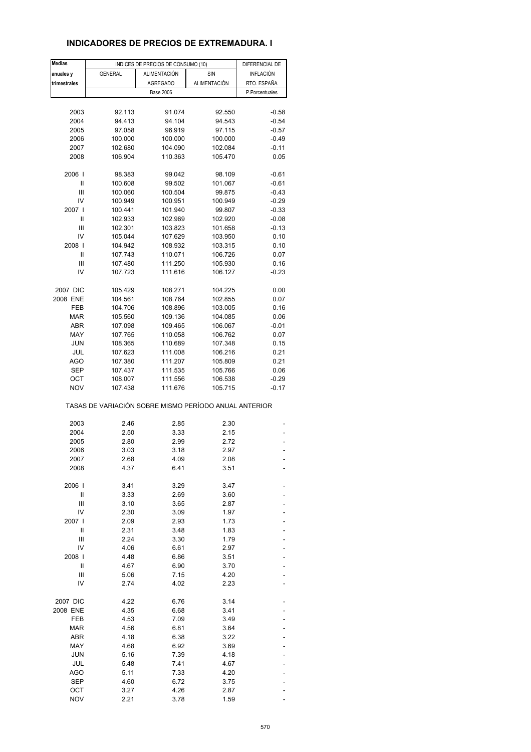## INDICADORES DE PRECIOS DE EXTREMADURA. I

| Medias anuales y trimestrales | INDICES DE PRECIOS DE CONSUMO (10) | | | DIFERENCIAL DE INFLACIÓN RTO. ESPAÑA |
|---|---|---|---|---|
| | GENERAL | ALIMENTACIÓN AGREGADO | SIN ALIMENTACIÓN | |
| | Base 2006 | | | P.Porcentuales |
| 2003 | 92.113 | 91.074 | 92.550 | -0.58 |
| 2004 | 94.413 | 94.104 | 94.543 | -0.54 |
| 2005 | 97.058 | 96.919 | 97.115 | -0.57 |
| 2006 | 100.000 | 100.000 | 100.000 | -0.49 |
| 2007 | 102.680 | 104.090 | 102.084 | -0.11 |
| 2008 | 106.904 | 110.363 | 105.470 | 0.05 |
| 2006 I | 98.383 | 99.042 | 98.109 | -0.61 |
| II | 100.608 | 99.502 | 101.067 | -0.61 |
| III | 100.060 | 100.504 | 99.875 | -0.43 |
| IV | 100.949 | 100.951 | 100.949 | -0.29 |
| 2007 I | 100.441 | 101.940 | 99.807 | -0.33 |
| II | 102.933 | 102.969 | 102.920 | -0.08 |
| III | 102.301 | 103.823 | 101.658 | -0.13 |
| IV | 105.044 | 107.629 | 103.950 | 0.10 |
| 2008 I | 104.942 | 108.932 | 103.315 | 0.10 |
| II | 107.743 | 110.071 | 106.726 | 0.07 |
| III | 107.480 | 111.250 | 105.930 | 0.16 |
| IV | 107.723 | 111.616 | 106.127 | -0.23 |
| 2007 DIC | 105.429 | 108.271 | 104.225 | 0.00 |
| 2008 ENE | 104.561 | 108.764 | 102.855 | 0.07 |
| FEB | 104.706 | 108.896 | 103.005 | 0.16 |
| MAR | 105.560 | 109.136 | 104.085 | 0.06 |
| ABR | 107.098 | 109.465 | 106.067 | -0.01 |
| MAY | 107.765 | 110.058 | 106.762 | 0.07 |
| JUN | 108.365 | 110.689 | 107.348 | 0.15 |
| JUL | 107.623 | 111.008 | 106.216 | 0.21 |
| AGO | 107.380 | 111.207 | 105.809 | 0.21 |
| SEP | 107.437 | 111.535 | 105.766 | 0.06 |
| OCT | 108.007 | 111.556 | 106.538 | -0.29 |
| NOV | 107.438 | 111.676 | 105.715 | -0.17 |
| TASAS DE VARIACIÓN SOBRE MISMO PERÍODO ANUAL ANTERIOR | | | | |
| 2003 | 2.46 | 2.85 | 2.30 | - |
| 2004 | 2.50 | 3.33 | 2.15 | - |
| 2005 | 2.80 | 2.99 | 2.72 | - |
| 2006 | 3.03 | 3.18 | 2.97 | - |
| 2007 | 2.68 | 4.09 | 2.08 | - |
| 2008 | 4.37 | 6.41 | 3.51 | - |
| 2006 I | 3.41 | 3.29 | 3.47 | - |
| II | 3.33 | 2.69 | 3.60 | - |
| III | 3.10 | 3.65 | 2.87 | - |
| IV | 2.30 | 3.09 | 1.97 | - |
| 2007 I | 2.09 | 2.93 | 1.73 | - |
| II | 2.31 | 3.48 | 1.83 | - |
| III | 2.24 | 3.30 | 1.79 | - |
| IV | 4.06 | 6.61 | 2.97 | - |
| 2008 I | 4.48 | 6.86 | 3.51 | - |
| II | 4.67 | 6.90 | 3.70 | - |
| III | 5.06 | 7.15 | 4.20 | - |
| IV | 2.74 | 4.02 | 2.23 | - |
| 2007 DIC | 4.22 | 6.76 | 3.14 | - |
| 2008 ENE | 4.35 | 6.68 | 3.41 | - |
| FEB | 4.53 | 7.09 | 3.49 | - |
| MAR | 4.56 | 6.81 | 3.64 | - |
| ABR | 4.18 | 6.38 | 3.22 | - |
| MAY | 4.68 | 6.92 | 3.69 | - |
| JUN | 5.16 | 7.39 | 4.18 | - |
| JUL | 5.48 | 7.41 | 4.67 | - |
| AGO | 5.11 | 7.33 | 4.20 | - |
| SEP | 4.60 | 6.72 | 3.75 | - |
| OCT | 3.27 | 4.26 | 2.87 | - |
| NOV | 2.21 | 3.78 | 1.59 | - |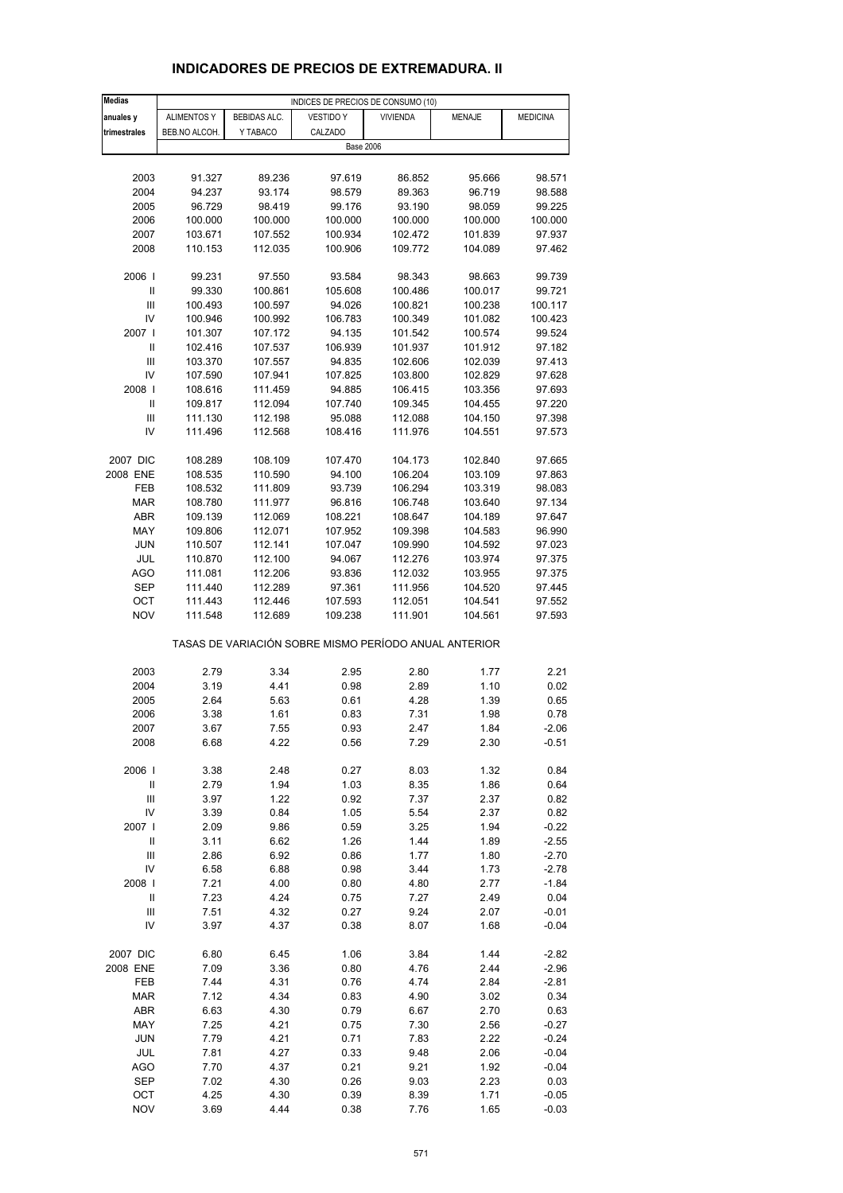## INDICADORES DE PRECIOS DE EXTREMADURA. II

| Medias anuales y trimestrales | INDICES DE PRECIOS DE CONSUMO (10) | | | | | |
|---|---|---|---|---|---|---|
| | ALIMENTOS Y BEB.NO ALCOH. | BEBIDAS ALC. Y TABACO | VESTIDO Y CALZADO | VIVIENDA | MENAJE | MEDICINA |
| | Base 2006 | | | | | |
| 2003 | 91.327 | 89.236 | 97.619 | 86.852 | 95.666 | 98.571 |
| 2004 | 94.237 | 93.174 | 98.579 | 89.363 | 96.719 | 98.588 |
| 2005 | 96.729 | 98.419 | 99.176 | 93.190 | 98.059 | 99.225 |
| 2006 | 100.000 | 100.000 | 100.000 | 100.000 | 100.000 | 100.000 |
| 2007 | 103.671 | 107.552 | 100.934 | 102.472 | 101.839 | 97.937 |
| 2008 | 110.153 | 112.035 | 100.906 | 109.772 | 104.089 | 97.462 |
| 2006 I | 99.231 | 97.550 | 93.584 | 98.343 | 98.663 | 99.739 |
| II | 99.330 | 100.861 | 105.608 | 100.486 | 100.017 | 99.721 |
| III | 100.493 | 100.597 | 94.026 | 100.821 | 100.238 | 100.117 |
| IV | 100.946 | 100.992 | 106.783 | 100.349 | 101.082 | 100.423 |
| 2007 I | 101.307 | 107.172 | 94.135 | 101.542 | 100.574 | 99.524 |
| II | 102.416 | 107.537 | 106.939 | 101.937 | 101.912 | 97.182 |
| III | 103.370 | 107.557 | 94.835 | 102.606 | 102.039 | 97.413 |
| IV | 107.590 | 107.941 | 107.825 | 103.800 | 102.829 | 97.628 |
| 2008 I | 108.616 | 111.459 | 94.885 | 106.415 | 103.356 | 97.693 |
| II | 109.817 | 112.094 | 107.740 | 109.345 | 104.455 | 97.220 |
| III | 111.130 | 112.198 | 95.088 | 112.088 | 104.150 | 97.398 |
| IV | 111.496 | 112.568 | 108.416 | 111.976 | 104.551 | 97.573 |
| 2007 DIC | 108.289 | 108.109 | 107.470 | 104.173 | 102.840 | 97.665 |
| 2008 ENE | 108.535 | 110.590 | 94.100 | 106.204 | 103.109 | 97.863 |
| FEB | 108.532 | 111.809 | 93.739 | 106.294 | 103.319 | 98.083 |
| MAR | 108.780 | 111.977 | 96.816 | 106.748 | 103.640 | 97.134 |
| ABR | 109.139 | 112.069 | 108.221 | 108.647 | 104.189 | 97.647 |
| MAY | 109.806 | 112.071 | 107.952 | 109.398 | 104.583 | 96.990 |
| JUN | 110.507 | 112.141 | 107.047 | 109.990 | 104.592 | 97.023 |
| JUL | 110.870 | 112.100 | 94.067 | 112.276 | 103.974 | 97.375 |
| AGO | 111.081 | 112.206 | 93.836 | 112.032 | 103.955 | 97.375 |
| SEP | 111.440 | 112.289 | 97.361 | 111.956 | 104.520 | 97.445 |
| OCT | 111.443 | 112.446 | 107.593 | 112.051 | 104.541 | 97.552 |
| NOV | 111.548 | 112.689 | 109.238 | 111.901 | 104.561 | 97.593 |
| | TASAS DE VARIACIÓN SOBRE MISMO PERÍODO ANUAL ANTERIOR | | | | | |
| 2003 | 2.79 | 3.34 | 2.95 | 2.80 | 1.77 | 2.21 |
| 2004 | 3.19 | 4.41 | 0.98 | 2.89 | 1.10 | 0.02 |
| 2005 | 2.64 | 5.63 | 0.61 | 4.28 | 1.39 | 0.65 |
| 2006 | 3.38 | 1.61 | 0.83 | 7.31 | 1.98 | 0.78 |
| 2007 | 3.67 | 7.55 | 0.93 | 2.47 | 1.84 | -2.06 |
| 2008 | 6.68 | 4.22 | 0.56 | 7.29 | 2.30 | -0.51 |
| 2006 I | 3.38 | 2.48 | 0.27 | 8.03 | 1.32 | 0.84 |
| II | 2.79 | 1.94 | 1.03 | 8.35 | 1.86 | 0.64 |
| III | 3.97 | 1.22 | 0.92 | 7.37 | 2.37 | 0.82 |
| IV | 3.39 | 0.84 | 1.05 | 5.54 | 2.37 | 0.82 |
| 2007 I | 2.09 | 9.86 | 0.59 | 3.25 | 1.94 | -0.22 |
| II | 3.11 | 6.62 | 1.26 | 1.44 | 1.89 | -2.55 |
| III | 2.86 | 6.92 | 0.86 | 1.77 | 1.80 | -2.70 |
| IV | 6.58 | 6.88 | 0.98 | 3.44 | 1.73 | -2.78 |
| 2008 I | 7.21 | 4.00 | 0.80 | 4.80 | 2.77 | -1.84 |
| II | 7.23 | 4.24 | 0.75 | 7.27 | 2.49 | 0.04 |
| III | 7.51 | 4.32 | 0.27 | 9.24 | 2.07 | -0.01 |
| IV | 3.97 | 4.37 | 0.38 | 8.07 | 1.68 | -0.04 |
| 2007 DIC | 6.80 | 6.45 | 1.06 | 3.84 | 1.44 | -2.82 |
| 2008 ENE | 7.09 | 3.36 | 0.80 | 4.76 | 2.44 | -2.96 |
| FEB | 7.44 | 4.31 | 0.76 | 4.74 | 2.84 | -2.81 |
| MAR | 7.12 | 4.34 | 0.83 | 4.90 | 3.02 | 0.34 |
| ABR | 6.63 | 4.30 | 0.79 | 6.67 | 2.70 | 0.63 |
| MAY | 7.25 | 4.21 | 0.75 | 7.30 | 2.56 | -0.27 |
| JUN | 7.79 | 4.21 | 0.71 | 7.83 | 2.22 | -0.24 |
| JUL | 7.81 | 4.27 | 0.33 | 9.48 | 2.06 | -0.04 |
| AGO | 7.70 | 4.37 | 0.21 | 9.21 | 1.92 | -0.04 |
| SEP | 7.02 | 4.30 | 0.26 | 9.03 | 2.23 | 0.03 |
| OCT | 4.25 | 4.30 | 0.39 | 8.39 | 1.71 | -0.05 |
| NOV | 3.69 | 4.44 | 0.38 | 7.76 | 1.65 | -0.03 |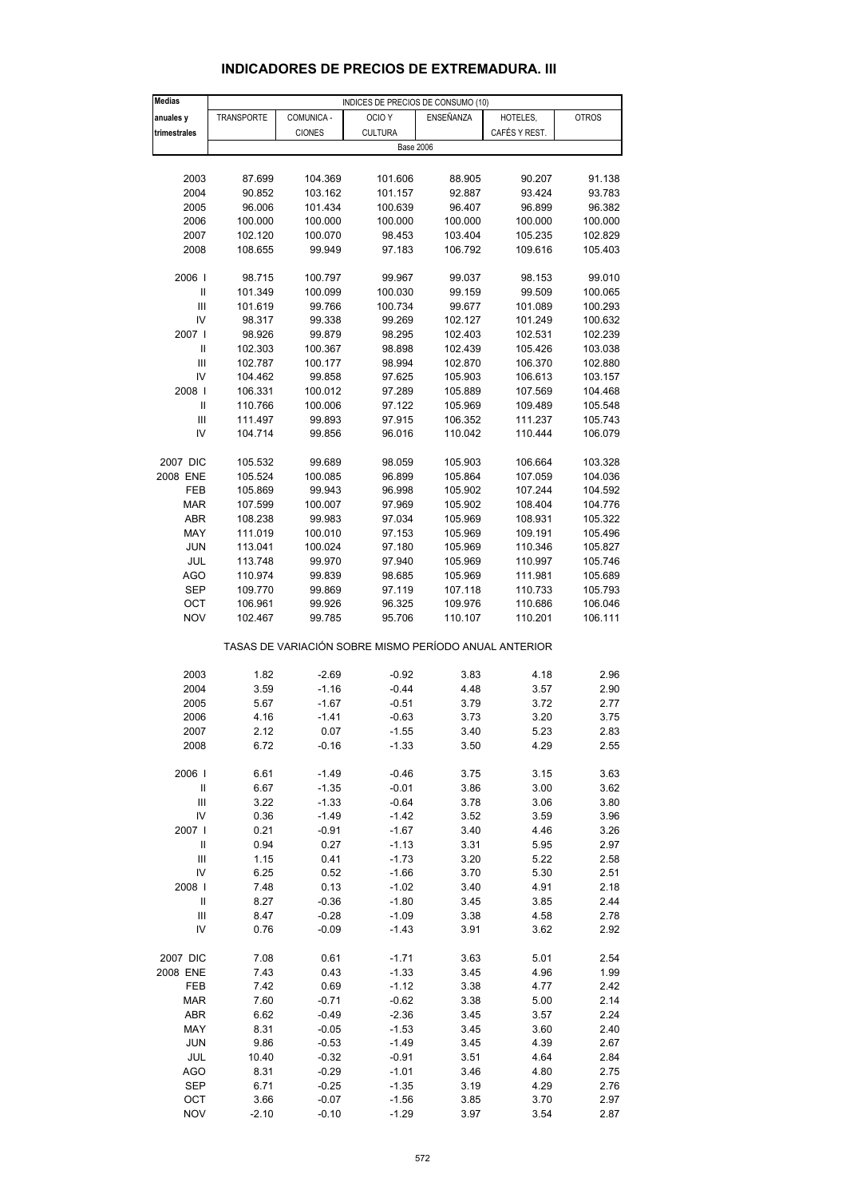## INDICADORES DE PRECIOS DE EXTREMADURA. III

| Medias anuales y trimestrales | INDICES DE PRECIOS DE CONSUMO (10) | | | | | |
|---|---|---|---|---|---|---|
| | TRANSPORTE | COMUNICA - CIONES | OCIO Y CULTURA | ENSEÑANZA | HOTELES, CAFÉS Y REST. | OTROS |
| | Base 2006 | | | | | |
| 2003 | 87.699 | 104.369 | 101.606 | 88.905 | 90.207 | 91.138 |
| 2004 | 90.852 | 103.162 | 101.157 | 92.887 | 93.424 | 93.783 |
| 2005 | 96.006 | 101.434 | 100.639 | 96.407 | 96.899 | 96.382 |
| 2006 | 100.000 | 100.000 | 100.000 | 100.000 | 100.000 | 100.000 |
| 2007 | 102.120 | 100.070 | 98.453 | 103.404 | 105.235 | 102.829 |
| 2008 | 108.655 | 99.949 | 97.183 | 106.792 | 109.616 | 105.403 |
| 2006 I | 98.715 | 100.797 | 99.967 | 99.037 | 98.153 | 99.010 |
| II | 101.349 | 100.099 | 100.030 | 99.159 | 99.509 | 100.065 |
| III | 101.619 | 99.766 | 100.734 | 99.677 | 101.089 | 100.293 |
| IV | 98.317 | 99.338 | 99.269 | 102.127 | 101.249 | 100.632 |
| 2007 I | 98.926 | 99.879 | 98.295 | 102.403 | 102.531 | 102.239 |
| II | 102.303 | 100.367 | 98.898 | 102.439 | 105.426 | 103.038 |
| III | 102.787 | 100.177 | 98.994 | 102.870 | 106.370 | 102.880 |
| IV | 104.462 | 99.858 | 97.625 | 105.903 | 106.613 | 103.157 |
| 2008 I | 106.331 | 100.012 | 97.289 | 105.889 | 107.569 | 104.468 |
| II | 110.766 | 100.006 | 97.122 | 105.969 | 109.489 | 105.548 |
| III | 111.497 | 99.893 | 97.915 | 106.352 | 111.237 | 105.743 |
| IV | 104.714 | 99.856 | 96.016 | 110.042 | 110.444 | 106.079 |
| 2007 DIC | 105.532 | 99.689 | 98.059 | 105.903 | 106.664 | 103.328 |
| 2008 ENE | 105.524 | 100.085 | 96.899 | 105.864 | 107.059 | 104.036 |
| FEB | 105.869 | 99.943 | 96.998 | 105.902 | 107.244 | 104.592 |
| MAR | 107.599 | 100.007 | 97.969 | 105.902 | 108.404 | 104.776 |
| ABR | 108.238 | 99.983 | 97.034 | 105.969 | 108.931 | 105.322 |
| MAY | 111.019 | 100.010 | 97.153 | 105.969 | 109.191 | 105.496 |
| JUN | 113.041 | 100.024 | 97.180 | 105.969 | 110.346 | 105.827 |
| JUL | 113.748 | 99.970 | 97.940 | 105.969 | 110.997 | 105.746 |
| AGO | 110.974 | 99.839 | 98.685 | 105.969 | 111.981 | 105.689 |
| SEP | 109.770 | 99.869 | 97.119 | 107.118 | 110.733 | 105.793 |
| OCT | 106.961 | 99.926 | 96.325 | 109.976 | 110.686 | 106.046 |
| NOV | 102.467 | 99.785 | 95.706 | 110.107 | 110.201 | 106.111 |
| | TASAS DE VARIACIÓN SOBRE MISMO PERÍODO ANUAL ANTERIOR | | | | | |
| 2003 | 1.82 | -2.69 | -0.92 | 3.83 | 4.18 | 2.96 |
| 2004 | 3.59 | -1.16 | -0.44 | 4.48 | 3.57 | 2.90 |
| 2005 | 5.67 | -1.67 | -0.51 | 3.79 | 3.72 | 2.77 |
| 2006 | 4.16 | -1.41 | -0.63 | 3.73 | 3.20 | 3.75 |
| 2007 | 2.12 | 0.07 | -1.55 | 3.40 | 5.23 | 2.83 |
| 2008 | 6.72 | -0.16 | -1.33 | 3.50 | 4.29 | 2.55 |
| 2006 I | 6.61 | -1.49 | -0.46 | 3.75 | 3.15 | 3.63 |
| II | 6.67 | -1.35 | -0.01 | 3.86 | 3.00 | 3.62 |
| III | 3.22 | -1.33 | -0.64 | 3.78 | 3.06 | 3.80 |
| IV | 0.36 | -1.49 | -1.42 | 3.52 | 3.59 | 3.96 |
| 2007 I | 0.21 | -0.91 | -1.67 | 3.40 | 4.46 | 3.26 |
| II | 0.94 | 0.27 | -1.13 | 3.31 | 5.95 | 2.97 |
| III | 1.15 | 0.41 | -1.73 | 3.20 | 5.22 | 2.58 |
| IV | 6.25 | 0.52 | -1.66 | 3.70 | 5.30 | 2.51 |
| 2008 I | 7.48 | 0.13 | -1.02 | 3.40 | 4.91 | 2.18 |
| II | 8.27 | -0.36 | -1.80 | 3.45 | 3.85 | 2.44 |
| III | 8.47 | -0.28 | -1.09 | 3.38 | 4.58 | 2.78 |
| IV | 0.76 | -0.09 | -1.43 | 3.91 | 3.62 | 2.92 |
| 2007 DIC | 7.08 | 0.61 | -1.71 | 3.63 | 5.01 | 2.54 |
| 2008 ENE | 7.43 | 0.43 | -1.33 | 3.45 | 4.96 | 1.99 |
| FEB | 7.42 | 0.69 | -1.12 | 3.38 | 4.77 | 2.42 |
| MAR | 7.60 | -0.71 | -0.62 | 3.38 | 5.00 | 2.14 |
| ABR | 6.62 | -0.49 | -2.36 | 3.45 | 3.57 | 2.24 |
| MAY | 8.31 | -0.05 | -1.53 | 3.45 | 3.60 | 2.40 |
| JUN | 9.86 | -0.53 | -1.49 | 3.45 | 4.39 | 2.67 |
| JUL | 10.40 | -0.32 | -0.91 | 3.51 | 4.64 | 2.84 |
| AGO | 8.31 | -0.29 | -1.01 | 3.46 | 4.80 | 2.75 |
| SEP | 6.71 | -0.25 | -1.35 | 3.19 | 4.29 | 2.76 |
| OCT | 3.66 | -0.07 | -1.56 | 3.85 | 3.70 | 2.97 |
| NOV | -2.10 | -0.10 | -1.29 | 3.97 | 3.54 | 2.87 |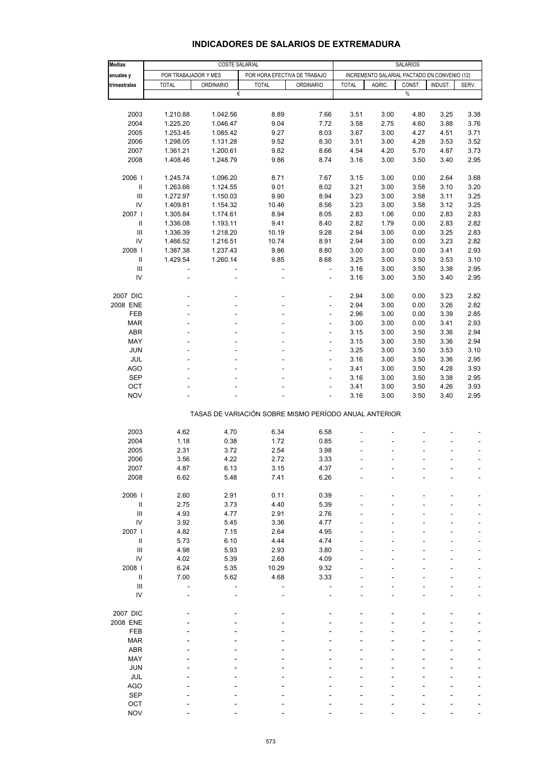## INDICADORES DE SALARIOS DE EXTREMADURA

| Medias anuales y trimestrales | COSTE SALARIAL | | | | SALARIOS | | | | |
|---|---|---|---|---|---|---|---|---|---|
| | POR TRABAJADOR Y MES | | POR HORA EFECTIVA DE TRABAJO | | INCREMENTO SALARIAL PACTADO EN CONVENIO (12) | | | | |
| | TOTAL | ORDINARIO | TOTAL | ORDINARIO | TOTAL | AGRIC. | CONST. | INDUST. | SERV. |
| | € | | | | % | | | | |
| 2003 | 1.210.88 | 1.042.56 | 8.89 | 7.66 | 3.51 | 3.00 | 4.80 | 3.25 | 3.38 |
| 2004 | 1.225.20 | 1.046.47 | 9.04 | 7.72 | 3.58 | 2.75 | 4.60 | 3.88 | 3.76 |
| 2005 | 1.253.45 | 1.085.42 | 9.27 | 8.03 | 3.67 | 3.00 | 4.27 | 4.51 | 3.71 |
| 2006 | 1.298.05 | 1.131.28 | 9.52 | 8.30 | 3.51 | 3.00 | 4.28 | 3.53 | 3.52 |
| 2007 | 1.361.21 | 1.200.61 | 9.82 | 8.66 | 4.54 | 4.20 | 5.70 | 4.87 | 3.73 |
| 2008 | 1.408.46 | 1.248.79 | 9.86 | 8.74 | 3.16 | 3.00 | 3.50 | 3.40 | 2.95 |
| 2006 I | 1.245.74 | 1.096.20 | 8.71 | 7.67 | 3.15 | 3.00 | 0.00 | 2.64 | 3.68 |
| II | 1.263.66 | 1.124.55 | 9.01 | 8.02 | 3.21 | 3.00 | 3.58 | 3.10 | 3.20 |
| III | 1.272.97 | 1.150.03 | 9.90 | 8.94 | 3.23 | 3.00 | 3.58 | 3.11 | 3.25 |
| IV | 1.409.81 | 1.154.32 | 10.46 | 8.56 | 3.23 | 3.00 | 3.58 | 3.12 | 3.25 |
| 2007 I | 1.305.84 | 1.174.61 | 8.94 | 8.05 | 2.83 | 1.06 | 0.00 | 2.83 | 2.83 |
| II | 1.336.08 | 1.193.11 | 9.41 | 8.40 | 2.82 | 1.79 | 0.00 | 2.83 | 2.82 |
| III | 1.336.39 | 1.218.20 | 10.19 | 9.28 | 2.94 | 3.00 | 0.00 | 3.25 | 2.83 |
| IV | 1.466.52 | 1.216.51 | 10.74 | 8.91 | 2.94 | 3.00 | 0.00 | 3.23 | 2.82 |
| 2008 I | 1.387.38 | 1.237.43 | 9.86 | 8.80 | 3.00 | 3.00 | 0.00 | 3.41 | 2.93 |
| II | 1.429.54 | 1.260.14 | 9.85 | 8.68 | 3.25 | 3.00 | 3.50 | 3.53 | 3.10 |
| III | - | - | - | - | 3.16 | 3.00 | 3.50 | 3.38 | 2.95 |
| IV | - | - | - | - | 3.16 | 3.00 | 3.50 | 3.40 | 2.95 |
| 2007 DIC | - | - | - | - | 2.94 | 3.00 | 0.00 | 3.23 | 2.82 |
| 2008 ENE | - | - | - | - | 2.94 | 3.00 | 0.00 | 3.26 | 2.82 |
| FEB | - | - | - | - | 2.96 | 3.00 | 0.00 | 3.39 | 2.85 |
| MAR | - | - | - | - | 3.00 | 3.00 | 0.00 | 3.41 | 2.93 |
| ABR | - | - | - | - | 3.15 | 3.00 | 3.50 | 3.36 | 2.94 |
| MAY | - | - | - | - | 3.15 | 3.00 | 3.50 | 3.36 | 2.94 |
| JUN | - | - | - | - | 3.25 | 3.00 | 3.50 | 3.53 | 3.10 |
| JUL | - | - | - | - | 3.16 | 3.00 | 3.50 | 3.36 | 2.95 |
| AGO | - | - | - | - | 3.41 | 3.00 | 3.50 | 4.28 | 3.93 |
| SEP | - | - | - | - | 3.16 | 3.00 | 3.50 | 3.38 | 2.95 |
| OCT | - | - | - | - | 3.41 | 3.00 | 3.50 | 4.26 | 3.93 |
| NOV | - | - | - | - | 3.16 | 3.00 | 3.50 | 3.40 | 2.95 |
| **TASAS DE VARIACIÓN SOBRE MISMO PERÍODO ANUAL ANTERIOR** | | | | | | | | | |
| 2003 | 4.62 | 4.70 | 6.34 | 6.58 | - | - | - | - | - |
| 2004 | 1.18 | 0.38 | 1.72 | 0.85 | - | - | - | - | - |
| 2005 | 2.31 | 3.72 | 2.54 | 3.98 | - | - | - | - | - |
| 2006 | 3.56 | 4.22 | 2.72 | 3.33 | - | - | - | - | - |
| 2007 | 4.87 | 6.13 | 3.15 | 4.37 | - | - | - | - | - |
| 2008 | 6.62 | 5.48 | 7.41 | 6.26 | - | - | - | - | - |
| 2006 I | 2.60 | 2.91 | 0.11 | 0.39 | - | - | - | - | - |
| II | 2.75 | 3.73 | 4.40 | 5.39 | - | - | - | - | - |
| III | 4.93 | 4.77 | 2.91 | 2.76 | - | - | - | - | - |
| IV | 3.92 | 5.45 | 3.36 | 4.77 | - | - | - | - | - |
| 2007 I | 4.82 | 7.15 | 2.64 | 4.95 | - | - | - | - | - |
| II | 5.73 | 6.10 | 4.44 | 4.74 | - | - | - | - | - |
| III | 4.98 | 5.93 | 2.93 | 3.80 | - | - | - | - | - |
| IV | 4.02 | 5.39 | 2.68 | 4.09 | - | - | - | - | - |
| 2008 I | 6.24 | 5.35 | 10.29 | 9.32 | - | - | - | - | - |
| II | 7.00 | 5.62 | 4.68 | 3.33 | - | - | - | - | - |
| III | - | - | - | - | - | - | - | - | - |
| IV | - | - | - | - | - | - | - | - | - |
| 2007 DIC | - | - | - | - | - | - | - | - | - |
| 2008 ENE | - | - | - | - | - | - | - | - | - |
| FEB | - | - | - | - | - | - | - | - | - |
| MAR | - | - | - | - | - | - | - | - | - |
| ABR | - | - | - | - | - | - | - | - | - |
| MAY | - | - | - | - | - | - | - | - | - |
| JUN | - | - | - | - | - | - | - | - | - |
| JUL | - | - | - | - | - | - | - | - | - |
| AGO | - | - | - | - | - | - | - | - | - |
| SEP | - | - | - | - | - | - | - | - | - |
| OCT | - | - | - | - | - | - | - | - | - |
| NOV | - | - | - | - | - | - | - | - | - |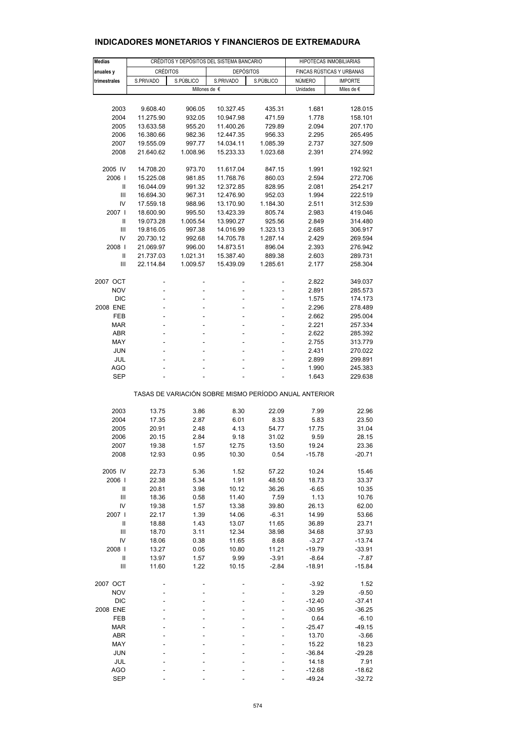# INDICADORES MONETARIOS Y FINANCIEROS DE EXTREMADURA

| Medias anuales y trimestrales | CRÉDITOS Y DEPÓSITOS DEL SISTEMA BANCARIO | | | | HIPOTECAS INMOBILIARIAS | |
|---|---|---|---|---|---|---|
| | CRÉDITOS | | DEPÓSITOS | | FINCAS RÚSTICAS Y URBANAS | |
| | S.PRIVADO | S.PÚBLICO | S.PRIVADO | S.PÚBLICO | NÚMERO | IMPORTE |
| | Millones de € | | | | Unidades | Miles de € |
| 2003 | 9.608.40 | 906.05 | 10.327.45 | 435.31 | 1.681 | 128.015 |
| 2004 | 11.275.90 | 932.05 | 10.947.98 | 471.59 | 1.778 | 158.101 |
| 2005 | 13.633.58 | 955.20 | 11.400.26 | 729.89 | 2.094 | 207.170 |
| 2006 | 16.380.66 | 982.36 | 12.447.35 | 956.33 | 2.295 | 265.495 |
| 2007 | 19.555.09 | 997.77 | 14.034.11 | 1.085.39 | 2.737 | 327.509 |
| 2008 | 21.640.62 | 1.008.96 | 15.233.33 | 1.023.68 | 2.391 | 274.992 |
| 2005 IV | 14.708.20 | 973.70 | 11.617.04 | 847.15 | 1.991 | 192.921 |
| 2006 I | 15.225.08 | 981.85 | 11.768.76 | 860.03 | 2.594 | 272.706 |
| II | 16.044.09 | 991.32 | 12.372.85 | 828.95 | 2.081 | 254.217 |
| III | 16.694.30 | 967.31 | 12.476.90 | 952.03 | 1.994 | 222.519 |
| IV | 17.559.18 | 988.96 | 13.170.90 | 1.184.30 | 2.511 | 312.539 |
| 2007 I | 18.600.90 | 995.50 | 13.423.39 | 805.74 | 2.983 | 419.046 |
| II | 19.073.28 | 1.005.54 | 13.990.27 | 925.56 | 2.849 | 314.480 |
| III | 19.816.05 | 997.38 | 14.016.99 | 1.323.13 | 2.685 | 306.917 |
| IV | 20.730.12 | 992.68 | 14.705.78 | 1.287.14 | 2.429 | 269.594 |
| 2008 I | 21.069.97 | 996.00 | 14.873.51 | 896.04 | 2.393 | 276.942 |
| II | 21.737.03 | 1.021.31 | 15.387.40 | 889.38 | 2.603 | 289.731 |
| III | 22.114.84 | 1.009.57 | 15.439.09 | 1.285.61 | 2.177 | 258.304 |
| 2007 OCT | - | - | - | - | 2.822 | 349.037 |
| NOV | - | - | - | - | 2.891 | 285.573 |
| DIC | - | - | - | - | 1.575 | 174.173 |
| 2008 ENE | - | - | - | - | 2.296 | 278.489 |
| FEB | - | - | - | - | 2.662 | 295.004 |
| MAR | - | - | - | - | 2.221 | 257.334 |
| ABR | - | - | - | - | 2.622 | 285.392 |
| MAY | - | - | - | - | 2.755 | 313.779 |
| JUN | - | - | - | - | 2.431 | 270.022 |
| JUL | - | - | - | - | 2.899 | 299.891 |
| AGO | - | - | - | - | 1.990 | 245.383 |
| SEP | - | - | - | - | 1.643 | 229.638 |
| | TASAS DE VARIACIÓN SOBRE MISMO PERÍODO ANUAL ANTERIOR | | | | | |
| 2003 | 13.75 | 3.86 | 8.30 | 22.09 | 7.99 | 22.96 |
| 2004 | 17.35 | 2.87 | 6.01 | 8.33 | 5.83 | 23.50 |
| 2005 | 20.91 | 2.48 | 4.13 | 54.77 | 17.75 | 31.04 |
| 2006 | 20.15 | 2.84 | 9.18 | 31.02 | 9.59 | 28.15 |
| 2007 | 19.38 | 1.57 | 12.75 | 13.50 | 19.24 | 23.36 |
| 2008 | 12.93 | 0.95 | 10.30 | 0.54 | -15.78 | -20.71 |
| 2005 IV | 22.73 | 5.36 | 1.52 | 57.22 | 10.24 | 15.46 |
| 2006 I | 22.38 | 5.34 | 1.91 | 48.50 | 18.73 | 33.37 |
| II | 20.81 | 3.98 | 10.12 | 36.26 | -6.65 | 10.35 |
| III | 18.36 | 0.58 | 11.40 | 7.59 | 1.13 | 10.76 |
| IV | 19.38 | 1.57 | 13.38 | 39.80 | 26.13 | 62.00 |
| 2007 I | 22.17 | 1.39 | 14.06 | -6.31 | 14.99 | 53.66 |
| II | 18.88 | 1.43 | 13.07 | 11.65 | 36.89 | 23.71 |
| III | 18.70 | 3.11 | 12.34 | 38.98 | 34.68 | 37.93 |
| IV | 18.06 | 0.38 | 11.65 | 8.68 | -3.27 | -13.74 |
| 2008 I | 13.27 | 0.05 | 10.80 | 11.21 | -19.79 | -33.91 |
| II | 13.97 | 1.57 | 9.99 | -3.91 | -8.64 | -7.87 |
| III | 11.60 | 1.22 | 10.15 | -2.84 | -18.91 | -15.84 |
| 2007 OCT | - | - | - | - | -3.92 | 1.52 |
| NOV | - | - | - | - | 3.29 | -9.50 |
| DIC | - | - | - | - | -12.40 | -37.41 |
| 2008 ENE | - | - | - | - | -30.95 | -36.25 |
| FEB | - | - | - | - | 0.64 | -6.10 |
| MAR | - | - | - | - | -25.47 | -49.15 |
| ABR | - | - | - | - | 13.70 | -3.66 |
| MAY | - | - | - | - | 15.22 | 18.23 |
| JUN | - | - | - | - | -36.84 | -29.28 |
| JUL | - | - | - | - | 14.18 | 7.91 |
| AGO | - | - | - | - | -12.68 | -18.62 |
| SEP | - | - | - | - | -49.24 | -32.72 |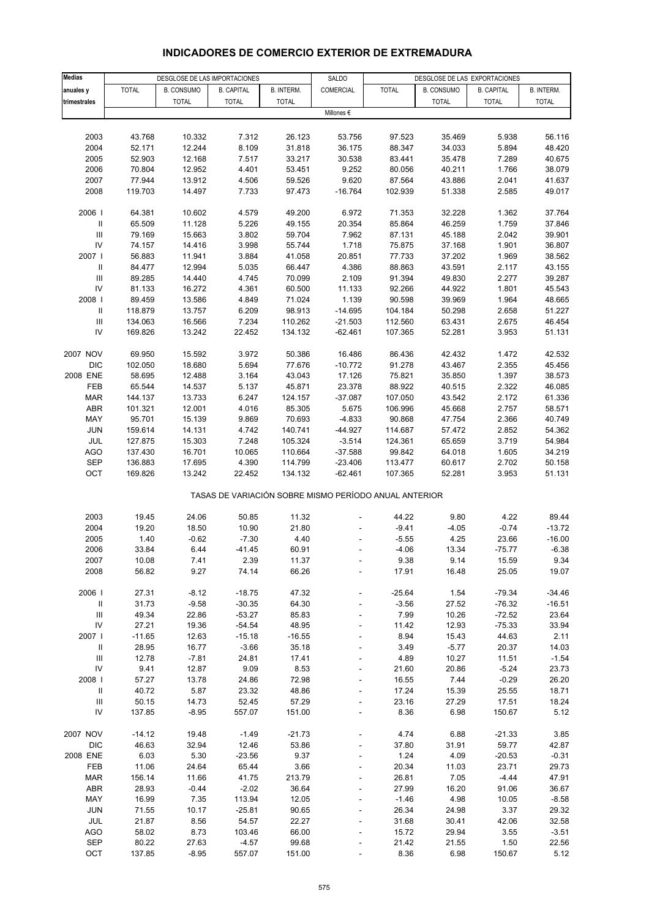# INDICADORES DE COMERCIO EXTERIOR DE EXTREMADURA

| Medias anuales y trimestrales | DESGLOSE DE LAS IMPORTACIONES | | | | SALDO | DESGLOSE DE LAS EXPORTACIONES | | | |
|---|---|---|---|---|---|---|---|---|---|
| | TOTAL | B. CONSUMO TOTAL | B. CAPITAL TOTAL | B. INTERM. TOTAL | COMERCIAL | TOTAL | B. CONSUMO TOTAL | B. CAPITAL TOTAL | B. INTERM. TOTAL |
| | | | | | Millones € | | | | |
| 2003 | 43.768 | 10.332 | 7.312 | 26.123 | 53.756 | 97.523 | 35.469 | 5.938 | 56.116 |
| 2004 | 52.171 | 12.244 | 8.109 | 31.818 | 36.175 | 88.347 | 34.033 | 5.894 | 48.420 |
| 2005 | 52.903 | 12.168 | 7.517 | 33.217 | 30.538 | 83.441 | 35.478 | 7.289 | 40.675 |
| 2006 | 70.804 | 12.952 | 4.401 | 53.451 | 9.252 | 80.056 | 40.211 | 1.766 | 38.079 |
| 2007 | 77.944 | 13.912 | 4.506 | 59.526 | 9.620 | 87.564 | 43.886 | 2.041 | 41.637 |
| 2008 | 119.703 | 14.497 | 7.733 | 97.473 | -16.764 | 102.939 | 51.338 | 2.585 | 49.017 |
| 2006 I | 64.381 | 10.602 | 4.579 | 49.200 | 6.972 | 71.353 | 32.228 | 1.362 | 37.764 |
| II | 65.509 | 11.128 | 5.226 | 49.155 | 20.354 | 85.864 | 46.259 | 1.759 | 37.846 |
| III | 79.169 | 15.663 | 3.802 | 59.704 | 7.962 | 87.131 | 45.188 | 2.042 | 39.901 |
| IV | 74.157 | 14.416 | 3.998 | 55.744 | 1.718 | 75.875 | 37.168 | 1.901 | 36.807 |
| 2007 I | 56.883 | 11.941 | 3.884 | 41.058 | 20.851 | 77.733 | 37.202 | 1.969 | 38.562 |
| II | 84.477 | 12.994 | 5.035 | 66.447 | 4.386 | 88.863 | 43.591 | 2.117 | 43.155 |
| III | 89.285 | 14.440 | 4.745 | 70.099 | 2.109 | 91.394 | 49.830 | 2.277 | 39.287 |
| IV | 81.133 | 16.272 | 4.361 | 60.500 | 11.133 | 92.266 | 44.922 | 1.801 | 45.543 |
| 2008 I | 89.459 | 13.586 | 4.849 | 71.024 | 1.139 | 90.598 | 39.969 | 1.964 | 48.665 |
| II | 118.879 | 13.757 | 6.209 | 98.913 | -14.695 | 104.184 | 50.298 | 2.658 | 51.227 |
| III | 134.063 | 16.566 | 7.234 | 110.262 | -21.503 | 112.560 | 63.431 | 2.675 | 46.454 |
| IV | 169.826 | 13.242 | 22.452 | 134.132 | -62.461 | 107.365 | 52.281 | 3.953 | 51.131 |
| 2007 NOV | 69.950 | 15.592 | 3.972 | 50.386 | 16.486 | 86.436 | 42.432 | 1.472 | 42.532 |
| DIC | 102.050 | 18.680 | 5.694 | 77.676 | -10.772 | 91.278 | 43.467 | 2.355 | 45.456 |
| 2008 ENE | 58.695 | 12.488 | 3.164 | 43.043 | 17.126 | 75.821 | 35.850 | 1.397 | 38.573 |
| FEB | 65.544 | 14.537 | 5.137 | 45.871 | 23.378 | 88.922 | 40.515 | 2.322 | 46.085 |
| MAR | 144.137 | 13.733 | 6.247 | 124.157 | -37.087 | 107.050 | 43.542 | 2.172 | 61.336 |
| ABR | 101.321 | 12.001 | 4.016 | 85.305 | 5.675 | 106.996 | 45.668 | 2.757 | 58.571 |
| MAY | 95.701 | 15.139 | 9.869 | 70.693 | -4.833 | 90.868 | 47.754 | 2.366 | 40.749 |
| JUN | 159.614 | 14.131 | 4.742 | 140.741 | -44.927 | 114.687 | 57.472 | 2.852 | 54.362 |
| JUL | 127.875 | 15.303 | 7.248 | 105.324 | -3.514 | 124.361 | 65.659 | 3.719 | 54.984 |
| AGO | 137.430 | 16.701 | 10.065 | 110.664 | -37.588 | 99.842 | 64.018 | 1.605 | 34.219 |
| SEP | 136.883 | 17.695 | 4.390 | 114.799 | -23.406 | 113.477 | 60.617 | 2.702 | 50.158 |
| OCT | 169.826 | 13.242 | 22.452 | 134.132 | -62.461 | 107.365 | 52.281 | 3.953 | 51.131 |
| | | | | | TASAS DE VARIACIÓN SOBRE MISMO PERÍODO ANUAL ANTERIOR | | | | |
| 2003 | 19.45 | 24.06 | 50.85 | 11.32 | - | 44.22 | 9.80 | 4.22 | 89.44 |
| 2004 | 19.20 | 18.50 | 10.90 | 21.80 | - | -9.41 | -4.05 | -0.74 | -13.72 |
| 2005 | 1.40 | -0.62 | -7.30 | 4.40 | - | -5.55 | 4.25 | 23.66 | -16.00 |
| 2006 | 33.84 | 6.44 | -41.45 | 60.91 | - | -4.06 | 13.34 | -75.77 | -6.38 |
| 2007 | 10.08 | 7.41 | 2.39 | 11.37 | - | 9.38 | 9.14 | 15.59 | 9.34 |
| 2008 | 56.82 | 9.27 | 74.14 | 66.26 | - | 17.91 | 16.48 | 25.05 | 19.07 |
| 2006 I | 27.31 | -8.12 | -18.75 | 47.32 | - | -25.64 | 1.54 | -79.34 | -34.46 |
| II | 31.73 | -9.58 | -30.35 | 64.30 | - | -3.56 | 27.52 | -76.32 | -16.51 |
| III | 49.34 | 22.86 | -53.27 | 85.83 | - | 7.99 | 10.26 | -72.52 | 23.64 |
| IV | 27.21 | 19.36 | -54.54 | 48.95 | - | 11.42 | 12.93 | -75.33 | 33.94 |
| 2007 I | -11.65 | 12.63 | -15.18 | -16.55 | - | 8.94 | 15.43 | 44.63 | 2.11 |
| II | 28.95 | 16.77 | -3.66 | 35.18 | - | 3.49 | -5.77 | 20.37 | 14.03 |
| III | 12.78 | -7.81 | 24.81 | 17.41 | - | 4.89 | 10.27 | 11.51 | -1.54 |
| IV | 9.41 | 12.87 | 9.09 | 8.53 | - | 21.60 | 20.86 | -5.24 | 23.73 |
| 2008 I | 57.27 | 13.78 | 24.86 | 72.98 | - | 16.55 | 7.44 | -0.29 | 26.20 |
| II | 40.72 | 5.87 | 23.32 | 48.86 | - | 17.24 | 15.39 | 25.55 | 18.71 |
| III | 50.15 | 14.73 | 52.45 | 57.29 | - | 23.16 | 27.29 | 17.51 | 18.24 |
| IV | 137.85 | -8.95 | 557.07 | 151.00 | - | 8.36 | 6.98 | 150.67 | 5.12 |
| 2007 NOV | -14.12 | 19.48 | -1.49 | -21.73 | - | 4.74 | 6.88 | -21.33 | 3.85 |
| DIC | 46.63 | 32.94 | 12.46 | 53.86 | - | 37.80 | 31.91 | 59.77 | 42.87 |
| 2008 ENE | 6.03 | 5.30 | -23.56 | 9.37 | - | 1.24 | 4.09 | -20.53 | -0.31 |
| FEB | 11.06 | 24.64 | 65.44 | 3.66 | - | 20.34 | 11.03 | 23.71 | 29.73 |
| MAR | 156.14 | 11.66 | 41.75 | 213.79 | - | 26.81 | 7.05 | -4.44 | 47.91 |
| ABR | 28.93 | -0.44 | -2.02 | 36.64 | - | 27.99 | 16.20 | 91.06 | 36.67 |
| MAY | 16.99 | 7.35 | 113.94 | 12.05 | - | -1.46 | 4.98 | 10.05 | -8.58 |
| JUN | 71.55 | 10.17 | -25.81 | 90.65 | - | 26.34 | 24.98 | 3.37 | 29.32 |
| JUL | 21.87 | 8.56 | 54.57 | 22.27 | - | 31.68 | 30.41 | 42.06 | 32.58 |
| AGO | 58.02 | 8.73 | 103.46 | 66.00 | - | 15.72 | 29.94 | 3.55 | -3.51 |
| SEP | 80.22 | 27.63 | -4.57 | 99.68 | - | 21.42 | 21.55 | 1.50 | 22.56 |
| OCT | 137.85 | -8.95 | 557.07 | 151.00 | - | 8.36 | 6.98 | 150.67 | 5.12 |